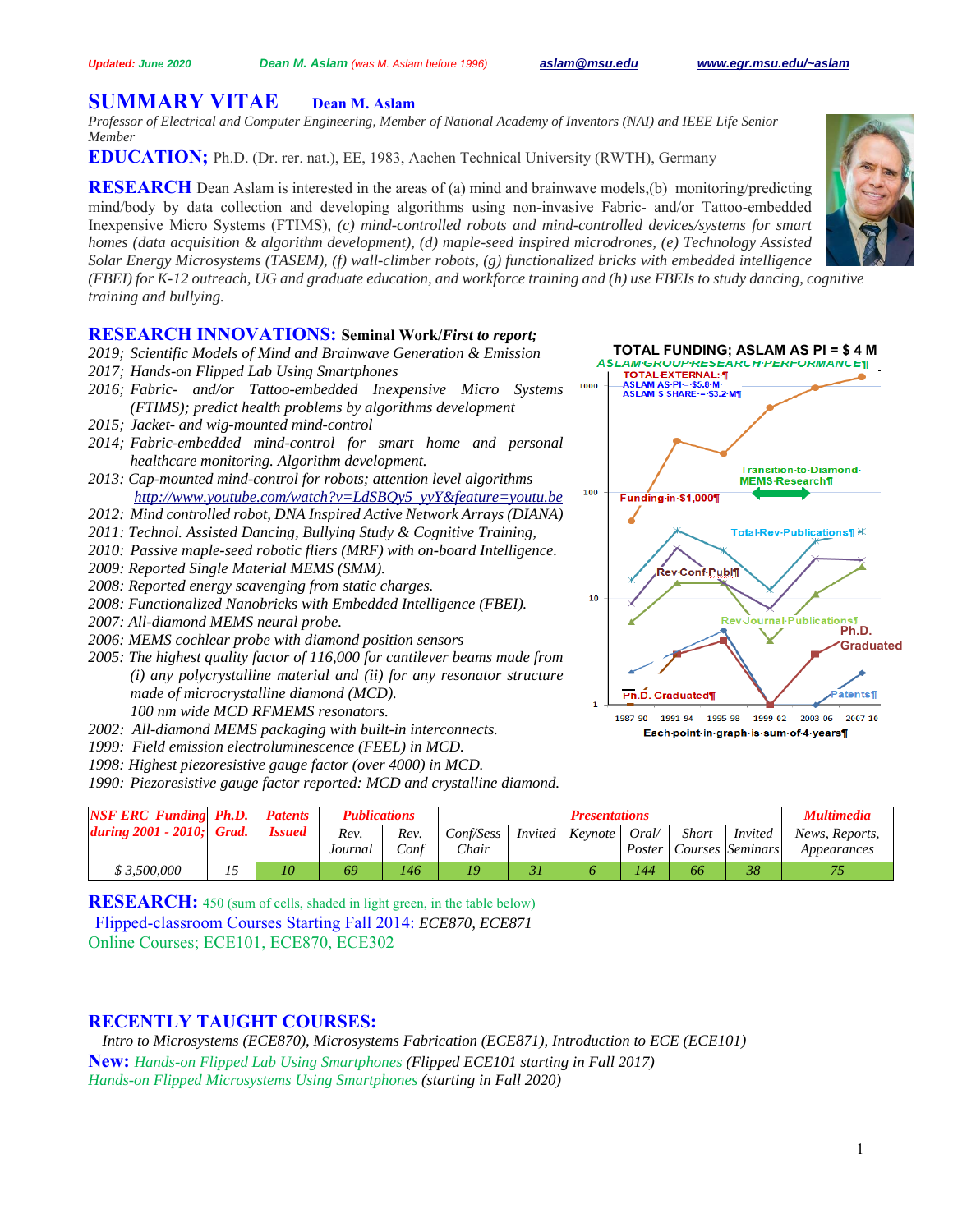*Updated: June 2020* **Dean M. Aslam** *(was M. Aslam before 1996)* aslam@msu.edu www.egr.msu.edu/~aslam

# SUMMARY VITAE Dean M. Aslam

*Professor of Electrical and Computer Engineering, Member of National Academy of Inventors (NAI) and IEEE Life Senior Member*

## EDUCATION; Ph.D. (Dr. rer. nat.), EE, 1983, Aachen Technical University (RWTH), Germany

**RESEARCH** Dean Aslam is interested in the areas of (a) mind and brainwave models,(b) monitoring/predicting mind/body by data collection and developing algorithms using non-invasive Fabric- and/or Tattoo-embedded Inexpensive Micro Systems (FTIMS), *(c) mind-controlled robots and mind-controlled devices/systems for smart homes (data acquisition & algorithm development), (d) maple-seed inspired microdrones, (e) Technology Assisted Solar Energy Microsystems (TASEM), (f) wall-climber robots, (g) functionalized bricks with embedded intelligence (FBEI) for K-12 outreach, UG and graduate education, and workforce training and (h) use FBEIs to study dancing, cognitive training and bullying.*

## RESEARCH INNOVATIONS: Seminal Work/*First to report;*

*2019; Scientific Models of Mind and Brainwave Generation & Emission*
*2017; Hands-on Flipped Lab Using Smartphones*
*2016; Fabric- and/or Tattoo-embedded Inexpensive Micro Systems (FTIMS); predict health problems by algorithms development*
*2015; Jacket- and wig-mounted mind-control*
*2014; Fabric-embedded mind-control for smart home and personal healthcare monitoring. Algorithm development.*
*2013: Cap-mounted mind-control for robots; attention level algorithms* http://www.youtube.com/watch?v=LdSBQy5_yyY&feature=youtu.be
*2012: Mind controlled robot, DNA Inspired Active Network Arrays (DIANA)*
*2011: Technol. Assisted Dancing, Bullying Study & Cognitive Training,*
*2010: Passive maple-seed robotic fliers (MRF) with on-board Intelligence.*
*2009: Reported Single Material MEMS (SMM).*
*2008: Reported energy scavenging from static charges.*
*2008: Functionalized Nanobricks with Embedded Intelligence (FBEI).*
*2007: All-diamond MEMS neural probe.*
*2006: MEMS cochlear probe with diamond position sensors*
*2005: The highest quality factor of 116,000 for cantilever beams made from (i) any polycrystalline material and (ii) for any resonator structure made of microcrystalline diamond (MCD).*
*100 nm wide MCD RFMEMS resonators.*
*2002: All-diamond MEMS packaging with built-in interconnects.*
*1999: Field emission electroluminescence (FEEL) in MCD.*
*1998: Highest piezoresistive gauge factor (over 4000) in MCD.*
*1990: Piezoresistive gauge factor reported: MCD and crystalline diamond.*

**TOTAL FUNDING; ASLAM AS PI = $ 4 M**

ASLAM GROUP RESEARCH PERFORMANCE — TOTAL EXTERNAL: ASLAM AS PI = $5.8 M; ASLAM'S SHARE = $3.2 M. Funding in $1,000; Transition to Diamond MEMS Research; Total Rev Publications; Rev Conf Publ; Rev Journal Publications; Ph.D. Graduated; Patents. (1987-90, 1991-94, 1995-98, 1999-02, 2003-06, 2007-10). Each point in graph is sum of 4 years

| NSF ERC Funding during 2001 - 2010; | Ph.D. Grad. | Patents Issued | Publications | | Presentations | | | | | | Multimedia |
|---|---|---|---|---|---|---|---|---|---|---|---|
| | | | Rev. Journal | Rev. Conf | Conf/Sess Chair | Invited | Keynote | Oral/ Poster | Short Courses | Invited Seminars | News, Reports, Appearances |
| $ 3,500,000 | 15 | 10 | 69 | 146 | 19 | 31 | 6 | 144 | 66 | 38 | 75 |

**RESEARCH:** 450 (sum of cells, shaded in light green, in the table below)

Flipped-classroom Courses Starting Fall 2014: *ECE870, ECE871*
Online Courses; ECE101, ECE870, ECE302

## RECENTLY TAUGHT COURSES:

*Intro to Microsystems (ECE870), Microsystems Fabrication (ECE871), Introduction to ECE (ECE101)*
**New:** *Hands-on Flipped Lab Using Smartphones (Flipped ECE101 starting in Fall 2017)*
*Hands-on Flipped Microsystems Using Smartphones (starting in Fall 2020)*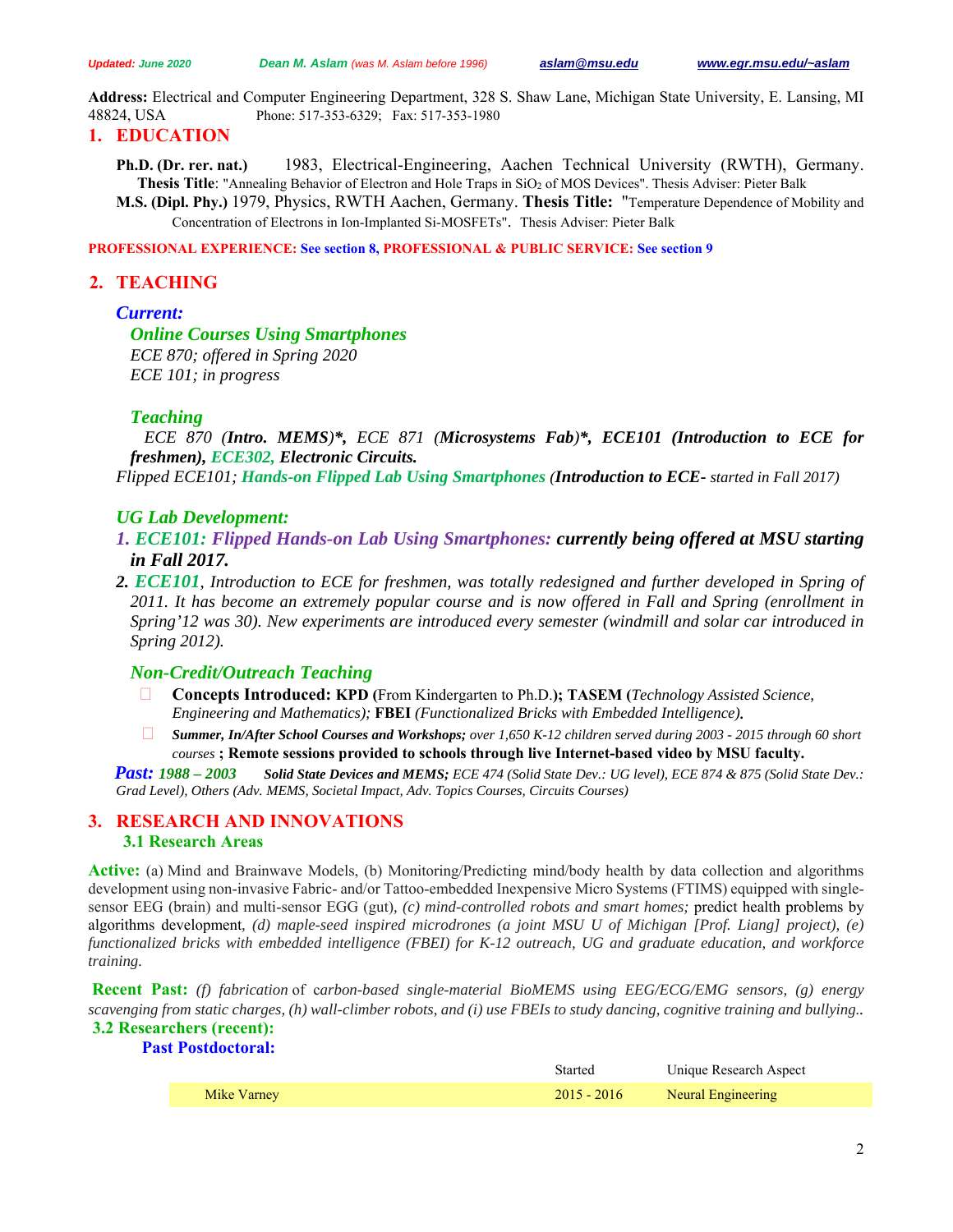*Updated: June 2020* **Dean M. Aslam** *(was M. Aslam before 1996)* aslam@msu.edu www.egr.msu.edu/~aslam

**Address:** Electrical and Computer Engineering Department, 328 S. Shaw Lane, Michigan State University, E. Lansing, MI 48824, USA Phone: 517-353-6329; Fax: 517-353-1980

## 1. EDUCATION

**Ph.D. (Dr. rer. nat.)** 1983, Electrical-Engineering, Aachen Technical University (RWTH), Germany. **Thesis Title**: "Annealing Behavior of Electron and Hole Traps in $SiO_2$ of MOS Devices". Thesis Adviser: Pieter Balk

**M.S. (Dipl. Phy.)** 1979, Physics, RWTH Aachen, Germany. **Thesis Title:** "Temperature Dependence of Mobility and Concentration of Electrons in Ion-Implanted Si-MOSFETs". Thesis Adviser: Pieter Balk

**PROFESSIONAL EXPERIENCE: See section 8, PROFESSIONAL & PUBLIC SERVICE: See section 9**

## 2. TEACHING

### *Current:*

***Online Courses Using Smartphones***

*ECE 870; offered in Spring 2020*
*ECE 101; in progress*

***Teaching***

*ECE 870 (**Intro. MEMS**)\*, ECE 871 (**Microsystems Fab**)\*, **ECE101 (Introduction to ECE for freshmen), ECE302, Electronic Circuits.***

*Flipped ECE101; **Hands-on Flipped Lab Using Smartphones** (**Introduction to ECE-** started in Fall 2017)*

### *UG Lab Development:*

1. ***ECE101: Flipped Hands-on Lab Using Smartphones: currently being offered at MSU starting in Fall 2017.***
2. ***ECE101**, Introduction to ECE for freshmen, was totally redesigned and further developed in Spring of 2011. It has become an extremely popular course and is now offered in Fall and Spring (enrollment in Spring'12 was 30). New experiments are introduced every semester (windmill and solar car introduced in Spring 2012).*

***Non-Credit/Outreach Teaching***

- **Concepts Introduced: KPD (**From Kindergarten to Ph.D.**); TASEM (***Technology Assisted Science, Engineering and Mathematics);* **FBEI** *(Functionalized Bricks with Embedded Intelligence).*
- ***Summer, In/After School Courses and Workshops;*** *over 1,650 K-12 children served during 2003 - 2015 through 60 short courses* **; Remote sessions provided to schools through live Internet-based video by MSU faculty.**

***Past:*** ***1988 – 2003*** ***Solid State Devices and MEMS;*** *ECE 474 (Solid State Dev.: UG level), ECE 874 & 875 (Solid State Dev.: Grad Level), Others (Adv. MEMS, Societal Impact, Adv. Topics Courses, Circuits Courses)*

## 3. RESEARCH AND INNOVATIONS

### 3.1 Research Areas

**Active:** (a) Mind and Brainwave Models, (b) Monitoring/Predicting mind/body health by data collection and algorithms development using non-invasive Fabric- and/or Tattoo-embedded Inexpensive Micro Systems (FTIMS) equipped with single-sensor EEG (brain) and multi-sensor EGG (gut), *(c) mind-controlled robots and smart homes;* predict health problems by algorithms development, *(d) maple-seed inspired microdrones (a joint MSU U of Michigan [Prof. Liang] project), (e) functionalized bricks with embedded intelligence (FBEI) for K-12 outreach, UG and graduate education, and workforce training.*

**Recent Past:** *(f) fabrication* of *carbon-based single-material BioMEMS using EEG/ECG/EMG sensors, (g) energy scavenging from static charges, (h) wall-climber robots, and (i) use FBEIs to study dancing, cognitive training and bullying..*

### 3.2 Researchers (recent):

**Past Postdoctoral:**

| | Started | Unique Research Aspect |
|---|---|---|
| Mike Varney | 2015 - 2016 | Neural Engineering |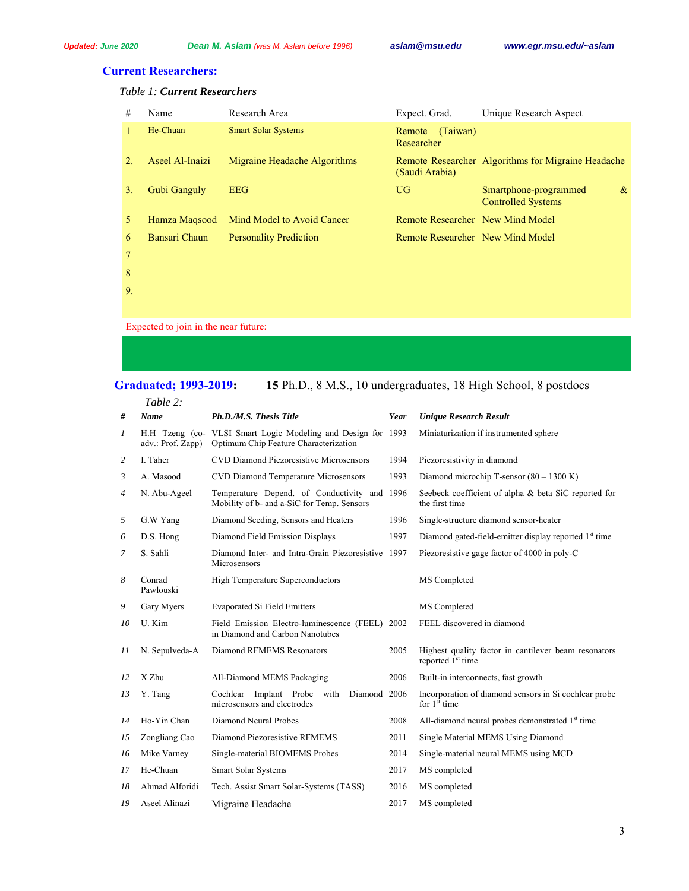## Current Researchers:

*Table 1: **Current Researchers***

| # | Name | Research Area | Expect. Grad. | Unique Research Aspect |
|---|---|---|---|---|
| 1 | He-Chuan | Smart Solar Systems | Remote (Taiwan) Researcher | |
| 2. | Aseel Al-Inaizi | Migraine Headache Algorithms | Remote Researcher (Saudi Arabia) | Algorithms for Migraine Headache |
| 3. | Gubi Ganguly | EEG | UG | Smartphone-programmed & Controlled Systems |
| 5 | Hamza Maqsood | Mind Model to Avoid Cancer | Remote Researcher | New Mind Model |
| 6 | Bansari Chaun | Personality Prediction | Remote Researcher | New Mind Model |
| 7 | | | | |
| 8 | | | | |
| 9. | | | | |

Expected to join in the near future:

## Graduated; 1993-2019: **15** Ph.D., 8 M.S., 10 undergraduates, 18 High School, 8 postdocs

*Table 2:*

| # | Name | Ph.D./M.S. Thesis Title | Year | Unique Research Result |
|---|---|---|---|---|
| 1 | H.H Tzeng (co-adv.: Prof. Zapp) | VLSI Smart Logic Modeling and Design for Optimum Chip Feature Characterization | 1993 | Miniaturization if instrumented sphere |
| 2 | I. Taher | CVD Diamond Piezoresistive Microsensors | 1994 | Piezoresistivity in diamond |
| 3 | A. Masood | CVD Diamond Temperature Microsensors | 1993 | Diamond microchip T-sensor (80 – 1300 K) |
| 4 | N. Abu-Ageel | Temperature Depend. of Conductivity and Mobility of b- and a-SiC for Temp. Sensors | 1996 | Seebeck coefficient of alpha & beta SiC reported for the first time |
| 5 | G.W Yang | Diamond Seeding, Sensors and Heaters | 1996 | Single-structure diamond sensor-heater |
| 6 | D.S. Hong | Diamond Field Emission Displays | 1997 | Diamond gated-field-emitter display reported 1st time |
| 7 | S. Sahli | Diamond Inter- and Intra-Grain Piezoresistive Microsensors | 1997 | Piezoresistive gage factor of 4000 in poly-C |
| 8 | Conrad Pawlouski | High Temperature Superconductors | | MS Completed |
| 9 | Gary Myers | Evaporated Si Field Emitters | | MS Completed |
| 10 | U. Kim | Field Emission Electro-luminescence (FEEL) in Diamond and Carbon Nanotubes | 2002 | FEEL discovered in diamond |
| 11 | N. Sepulveda-A | Diamond RFMEMS Resonators | 2005 | Highest quality factor in cantilever beam resonators reported 1st time |
| 12 | X Zhu | All-Diamond MEMS Packaging | 2006 | Built-in interconnects, fast growth |
| 13 | Y. Tang | Cochlear Implant Probe with Diamond microsensors and electrodes | 2006 | Incorporation of diamond sensors in Si cochlear probe for 1st time |
| 14 | Ho-Yin Chan | Diamond Neural Probes | 2008 | All-diamond neural probes demonstrated 1st time |
| 15 | Zongliang Cao | Diamond Piezoresistive RFMEMS | 2011 | Single Material MEMS Using Diamond |
| 16 | Mike Varney | Single-material BIOMEMS Probes | 2014 | Single-material neural MEMS using MCD |
| 17 | He-Chuan | Smart Solar Systems | 2017 | MS completed |
| 18 | Ahmad Alforidi | Tech. Assist Smart Solar-Systems (TASS) | 2016 | MS completed |
| 19 | Aseel Alinazi | Migraine Headache | 2017 | MS completed |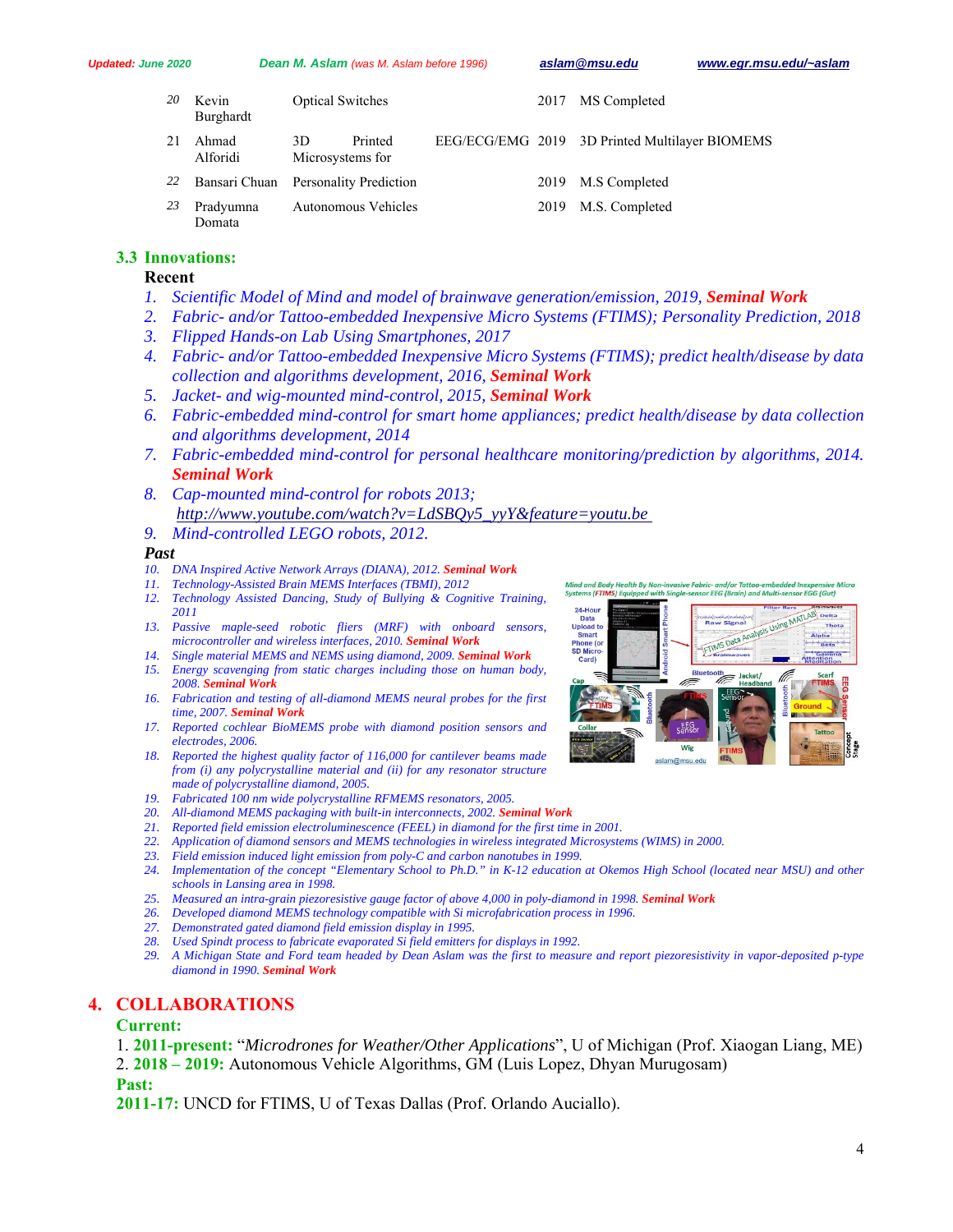| | | | | | |
|---|---|---|---|---|---|
| 20 | Kevin Burghardt | Optical Switches | | 2017 | MS Completed |
| 21 | Ahmad Alforidi | 3D Printed Microsystems for | EEG/ECG/EMG | 2019 | 3D Printed Multilayer BIOMEMS |
| 22 | Bansari Chuan | Personality Prediction | | 2019 | M.S Completed |
| 23 | Pradyumna Domata | Autonomous Vehicles | | 2019 | M.S. Completed |

### 3.3 Innovations:

**Recent**

1. *Scientific Model of Mind and model of brainwave generation/emission, 2019,* ***Seminal Work***
2. *Fabric- and/or Tattoo-embedded Inexpensive Micro Systems (FTIMS); Personality Prediction, 2018*
3. *Flipped Hands-on Lab Using Smartphones, 2017*
4. *Fabric- and/or Tattoo-embedded Inexpensive Micro Systems (FTIMS); predict health/disease by data collection and algorithms development, 2016,* ***Seminal Work***
5. *Jacket- and wig-mounted mind-control, 2015,* ***Seminal Work***
6. *Fabric-embedded mind-control for smart home appliances; predict health/disease by data collection and algorithms development, 2014*
7. *Fabric-embedded mind-control for personal healthcare monitoring/prediction by algorithms, 2014.* ***Seminal Work***
8. *Cap-mounted mind-control for robots 2013;* *http://www.youtube.com/watch?v=LdSBQy5_yyY&feature=youtu.be*
9. *Mind-controlled LEGO robots, 2012.*

***Past***

10. *DNA Inspired Active Network Arrays (DIANA), 2012.* ***Seminal Work***
11. *Technology-Assisted Brain MEMS Interfaces (TBMI), 2012*
12. *Technology Assisted Dancing, Study of Bullying & Cognitive Training, 2011*
13. *Passive maple-seed robotic fliers (MRF) with onboard sensors, microcontroller and wireless interfaces, 2010.* ***Seminal Work***
14. *Single material MEMS and NEMS using diamond, 2009.* ***Seminal Work***
15. *Energy scavenging from static charges including those on human body, 2008.* ***Seminal Work***
16. *Fabrication and testing of all-diamond MEMS neural probes for the first time, 2007.* ***Seminal Work***
17. *Reported cochlear BioMEMS probe with diamond position sensors and electrodes, 2006.*
18. *Reported the highest quality factor of 116,000 for cantilever beams made from (i) any polycrystalline material and (ii) for any resonator structure made of polycrystalline diamond, 2005.*
19. *Fabricated 100 nm wide polycrystalline RFMEMS resonators, 2005.*
20. *All-diamond MEMS packaging with built-in interconnects, 2002.* ***Seminal Work***
21. *Reported field emission electroluminescence (FEEL) in diamond for the first time in 2001.*
22. *Application of diamond sensors and MEMS technologies in wireless integrated Microsystems (WIMS) in 2000.*
23. *Field emission induced light emission from poly-C and carbon nanotubes in 1999.*
24. *Implementation of the concept "Elementary School to Ph.D." in K-12 education at Okemos High School (located near MSU) and other schools in Lansing area in 1998.*
25. *Measured an intra-grain piezoresistive gauge factor of above 4,000 in poly-diamond in 1998.* ***Seminal Work***
26. *Developed diamond MEMS technology compatible with Si microfabrication process in 1996.*
27. *Demonstrated gated diamond field emission display in 1995.*
28. *Used Spindt process to fabricate evaporated Si field emitters for displays in 1992.*
29. *A Michigan State and Ford team headed by Dean Aslam was the first to measure and report piezoresistivity in vapor-deposited p-type diamond in 1990.* ***Seminal Work***

*Mind and Body Health By Non-invasive Fabric- and/or Tattoo-embedded Inexpensive Micro Systems (FTIMS) Equipped with Single-sensor EEG (Brain) and Multi-sensor EGG (Gut)*

## 4. COLLABORATIONS

**Current:**

1. **2011-present:** "*Microdrones for Weather/Other Applications*", U of Michigan (Prof. Xiaogan Liang, ME)
2. **2018 – 2019:** Autonomous Vehicle Algorithms, GM (Luis Lopez, Dhyan Murugosam)

**Past:**

**2011-17:** UNCD for FTIMS, U of Texas Dallas (Prof. Orlando Auciallo).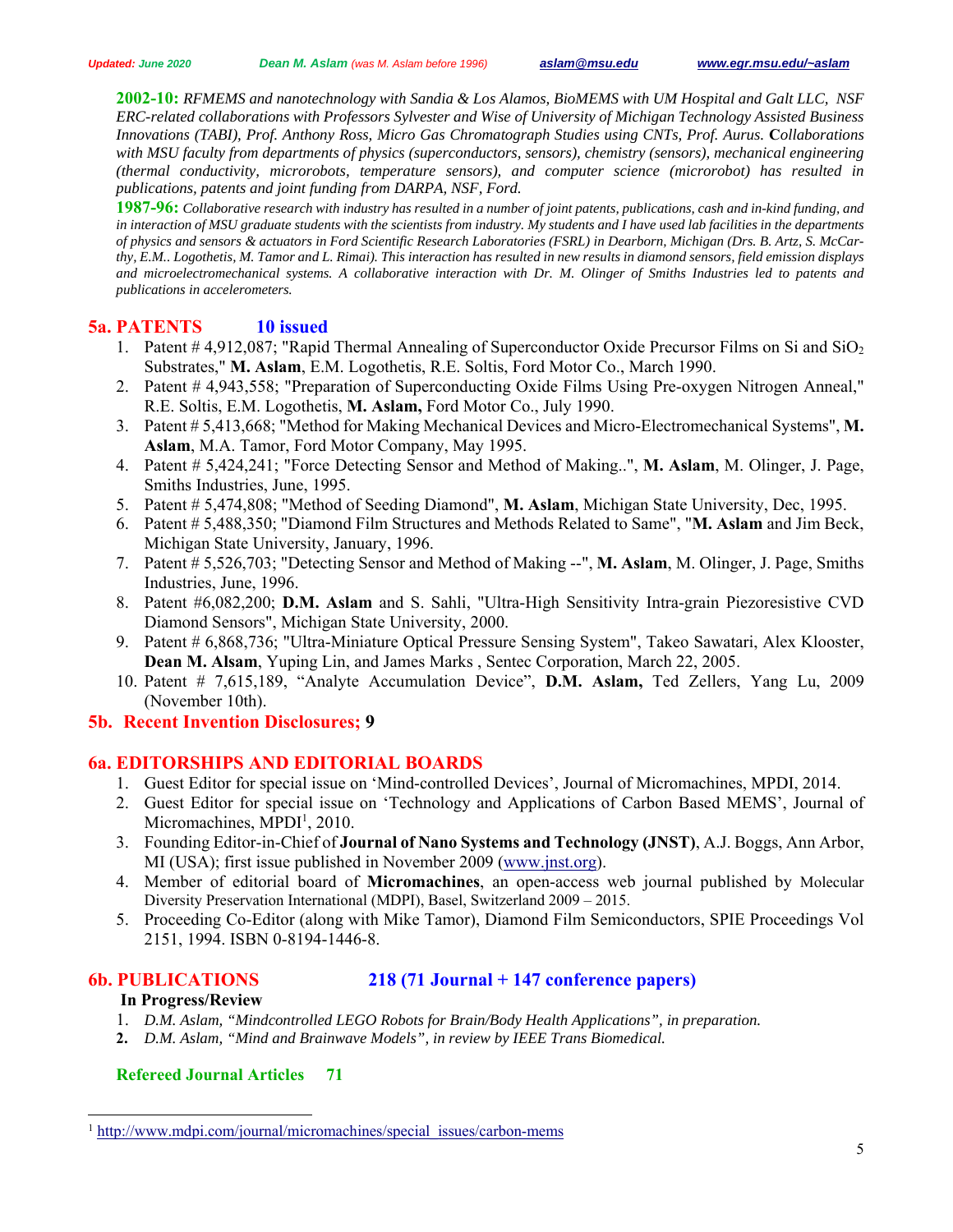**2002-10:** *RFMEMS and nanotechnology with Sandia & Los Alamos, BioMEMS with UM Hospital and Galt LLC, NSF ERC-related collaborations with Professors Sylvester and Wise of University of Michigan Technology Assisted Business Innovations (TABI), Prof. Anthony Ross, Micro Gas Chromatograph Studies using CNTs, Prof. Aurus.* **C***ollaborations with MSU faculty from departments of physics (superconductors, sensors), chemistry (sensors), mechanical engineering (thermal conductivity, microrobots, temperature sensors), and computer science (microrobot) has resulted in publications, patents and joint funding from DARPA, NSF, Ford.*

**1987-96:** *Collaborative research with industry has resulted in a number of joint patents, publications, cash and in-kind funding, and in interaction of MSU graduate students with the scientists from industry. My students and I have used lab facilities in the departments of physics and sensors & actuators in Ford Scientific Research Laboratories (FSRL) in Dearborn, Michigan (Drs. B. Artz, S. McCarthy, E.M.. Logothetis, M. Tamor and L. Rimai). This interaction has resulted in new results in diamond sensors, field emission displays and microelectromechanical systems. A collaborative interaction with Dr. M. Olinger of Smiths Industries led to patents and publications in accelerometers.*

## 5a. PATENTS 10 issued

1. Patent # 4,912,087; "Rapid Thermal Annealing of Superconductor Oxide Precursor Films on Si and $SiO_2$ Substrates," **M. Aslam**, E.M. Logothetis, R.E. Soltis, Ford Motor Co., March 1990.
2. Patent # 4,943,558; "Preparation of Superconducting Oxide Films Using Pre-oxygen Nitrogen Anneal," R.E. Soltis, E.M. Logothetis, **M. Aslam,** Ford Motor Co., July 1990.
3. Patent # 5,413,668; "Method for Making Mechanical Devices and Micro-Electromechanical Systems", **M. Aslam**, M.A. Tamor, Ford Motor Company, May 1995.
4. Patent # 5,424,241; "Force Detecting Sensor and Method of Making..", **M. Aslam**, M. Olinger, J. Page, Smiths Industries, June, 1995.
5. Patent # 5,474,808; "Method of Seeding Diamond", **M. Aslam**, Michigan State University, Dec, 1995.
6. Patent # 5,488,350; "Diamond Film Structures and Methods Related to Same", "**M. Aslam** and Jim Beck, Michigan State University, January, 1996.
7. Patent # 5,526,703; "Detecting Sensor and Method of Making --", **M. Aslam**, M. Olinger, J. Page, Smiths Industries, June, 1996.
8. Patent #6,082,200; **D.M. Aslam** and S. Sahli, "Ultra-High Sensitivity Intra-grain Piezoresistive CVD Diamond Sensors", Michigan State University, 2000.
9. Patent # 6,868,736; "Ultra-Miniature Optical Pressure Sensing System", Takeo Sawatari, Alex Klooster, **Dean M. Alsam**, Yuping Lin, and James Marks , Sentec Corporation, March 22, 2005.
10. Patent # 7,615,189, "Analyte Accumulation Device", **D.M. Aslam,** Ted Zellers, Yang Lu, 2009 (November 10th).

## 5b. Recent Invention Disclosures; 9

## 6a. EDITORSHIPS AND EDITORIAL BOARDS

1. Guest Editor for special issue on 'Mind-controlled Devices', Journal of Micromachines, MPDI, 2014.
2. Guest Editor for special issue on 'Technology and Applications of Carbon Based MEMS', Journal of Micromachines, MPDI[1], 2010.
3. Founding Editor-in-Chief of **Journal of Nano Systems and Technology (JNST)**, A.J. Boggs, Ann Arbor, MI (USA); first issue published in November 2009 (www.jnst.org).
4. Member of editorial board of **Micromachines**, an open-access web journal published by Molecular Diversity Preservation International (MDPI), Basel, Switzerland 2009 – 2015.
5. Proceeding Co-Editor (along with Mike Tamor), Diamond Film Semiconductors, SPIE Proceedings Vol 2151, 1994. ISBN 0-8194-1446-8.

## 6b. PUBLICATIONS 218 (71 Journal + 147 conference papers)

**In Progress/Review**

1. *D.M. Aslam, "Mindcontrolled LEGO Robots for Brain/Body Health Applications", in preparation.*
2. *D.M. Aslam, "Mind and Brainwave Models", in review by IEEE Trans Biomedical.*

### Refereed Journal Articles 71

[1] http://www.mdpi.com/journal/micromachines/special_issues/carbon-mems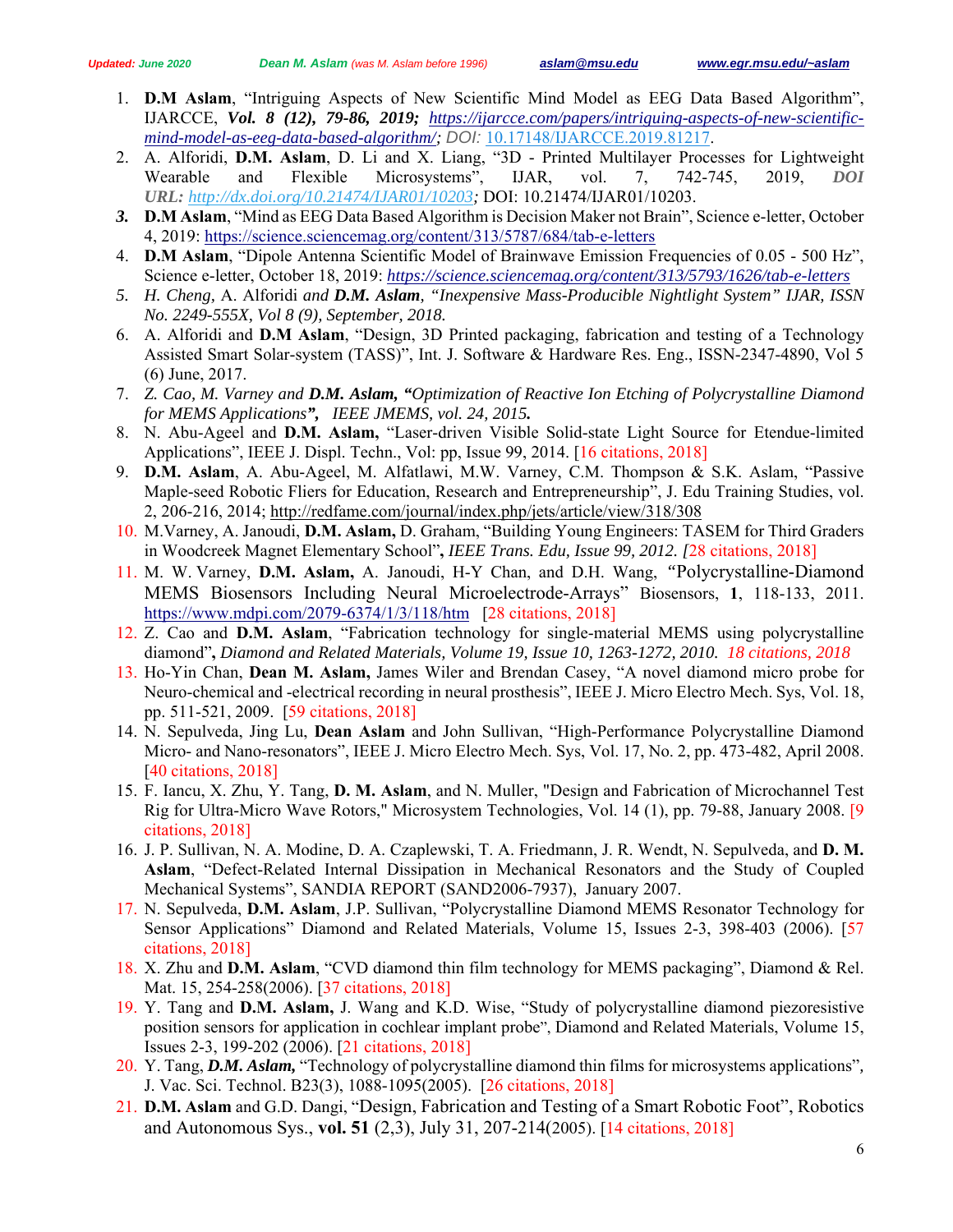1. **D.M Aslam**, "Intriguing Aspects of New Scientific Mind Model as EEG Data Based Algorithm", IJARCCE, ***Vol. 8 (12), 79-86, 2019;*** *https://ijarcce.com/papers/intriguing-aspects-of-new-scientific-mind-model-as-eeg-data-based-algorithm/; DOI:* 10.17148/IJARCCE.2019.81217.
2. A. Alforidi, **D.M. Aslam**, D. Li and X. Liang, "3D - Printed Multilayer Processes for Lightweight Wearable and Flexible Microsystems", IJAR, vol. 7, 742-745, 2019, ***DOI URL:*** *http://dx.doi.org/10.21474/IJAR01/10203;* DOI: 10.21474/IJAR01/10203.
3. **D.M Aslam**, "Mind as EEG Data Based Algorithm is Decision Maker not Brain", Science e-letter, October 4, 2019: https://science.sciencemag.org/content/313/5787/684/tab-e-letters
4. **D.M Aslam**, "Dipole Antenna Scientific Model of Brainwave Emission Frequencies of 0.05 - 500 Hz", Science e-letter, October 18, 2019: *https://science.sciencemag.org/content/313/5793/1626/tab-e-letters*
5. *H. Cheng, A. Alforidi and **D.M. Aslam**, "Inexpensive Mass-Producible Nightlight System" IJAR, ISSN No. 2249-555X, Vol 8 (9), September, 2018.*
6. A. Alforidi and **D.M Aslam**, "Design, 3D Printed packaging, fabrication and testing of a Technology Assisted Smart Solar-system (TASS)", Int. J. Software & Hardware Res. Eng., ISSN-2347-4890, Vol 5 (6) June, 2017.
7. *Z. Cao, M. Varney and **D.M. Aslam, "**Optimization of Reactive Ion Etching of Polycrystalline Diamond for MEMS Applications**",** IEEE JMEMS, vol. 24, 2015**.***
8. N. Abu-Ageel and **D.M. Aslam,** "Laser-driven Visible Solid-state Light Source for Etendue-limited Applications", IEEE J. Displ. Techn., Vol: pp, Issue 99, 2014. [16 citations, 2018]
9. **D.M. Aslam**, A. Abu-Ageel, M. Alfatlawi, M.W. Varney, C.M. Thompson & S.K. Aslam, "Passive Maple-seed Robotic Fliers for Education, Research and Entrepreneurship", J. Edu Training Studies, vol. 2, 206-216, 2014; http://redfame.com/journal/index.php/jets/article/view/318/308
10. M.Varney, A. Janoudi, **D.M. Aslam,** D. Graham, "Building Young Engineers: TASEM for Third Graders in Woodcreek Magnet Elementary School"**,** *IEEE Trans. Edu, Issue 99, 2012. [*28 citations, 2018]
11. M. W. Varney, **D.M. Aslam,** A. Janoudi, H-Y Chan, and D.H. Wang, "Polycrystalline-Diamond MEMS Biosensors Including Neural Microelectrode-Arrays" Biosensors, **1**, 118-133, 2011. https://www.mdpi.com/2079-6374/1/3/118/htm [28 citations, 2018]
12. Z. Cao and **D.M. Aslam**, "Fabrication technology for single-material MEMS using polycrystalline diamond"**,** *Diamond and Related Materials, Volume 19, Issue 10, 1263-1272, 2010. 18 citations, 2018*
13. Ho-Yin Chan, **Dean M. Aslam,** James Wiler and Brendan Casey, "A novel diamond micro probe for Neuro-chemical and -electrical recording in neural prosthesis", IEEE J. Micro Electro Mech. Sys, Vol. 18, pp. 511-521, 2009. [59 citations, 2018]
14. N. Sepulveda, Jing Lu, **Dean Aslam** and John Sullivan, "High-Performance Polycrystalline Diamond Micro- and Nano-resonators", IEEE J. Micro Electro Mech. Sys, Vol. 17, No. 2, pp. 473-482, April 2008. [40 citations, 2018]
15. F. Iancu, X. Zhu, Y. Tang, **D. M. Aslam**, and N. Muller, "Design and Fabrication of Microchannel Test Rig for Ultra-Micro Wave Rotors," Microsystem Technologies, Vol. 14 (1), pp. 79-88, January 2008. [9 citations, 2018]
16. J. P. Sullivan, N. A. Modine, D. A. Czaplewski, T. A. Friedmann, J. R. Wendt, N. Sepulveda, and **D. M. Aslam**, "Defect-Related Internal Dissipation in Mechanical Resonators and the Study of Coupled Mechanical Systems", SANDIA REPORT (SAND2006-7937), January 2007.
17. N. Sepulveda, **D.M. Aslam**, J.P. Sullivan, "Polycrystalline Diamond MEMS Resonator Technology for Sensor Applications" Diamond and Related Materials, Volume 15, Issues 2-3, 398-403 (2006). [57 citations, 2018]
18. X. Zhu and **D.M. Aslam**, "CVD diamond thin film technology for MEMS packaging", Diamond & Rel. Mat. 15, 254-258(2006). [37 citations, 2018]
19. Y. Tang and **D.M. Aslam,** J. Wang and K.D. Wise, "Study of polycrystalline diamond piezoresistive position sensors for application in cochlear implant probe", Diamond and Related Materials, Volume 15, Issues 2-3, 199-202 (2006). [21 citations, 2018]
20. Y. Tang, ***D.M. Aslam,*** "Technology of polycrystalline diamond thin films for microsystems applications", J. Vac. Sci. Technol. B23(3), 1088-1095(2005). [26 citations, 2018]
21. **D.M. Aslam** and G.D. Dangi, "Design, Fabrication and Testing of a Smart Robotic Foot", Robotics and Autonomous Sys., **vol. 51** (2,3), July 31, 207-214(2005). [14 citations, 2018]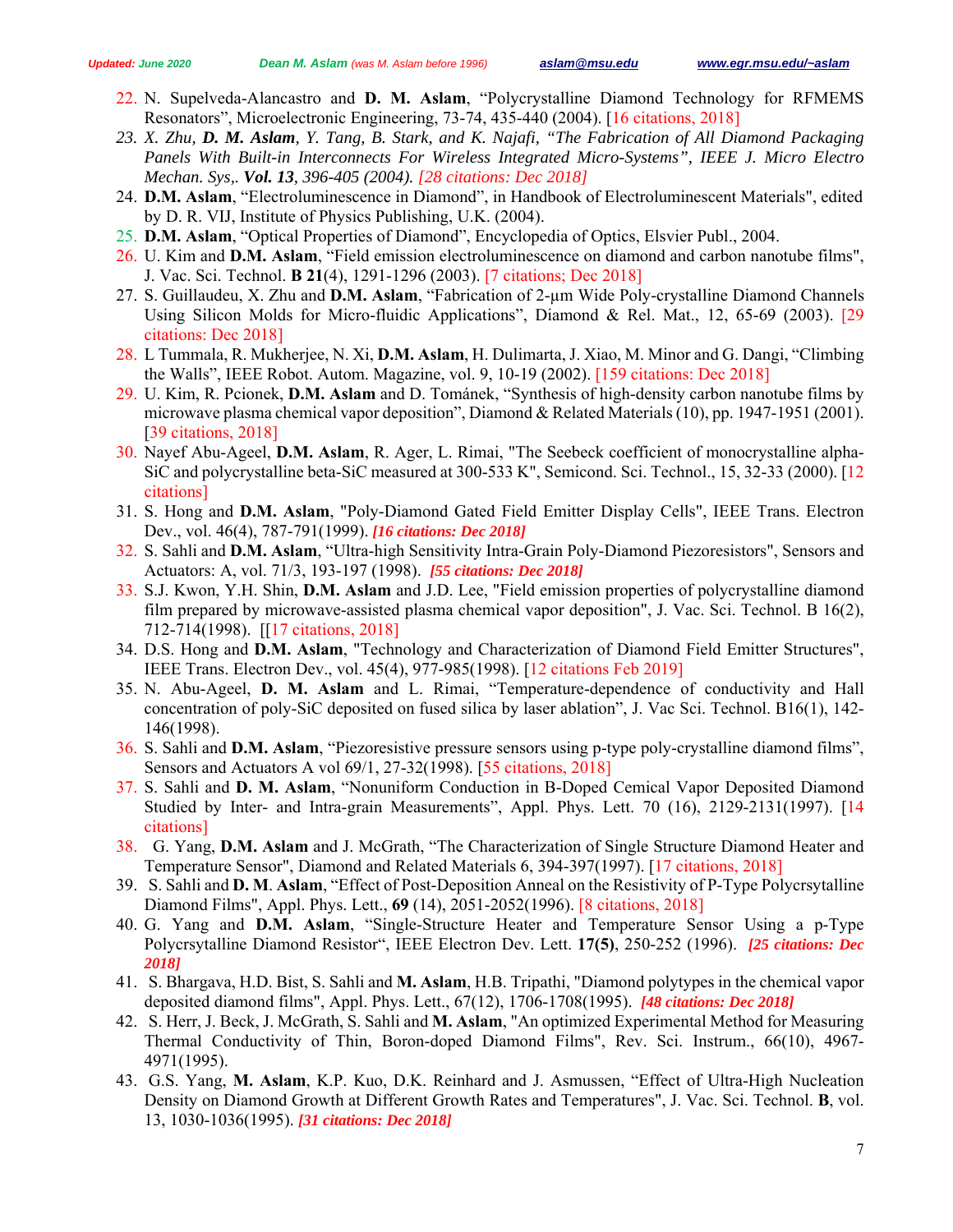22. N. Supelveda-Alancastro and **D. M. Aslam**, "Polycrystalline Diamond Technology for RFMEMS Resonators", Microelectronic Engineering, 73-74, 435-440 (2004). [16 citations, 2018]
23. *X. Zhu, **D. M. Aslam**, Y. Tang, B. Stark, and K. Najafi, "The Fabrication of All Diamond Packaging Panels With Built-in Interconnects For Wireless Integrated Micro-Systems", IEEE J. Micro Electro Mechan. Sys,. **Vol. 13**, 396-405 (2004). [28 citations: Dec 2018]*
24. **D.M. Aslam**, "Electroluminescence in Diamond", in Handbook of Electroluminescent Materials", edited by D. R. VIJ, Institute of Physics Publishing, U.K. (2004).
25. **D.M. Aslam**, "Optical Properties of Diamond", Encyclopedia of Optics, Elsvier Publ., 2004.
26. U. Kim and **D.M. Aslam**, "Field emission electroluminescence on diamond and carbon nanotube films", J. Vac. Sci. Technol. **B 21**(4), 1291-1296 (2003). [7 citations; Dec 2018]
27. S. Guillaudeu, X. Zhu and **D.M. Aslam**, "Fabrication of 2-µm Wide Poly-crystalline Diamond Channels Using Silicon Molds for Micro-fluidic Applications", Diamond & Rel. Mat., 12, 65-69 (2003). [29 citations: Dec 2018]
28. L Tummala, R. Mukherjee, N. Xi, **D.M. Aslam**, H. Dulimarta, J. Xiao, M. Minor and G. Dangi, "Climbing the Walls", IEEE Robot. Autom. Magazine, vol. 9, 10-19 (2002). [159 citations: Dec 2018]
29. U. Kim, R. Pcionek, **D.M. Aslam** and D. Tománek, "Synthesis of high-density carbon nanotube films by microwave plasma chemical vapor deposition", Diamond & Related Materials (10), pp. 1947-1951 (2001). [39 citations, 2018]
30. Nayef Abu-Ageel, **D.M. Aslam**, R. Ager, L. Rimai, "The Seebeck coefficient of monocrystalline alpha-SiC and polycrystalline beta-SiC measured at 300-533 K", Semicond. Sci. Technol., 15, 32-33 (2000). [12 citations]
31. S. Hong and **D.M. Aslam**, "Poly-Diamond Gated Field Emitter Display Cells", IEEE Trans. Electron Dev., vol. 46(4), 787-791(1999). ***[16 citations: Dec 2018]***
32. S. Sahli and **D.M. Aslam**, "Ultra-high Sensitivity Intra-Grain Poly-Diamond Piezoresistors", Sensors and Actuators: A, vol. 71/3, 193-197 (1998). ***[55 citations: Dec 2018]***
33. S.J. Kwon, Y.H. Shin, **D.M. Aslam** and J.D. Lee, "Field emission properties of polycrystalline diamond film prepared by microwave-assisted plasma chemical vapor deposition", J. Vac. Sci. Technol. B 16(2), 712-714(1998). [[17 citations, 2018]
34. D.S. Hong and **D.M. Aslam**, "Technology and Characterization of Diamond Field Emitter Structures", IEEE Trans. Electron Dev., vol. 45(4), 977-985(1998). [12 citations Feb 2019]
35. N. Abu-Ageel, **D. M. Aslam** and L. Rimai, "Temperature-dependence of conductivity and Hall concentration of poly-SiC deposited on fused silica by laser ablation", J. Vac Sci. Technol. B16(1), 142-146(1998).
36. S. Sahli and **D.M. Aslam**, "Piezoresistive pressure sensors using p-type poly-crystalline diamond films", Sensors and Actuators A vol 69/1, 27-32(1998). [55 citations, 2018]
37. S. Sahli and **D. M. Aslam**, "Nonuniform Conduction in B-Doped Cemical Vapor Deposited Diamond Studied by Inter- and Intra-grain Measurements", Appl. Phys. Lett. 70 (16), 2129-2131(1997). [14 citations]
38. G. Yang, **D.M. Aslam** and J. McGrath, "The Characterization of Single Structure Diamond Heater and Temperature Sensor", Diamond and Related Materials 6, 394-397(1997). [17 citations, 2018]
39. S. Sahli and **D. M**. **Aslam**, "Effect of Post-Deposition Anneal on the Resistivity of P-Type Polycrsytalline Diamond Films", Appl. Phys. Lett., **69** (14), 2051-2052(1996). [8 citations, 2018]
40. G. Yang and **D.M. Aslam**, "Single-Structure Heater and Temperature Sensor Using a p-Type Polycrsytalline Diamond Resistor", IEEE Electron Dev. Lett. **17(5)**, 250-252 (1996). ***[25 citations: Dec 2018]***
41. S. Bhargava, H.D. Bist, S. Sahli and **M. Aslam**, H.B. Tripathi, "Diamond polytypes in the chemical vapor deposited diamond films", Appl. Phys. Lett., 67(12), 1706-1708(1995). ***[48 citations: Dec 2018]***
42. S. Herr, J. Beck, J. McGrath, S. Sahli and **M. Aslam**, "An optimized Experimental Method for Measuring Thermal Conductivity of Thin, Boron-doped Diamond Films", Rev. Sci. Instrum., 66(10), 4967-4971(1995).
43. G.S. Yang, **M. Aslam**, K.P. Kuo, D.K. Reinhard and J. Asmussen, "Effect of Ultra-High Nucleation Density on Diamond Growth at Different Growth Rates and Temperatures", J. Vac. Sci. Technol. **B**, vol. 13, 1030-1036(1995). ***[31 citations: Dec 2018]***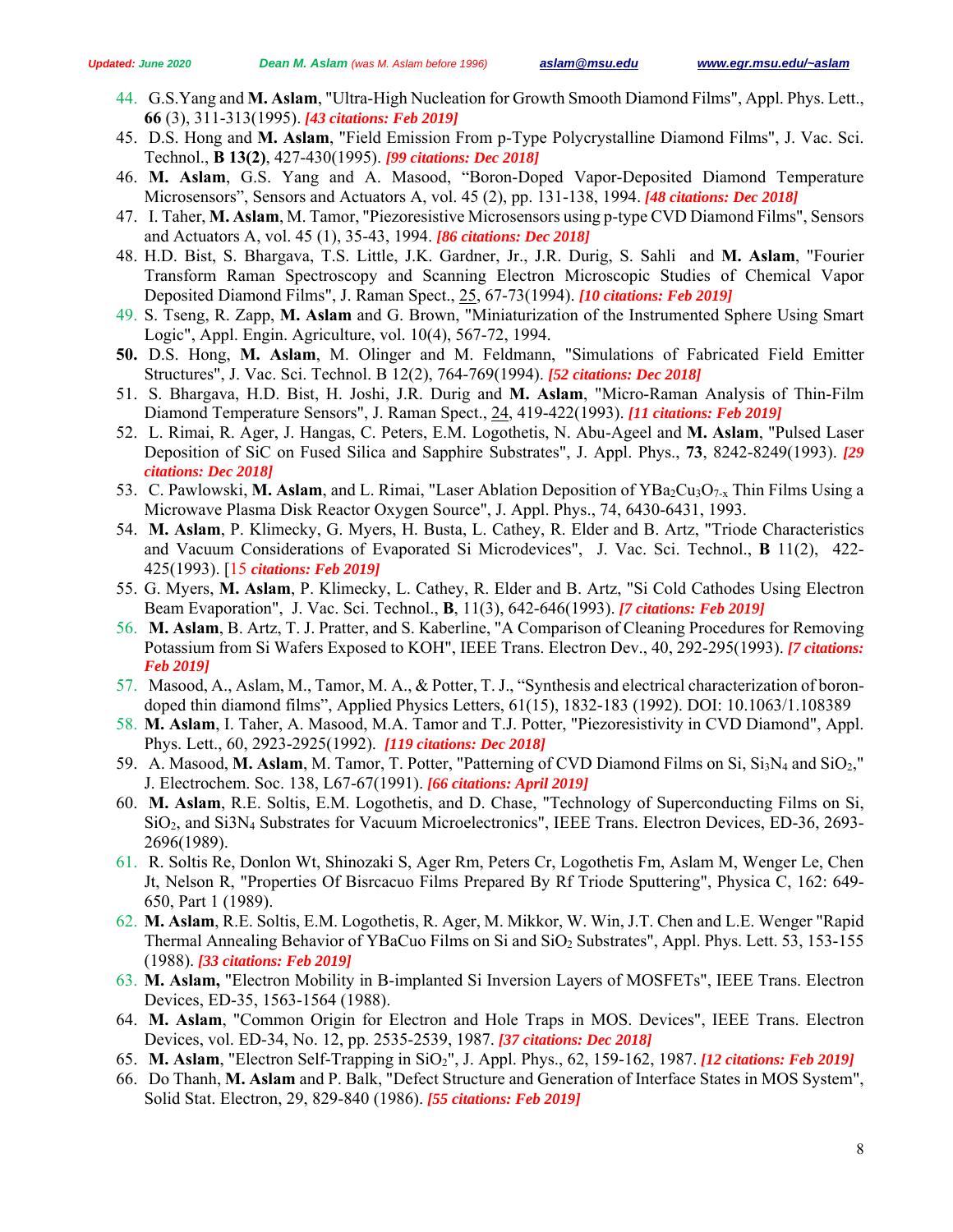44. G.S.Yang and **M. Aslam**, "Ultra-High Nucleation for Growth Smooth Diamond Films", Appl. Phys. Lett., **66** (3), 311-313(1995). ***[43 citations: Feb 2019]***
45. D.S. Hong and **M. Aslam**, "Field Emission From p-Type Polycrystalline Diamond Films", J. Vac. Sci. Technol., **B 13(2)**, 427-430(1995). ***[99 citations: Dec 2018]***
46. **M. Aslam**, G.S. Yang and A. Masood, "Boron-Doped Vapor-Deposited Diamond Temperature Microsensors", Sensors and Actuators A, vol. 45 (2), pp. 131-138, 1994. ***[48 citations: Dec 2018]***
47. I. Taher, **M. Aslam**, M. Tamor, "Piezoresistive Microsensors using p-type CVD Diamond Films", Sensors and Actuators A, vol. 45 (1), 35-43, 1994. ***[86 citations: Dec 2018]***
48. H.D. Bist, S. Bhargava, T.S. Little, J.K. Gardner, Jr., J.R. Durig, S. Sahli and **M. Aslam**, "Fourier Transform Raman Spectroscopy and Scanning Electron Microscopic Studies of Chemical Vapor Deposited Diamond Films", J. Raman Spect., 25, 67-73(1994). ***[10 citations: Feb 2019]***
49. S. Tseng, R. Zapp, **M. Aslam** and G. Brown, "Miniaturization of the Instrumented Sphere Using Smart Logic", Appl. Engin. Agriculture, vol. 10(4), 567-72, 1994.
50. D.S. Hong, **M. Aslam**, M. Olinger and M. Feldmann, "Simulations of Fabricated Field Emitter Structures", J. Vac. Sci. Technol. B 12(2), 764-769(1994). ***[52 citations: Dec 2018]***
51. S. Bhargava, H.D. Bist, H. Joshi, J.R. Durig and **M. Aslam**, "Micro-Raman Analysis of Thin-Film Diamond Temperature Sensors", J. Raman Spect., 24, 419-422(1993). ***[11 citations: Feb 2019]***
52. L. Rimai, R. Ager, J. Hangas, C. Peters, E.M. Logothetis, N. Abu-Ageel and **M. Aslam**, "Pulsed Laser Deposition of SiC on Fused Silica and Sapphire Substrates", J. Appl. Phys., **73**, 8242-8249(1993). ***[29 citations: Dec 2018]***
53. C. Pawlowski, **M. Aslam**, and L. Rimai, "Laser Ablation Deposition of $YBa_2Cu_3O_{7-x}$ Thin Films Using a Microwave Plasma Disk Reactor Oxygen Source", J. Appl. Phys., 74, 6430-6431, 1993.
54. **M. Aslam**, P. Klimecky, G. Myers, H. Busta, L. Cathey, R. Elder and B. Artz, "Triode Characteristics and Vacuum Considerations of Evaporated Si Microdevices", J. Vac. Sci. Technol., **B** 11(2), 422-425(1993). [15 ***citations: Feb 2019]***
55. G. Myers, **M. Aslam**, P. Klimecky, L. Cathey, R. Elder and B. Artz, "Si Cold Cathodes Using Electron Beam Evaporation", J. Vac. Sci. Technol., **B**, 11(3), 642-646(1993). ***[7 citations: Feb 2019]***
56. **M. Aslam**, B. Artz, T. J. Pratter, and S. Kaberline, "A Comparison of Cleaning Procedures for Removing Potassium from Si Wafers Exposed to KOH", IEEE Trans. Electron Dev., 40, 292-295(1993). ***[7 citations: Feb 2019]***
57. Masood, A., Aslam, M., Tamor, M. A., & Potter, T. J., "Synthesis and electrical characterization of boron-doped thin diamond films", Applied Physics Letters, 61(15), 1832-183 (1992). DOI: 10.1063/1.108389
58. **M. Aslam**, I. Taher, A. Masood, M.A. Tamor and T.J. Potter, "Piezoresistivity in CVD Diamond", Appl. Phys. Lett., 60, 2923-2925(1992). ***[119 citations: Dec 2018]***
59. A. Masood, **M. Aslam**, M. Tamor, T. Potter, "Patterning of CVD Diamond Films on Si, $Si_3N_4$ and $SiO_2$," J. Electrochem. Soc. 138, L67-67(1991). ***[66 citations: April 2019]***
60. **M. Aslam**, R.E. Soltis, E.M. Logothetis, and D. Chase, "Technology of Superconducting Films on Si, $SiO_2$, and $Si3N_4$ Substrates for Vacuum Microelectronics", IEEE Trans. Electron Devices, ED-36, 2693-2696(1989).
61. R. Soltis Re, Donlon Wt, Shinozaki S, Ager Rm, Peters Cr, Logothetis Fm, Aslam M, Wenger Le, Chen Jt, Nelson R, "Properties Of Bisrcacuo Films Prepared By Rf Triode Sputtering", Physica C, 162: 649-650, Part 1 (1989).
62. **M. Aslam**, R.E. Soltis, E.M. Logothetis, R. Ager, M. Mikkor, W. Win, J.T. Chen and L.E. Wenger "Rapid Thermal Annealing Behavior of YBaCuo Films on Si and $SiO_2$ Substrates", Appl. Phys. Lett. 53, 153-155 (1988). ***[33 citations: Feb 2019]***
63. **M. Aslam,** "Electron Mobility in B-implanted Si Inversion Layers of MOSFETs", IEEE Trans. Electron Devices, ED-35, 1563-1564 (1988).
64. **M. Aslam**, "Common Origin for Electron and Hole Traps in MOS. Devices", IEEE Trans. Electron Devices, vol. ED-34, No. 12, pp. 2535-2539, 1987. ***[37 citations: Dec 2018]***
65. **M. Aslam**, "Electron Self-Trapping in $SiO_2$", J. Appl. Phys., 62, 159-162, 1987. ***[12 citations: Feb 2019]***
66. Do Thanh, **M. Aslam** and P. Balk, "Defect Structure and Generation of Interface States in MOS System", Solid Stat. Electron, 29, 829-840 (1986). ***[55 citations: Feb 2019]***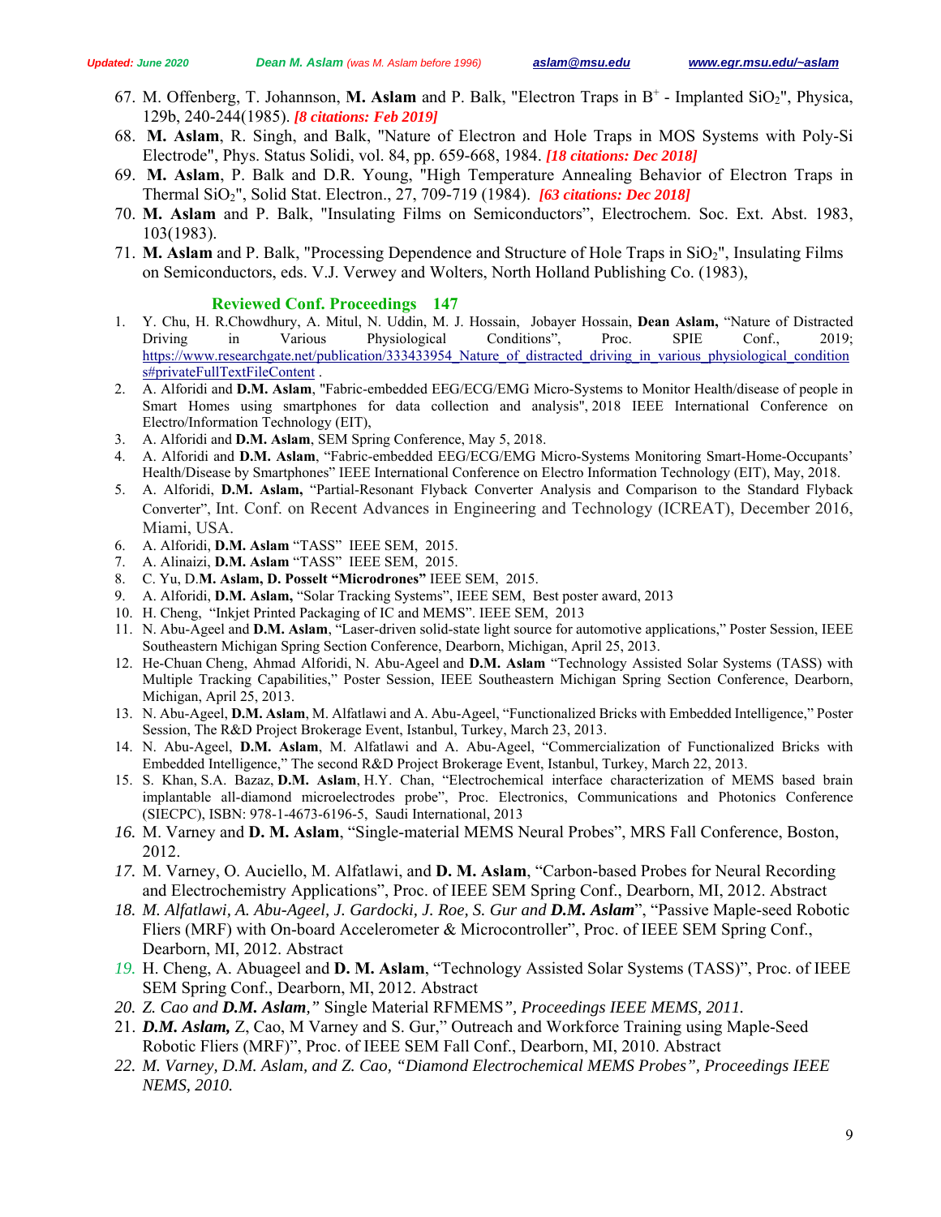67. M. Offenberg, T. Johannson, **M. Aslam** and P. Balk, "Electron Traps in $B^+$ - Implanted $SiO_2$", Physica, 129b, 240-244(1985). ***[8 citations: Feb 2019]***
68. **M. Aslam**, R. Singh, and Balk, "Nature of Electron and Hole Traps in MOS Systems with Poly-Si Electrode", Phys. Status Solidi, vol. 84, pp. 659-668, 1984. ***[18 citations: Dec 2018]***
69. **M. Aslam**, P. Balk and D.R. Young, "High Temperature Annealing Behavior of Electron Traps in Thermal $SiO_2$", Solid Stat. Electron., 27, 709-719 (1984). ***[63 citations: Dec 2018]***
70. **M. Aslam** and P. Balk, "Insulating Films on Semiconductors", Electrochem. Soc. Ext. Abst. 1983, 103(1983).
71. **M. Aslam** and P. Balk, "Processing Dependence and Structure of Hole Traps in $SiO_2$", Insulating Films on Semiconductors, eds. V.J. Verwey and Wolters, North Holland Publishing Co. (1983),

## Reviewed Conf. Proceedings 147

1. Y. Chu, H. R.Chowdhury, A. Mitul, N. Uddin, M. J. Hossain, Jobayer Hossain, **Dean Aslam,** "Nature of Distracted Driving in Various Physiological Conditions", Proc. SPIE Conf., 2019; https://www.researchgate.net/publication/333433954_Nature_of_distracted_driving_in_various_physiological_conditions#privateFullTextFileContent .
2. A. Alforidi and **D.M. Aslam**, "Fabric-embedded EEG/ECG/EMG Micro-Systems to Monitor Health/disease of people in Smart Homes using smartphones for data collection and analysis", 2018 IEEE International Conference on Electro/Information Technology (EIT),
3. A. Alforidi and **D.M. Aslam**, SEM Spring Conference, May 5, 2018.
4. A. Alforidi and **D.M. Aslam**, "Fabric-embedded EEG/ECG/EMG Micro-Systems Monitoring Smart-Home-Occupants' Health/Disease by Smartphones" IEEE International Conference on Electro Information Technology (EIT), May, 2018.
5. A. Alforidi, **D.M. Aslam,** "Partial-Resonant Flyback Converter Analysis and Comparison to the Standard Flyback Converter", Int. Conf. on Recent Advances in Engineering and Technology (ICREAT), December 2016, Miami, USA.
6. A. Alforidi, **D.M. Aslam** "TASS" IEEE SEM, 2015.
7. A. Alinaizi, **D.M. Aslam** "TASS" IEEE SEM, 2015.
8. C. Yu, D.**M. Aslam, D. Posselt "Microdrones"** IEEE SEM, 2015.
9. A. Alforidi, **D.M. Aslam,** "Solar Tracking Systems", IEEE SEM, Best poster award, 2013
10. H. Cheng, "Inkjet Printed Packaging of IC and MEMS". IEEE SEM, 2013
11. N. Abu-Ageel and **D.M. Aslam**, "Laser-driven solid-state light source for automotive applications," Poster Session, IEEE Southeastern Michigan Spring Section Conference, Dearborn, Michigan, April 25, 2013.
12. He-Chuan Cheng, Ahmad Alforidi, N. Abu-Ageel and **D.M. Aslam** "Technology Assisted Solar Systems (TASS) with Multiple Tracking Capabilities," Poster Session, IEEE Southeastern Michigan Spring Section Conference, Dearborn, Michigan, April 25, 2013.
13. N. Abu-Ageel, **D.M. Aslam**, M. Alfatlawi and A. Abu-Ageel, "Functionalized Bricks with Embedded Intelligence," Poster Session, The R&D Project Brokerage Event, Istanbul, Turkey, March 23, 2013.
14. N. Abu-Ageel, **D.M. Aslam**, M. Alfatlawi and A. Abu-Ageel, "Commercialization of Functionalized Bricks with Embedded Intelligence," The second R&D Project Brokerage Event, Istanbul, Turkey, March 22, 2013.
15. S. Khan, S.A. Bazaz, **D.M. Aslam**, H.Y. Chan, "Electrochemical interface characterization of MEMS based brain implantable all-diamond microelectrodes probe", Proc. Electronics, Communications and Photonics Conference (SIECPC), ISBN: 978-1-4673-6196-5, Saudi International, 2013
16. M. Varney and **D. M. Aslam**, "Single-material MEMS Neural Probes", MRS Fall Conference, Boston, 2012.
17. M. Varney, O. Auciello, M. Alfatlawi, and **D. M. Aslam**, "Carbon-based Probes for Neural Recording and Electrochemistry Applications", Proc. of IEEE SEM Spring Conf., Dearborn, MI, 2012. Abstract
18. *M. Alfatlawi, A. Abu-Ageel, J. Gardocki, J. Roe, S. Gur and **D.M. Aslam***", "Passive Maple-seed Robotic Fliers (MRF) with On-board Accelerometer & Microcontroller", Proc. of IEEE SEM Spring Conf., Dearborn, MI, 2012. Abstract
19. H. Cheng, A. Abuageel and **D. M. Aslam**, "Technology Assisted Solar Systems (TASS)", Proc. of IEEE SEM Spring Conf., Dearborn, MI, 2012. Abstract
20. *Z. Cao and **D.M. Aslam**,"* Single Material RFMEMS*", Proceedings IEEE MEMS, 2011.*
21. ***D.M. Aslam,*** Z, Cao, M Varney and S. Gur," Outreach and Workforce Training using Maple-Seed Robotic Fliers (MRF)", Proc. of IEEE SEM Fall Conf., Dearborn, MI, 2010. Abstract
22. *M. Varney, D.M. Aslam, and Z. Cao, "Diamond Electrochemical MEMS Probes", Proceedings IEEE NEMS, 2010.*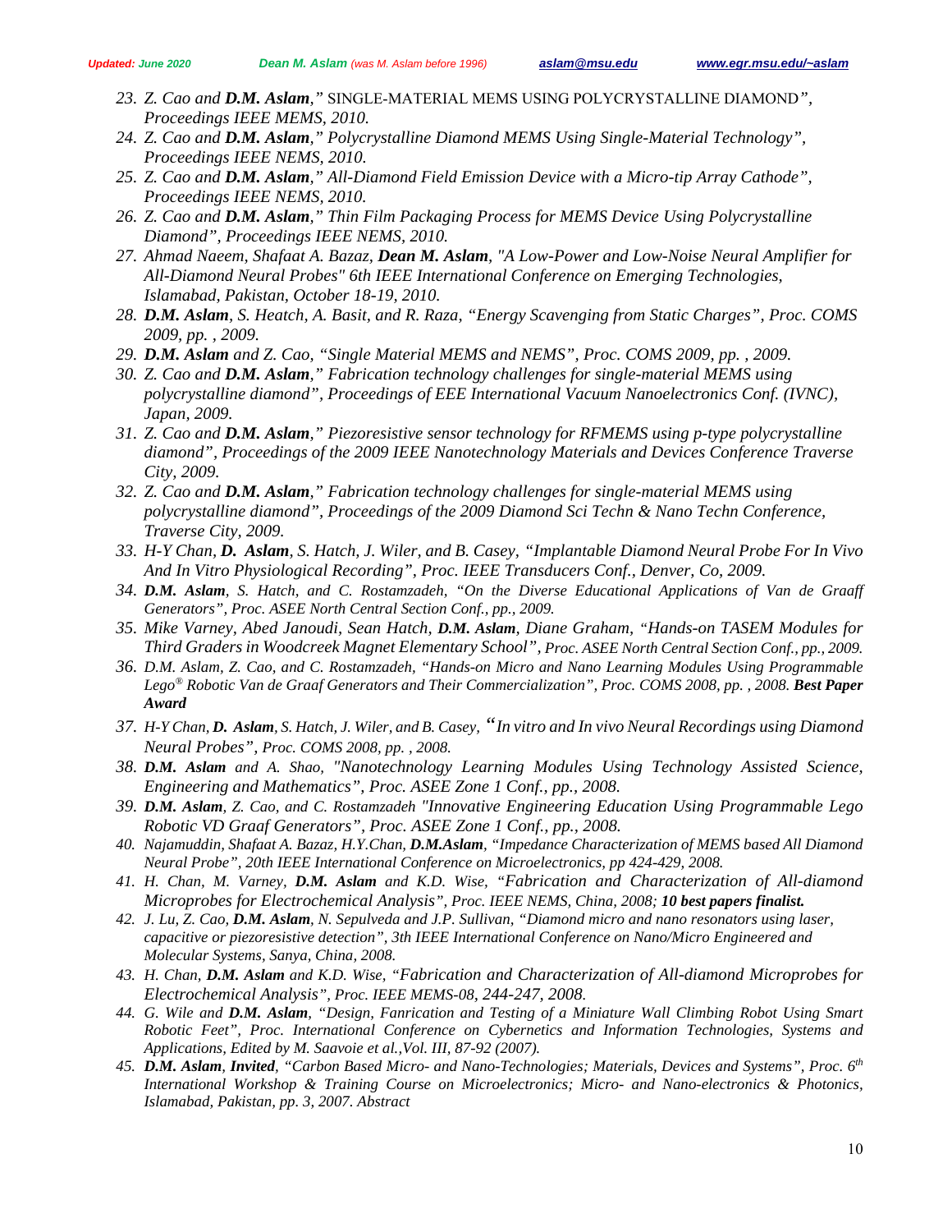23. *Z. Cao and **D.M. Aslam**,"* SINGLE-MATERIAL MEMS USING POLYCRYSTALLINE DIAMOND*", Proceedings IEEE MEMS, 2010.*
24. *Z. Cao and **D.M. Aslam**," Polycrystalline Diamond MEMS Using Single-Material Technology", Proceedings IEEE NEMS, 2010.*
25. *Z. Cao and **D.M. Aslam**," All-Diamond Field Emission Device with a Micro-tip Array Cathode", Proceedings IEEE NEMS, 2010.*
26. *Z. Cao and **D.M. Aslam**," Thin Film Packaging Process for MEMS Device Using Polycrystalline Diamond", Proceedings IEEE NEMS, 2010.*
27. *Ahmad Naeem, Shafaat A. Bazaz, **Dean M. Aslam**, "A Low-Power and Low-Noise Neural Amplifier for All-Diamond Neural Probes" 6th IEEE International Conference on Emerging Technologies, Islamabad, Pakistan, October 18-19, 2010.*
28. ***D.M. Aslam**, S. Heatch, A. Basit, and R. Raza, "Energy Scavenging from Static Charges", Proc. COMS 2009, pp. , 2009.*
29. ***D.M. Aslam** and Z. Cao, "Single Material MEMS and NEMS", Proc. COMS 2009, pp. , 2009.*
30. *Z. Cao and **D.M. Aslam**," Fabrication technology challenges for single-material MEMS using polycrystalline diamond", Proceedings of EEE International Vacuum Nanoelectronics Conf. (IVNC), Japan, 2009.*
31. *Z. Cao and **D.M. Aslam**," Piezoresistive sensor technology for RFMEMS using p-type polycrystalline diamond", Proceedings of the 2009 IEEE Nanotechnology Materials and Devices Conference Traverse City, 2009.*
32. *Z. Cao and **D.M. Aslam**," Fabrication technology challenges for single-material MEMS using polycrystalline diamond", Proceedings of the 2009 Diamond Sci Techn & Nano Techn Conference, Traverse City, 2009.*
33. *H-Y Chan, **D. Aslam**, S. Hatch, J. Wiler, and B. Casey, "Implantable Diamond Neural Probe For In Vivo And In Vitro Physiological Recording", Proc. IEEE Transducers Conf., Denver, Co, 2009.*
34. ***D.M. Aslam**, S. Hatch, and C. Rostamzadeh, "On the Diverse Educational Applications of Van de Graaff Generators", Proc. ASEE North Central Section Conf., pp., 2009.*
35. *Mike Varney, Abed Janoudi, Sean Hatch, **D.M. Aslam**, Diane Graham, "Hands-on TASEM Modules for Third Graders in Woodcreek Magnet Elementary School", Proc. ASEE North Central Section Conf., pp., 2009.*
36. *D.M. Aslam, Z. Cao, and C. Rostamzadeh, "Hands-on Micro and Nano Learning Modules Using Programmable Lego® Robotic Van de Graaf Generators and Their Commercialization", Proc. COMS 2008, pp. , 2008. **Best Paper Award***
37. *H-Y Chan, **D. Aslam**, S. Hatch, J. Wiler, and B. Casey, "In vitro and In vivo Neural Recordings using Diamond Neural Probes", Proc. COMS 2008, pp. , 2008.*
38. ***D.M. Aslam** and A. Shao, "Nanotechnology Learning Modules Using Technology Assisted Science, Engineering and Mathematics", Proc. ASEE Zone 1 Conf., pp., 2008.*
39. ***D.M. Aslam**, Z. Cao, and C. Rostamzadeh "Innovative Engineering Education Using Programmable Lego Robotic VD Graaf Generators", Proc. ASEE Zone 1 Conf., pp., 2008.*
40. *Najamuddin, Shafaat A. Bazaz, H.Y.Chan, **D.M.Aslam**, "Impedance Characterization of MEMS based All Diamond Neural Probe", 20th IEEE International Conference on Microelectronics, pp 424-429, 2008.*
41. *H. Chan, M. Varney, **D.M. Aslam** and K.D. Wise, "Fabrication and Characterization of All-diamond Microprobes for Electrochemical Analysis", Proc. IEEE NEMS, China, 2008; **10 best papers finalist.***
42. *J. Lu, Z. Cao, **D.M. Aslam**, N. Sepulveda and J.P. Sullivan, "Diamond micro and nano resonators using laser, capacitive or piezoresistive detection", 3th IEEE International Conference on Nano/Micro Engineered and Molecular Systems, Sanya, China, 2008.*
43. *H. Chan, **D.M. Aslam** and K.D. Wise, "Fabrication and Characterization of All-diamond Microprobes for Electrochemical Analysis", Proc. IEEE MEMS-08, 244-247, 2008.*
44. *G. Wile and **D.M. Aslam**, "Design, Fanrication and Testing of a Miniature Wall Climbing Robot Using Smart Robotic Feet", Proc. International Conference on Cybernetics and Information Technologies, Systems and Applications, Edited by M. Saavoie et al.,Vol. III, 87-92 (2007).*
45. ***D.M. Aslam, Invited**, "Carbon Based Micro- and Nano-Technologies; Materials, Devices and Systems", Proc. 6th International Workshop & Training Course on Microelectronics; Micro- and Nano-electronics & Photonics, Islamabad, Pakistan, pp. 3, 2007. Abstract*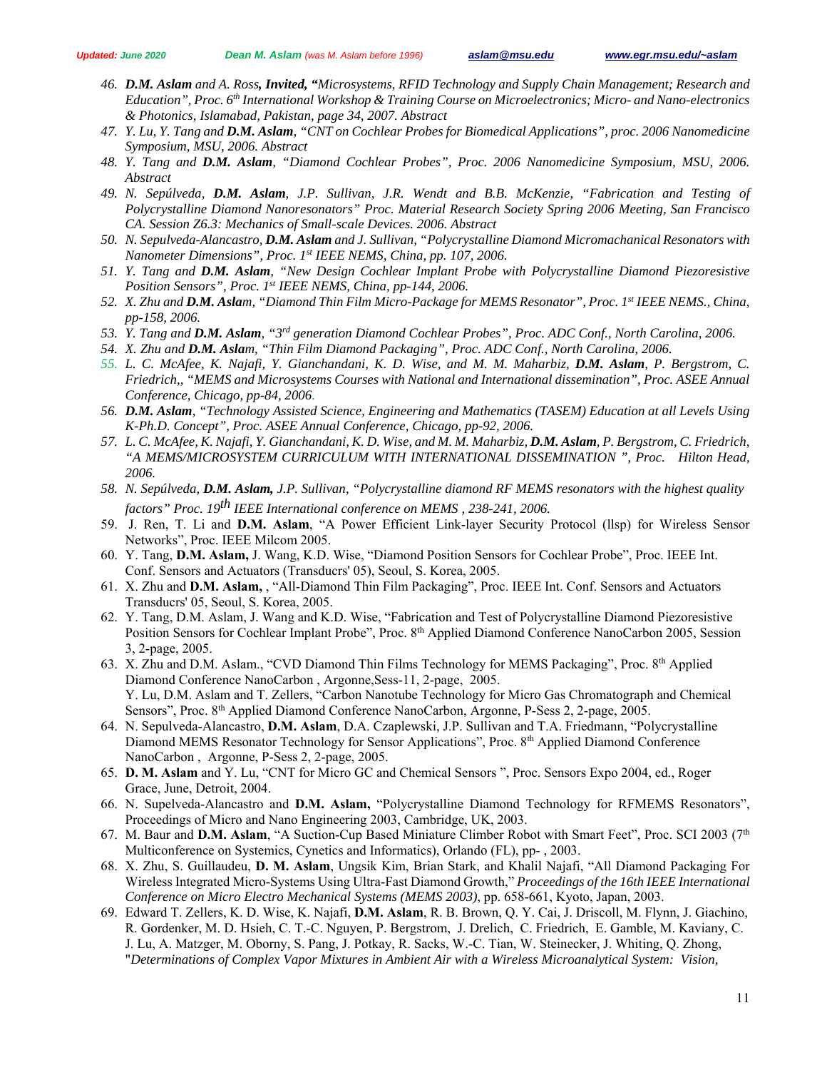46. ***D.M. Aslam** and A. Ross**, Invited, "**Microsystems, RFID Technology and Supply Chain Management; Research and Education", Proc. 6th International Workshop & Training Course on Microelectronics; Micro- and Nano-electronics & Photonics, Islamabad, Pakistan, page 34, 2007. Abstract*
47. *Y. Lu, Y. Tang and **D.M. Aslam**, "CNT on Cochlear Probes for Biomedical Applications", proc. 2006 Nanomedicine Symposium, MSU, 2006. Abstract*
48. *Y. Tang and **D.M. Aslam**, "Diamond Cochlear Probes", Proc. 2006 Nanomedicine Symposium, MSU, 2006. Abstract*
49. *N. Sepúlveda, **D.M. Aslam**, J.P. Sullivan, J.R. Wendt and B.B. McKenzie, "Fabrication and Testing of Polycrystalline Diamond Nanoresonators" Proc. Material Research Society Spring 2006 Meeting, San Francisco CA. Session Z6.3: Mechanics of Small-scale Devices. 2006. Abstract*
50. *N. Sepulveda-Alancastro, **D.M. Aslam** and J. Sullivan, "Polycrystalline Diamond Micromachanical Resonators with Nanometer Dimensions", Proc. 1st IEEE NEMS, China, pp. 107, 2006.*
51. *Y. Tang and **D.M. Aslam**, "New Design Cochlear Implant Probe with Polycrystalline Diamond Piezoresistive Position Sensors", Proc. 1st IEEE NEMS, China, pp-144, 2006.*
52. *X. Zhu and **D.M. Aslam**, "Diamond Thin Film Micro-Package for MEMS Resonator", Proc. 1st IEEE NEMS., China, pp-158, 2006.*
53. *Y. Tang and **D.M. Aslam**, "3rd generation Diamond Cochlear Probes", Proc. ADC Conf., North Carolina, 2006.*
54. *X. Zhu and **D.M. Aslam**, "Thin Film Diamond Packaging", Proc. ADC Conf., North Carolina, 2006.*
55. *L. C. McAfee, K. Najafi, Y. Gianchandani, K. D. Wise, and M. M. Maharbiz, **D.M. Aslam**, P. Bergstrom, C. Friedrich,, "MEMS and Microsystems Courses with National and International dissemination", Proc. ASEE Annual Conference, Chicago, pp-84, 2006.*
56. ***D.M. Aslam**, "Technology Assisted Science, Engineering and Mathematics (TASEM) Education at all Levels Using K-Ph.D. Concept", Proc. ASEE Annual Conference, Chicago, pp-92, 2006.*
57. *L. C. McAfee, K. Najafi, Y. Gianchandani, K. D. Wise, and M. M. Maharbiz, **D.M. Aslam**, P. Bergstrom, C. Friedrich, "A MEMS/MICROSYSTEM CURRICULUM WITH INTERNATIONAL DISSEMINATION ", Proc. Hilton Head, 2006.*
58. *N. Sepúlveda, **D.M. Aslam,** J.P. Sullivan, "Polycrystalline diamond RF MEMS resonators with the highest quality factors" Proc. 19th IEEE International conference on MEMS , 238-241, 2006.*
59. J. Ren, T. Li and **D.M. Aslam**, "A Power Efficient Link-layer Security Protocol (llsp) for Wireless Sensor Networks", Proc. IEEE Milcom 2005.
60. Y. Tang, **D.M. Aslam,** J. Wang, K.D. Wise, "Diamond Position Sensors for Cochlear Probe", Proc. IEEE Int. Conf. Sensors and Actuators (Transducrs' 05), Seoul, S. Korea, 2005.
61. X. Zhu and **D.M. Aslam,** , "All-Diamond Thin Film Packaging", Proc. IEEE Int. Conf. Sensors and Actuators Transducrs' 05, Seoul, S. Korea, 2005.
62. Y. Tang, D.M. Aslam, J. Wang and K.D. Wise, "Fabrication and Test of Polycrystalline Diamond Piezoresistive Position Sensors for Cochlear Implant Probe", Proc. 8th Applied Diamond Conference NanoCarbon 2005, Session 3, 2-page, 2005.
63. X. Zhu and D.M. Aslam., "CVD Diamond Thin Films Technology for MEMS Packaging", Proc. 8th Applied Diamond Conference NanoCarbon , Argonne,Sess-11, 2-page, 2005.
   Y. Lu, D.M. Aslam and T. Zellers, "Carbon Nanotube Technology for Micro Gas Chromatograph and Chemical Sensors", Proc. 8th Applied Diamond Conference NanoCarbon, Argonne, P-Sess 2, 2-page, 2005.
64. N. Sepulveda-Alancastro, **D.M. Aslam**, D.A. Czaplewski, J.P. Sullivan and T.A. Friedmann, "Polycrystalline Diamond MEMS Resonator Technology for Sensor Applications", Proc. 8th Applied Diamond Conference NanoCarbon , Argonne, P-Sess 2, 2-page, 2005.
65. **D. M. Aslam** and Y. Lu, "CNT for Micro GC and Chemical Sensors ", Proc. Sensors Expo 2004, ed., Roger Grace, June, Detroit, 2004.
66. N. Supelveda-Alancastro and **D.M. Aslam,** "Polycrystalline Diamond Technology for RFMEMS Resonators", Proceedings of Micro and Nano Engineering 2003, Cambridge, UK, 2003.
67. M. Baur and **D.M. Aslam**, "A Suction-Cup Based Miniature Climber Robot with Smart Feet", Proc. SCI 2003 (7th Multiconference on Systemics, Cynetics and Informatics), Orlando (FL), pp- , 2003.
68. X. Zhu, S. Guillaudeu, **D. M. Aslam**, Ungsik Kim, Brian Stark, and Khalil Najafi, "All Diamond Packaging For Wireless Integrated Micro-Systems Using Ultra-Fast Diamond Growth," *Proceedings of the 16th IEEE International Conference on Micro Electro Mechanical Systems (MEMS 2003)*, pp. 658-661, Kyoto, Japan, 2003.
69. Edward T. Zellers, K. D. Wise, K. Najafi, **D.M. Aslam**, R. B. Brown, Q. Y. Cai, J. Driscoll, M. Flynn, J. Giachino, R. Gordenker, M. D. Hsieh, C. T.-C. Nguyen, P. Bergstrom, J. Drelich, C. Friedrich, E. Gamble, M. Kaviany, C. J. Lu, A. Matzger, M. Oborny, S. Pang, J. Potkay, R. Sacks, W.-C. Tian, W. Steinecker, J. Whiting, Q. Zhong, "*Determinations of Complex Vapor Mixtures in Ambient Air with a Wireless Microanalytical System: Vision,*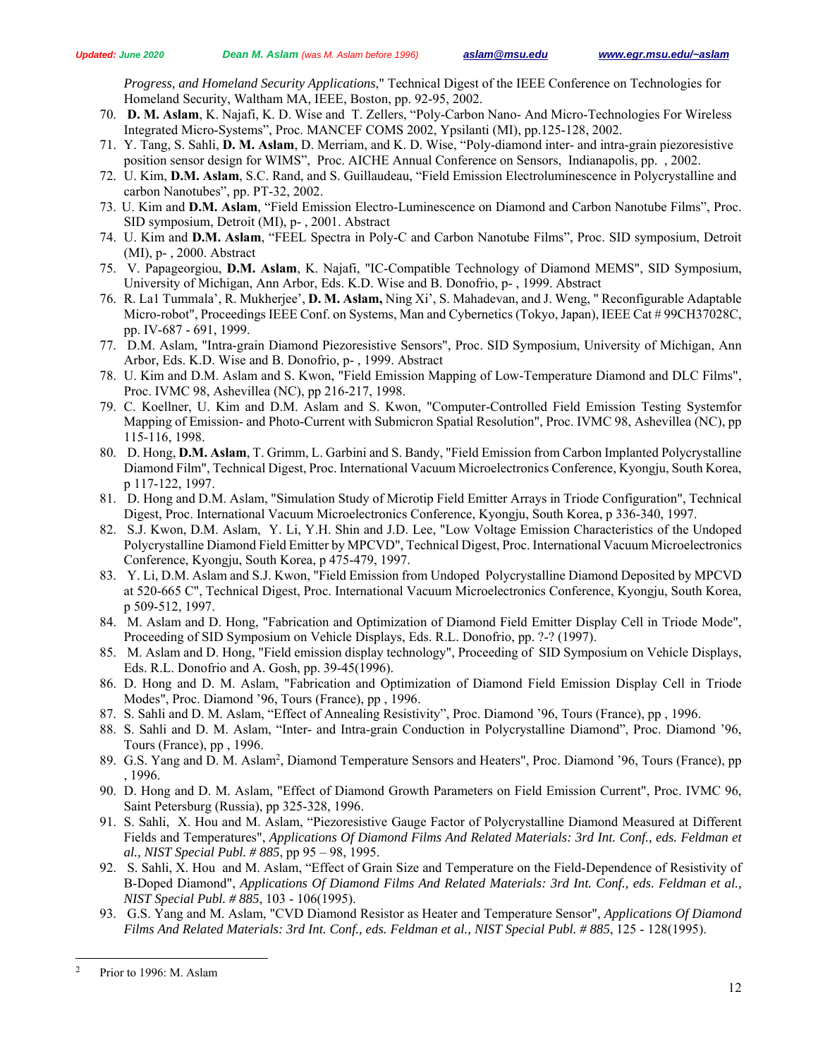*Progress, and Homeland Security Applications*," Technical Digest of the IEEE Conference on Technologies for Homeland Security, Waltham MA, IEEE, Boston, pp. 92-95, 2002.

70. **D. M. Aslam**, K. Najafi, K. D. Wise and T. Zellers, "Poly-Carbon Nano- And Micro-Technologies For Wireless Integrated Micro-Systems", Proc. MANCEF COMS 2002, Ypsilanti (MI), pp.125-128, 2002.
71. Y. Tang, S. Sahli, **D. M. Aslam**, D. Merriam, and K. D. Wise, "Poly-diamond inter- and intra-grain piezoresistive position sensor design for WIMS", Proc. AICHE Annual Conference on Sensors, Indianapolis, pp. , 2002.
72. U. Kim, **D.M. Aslam**, S.C. Rand, and S. Guillaudeau, "Field Emission Electroluminescence in Polycrystalline and carbon Nanotubes", pp. PT-32, 2002.
73. U. Kim and **D.M. Aslam**, "Field Emission Electro-Luminescence on Diamond and Carbon Nanotube Films", Proc. SID symposium, Detroit (MI), p- , 2001. Abstract
74. U. Kim and **D.M. Aslam**, "FEEL Spectra in Poly-C and Carbon Nanotube Films", Proc. SID symposium, Detroit (MI), p- , 2000. Abstract
75. V. Papageorgiou, **D.M. Aslam**, K. Najafi, "IC-Compatible Technology of Diamond MEMS", SID Symposium, University of Michigan, Ann Arbor, Eds. K.D. Wise and B. Donofrio, p- , 1999. Abstract
76. R. La1 Tummala', R. Mukherjee', **D. M. Aslam,** Ning Xi', S. Mahadevan, and J. Weng, " Reconfigurable Adaptable Micro-robot", Proceedings IEEE Conf. on Systems, Man and Cybernetics (Tokyo, Japan), IEEE Cat # 99CH37028C, pp. IV-687 - 691, 1999.
77. D.M. Aslam, "Intra-grain Diamond Piezoresistive Sensors", Proc. SID Symposium, University of Michigan, Ann Arbor, Eds. K.D. Wise and B. Donofrio, p- , 1999. Abstract
78. U. Kim and D.M. Aslam and S. Kwon, "Field Emission Mapping of Low-Temperature Diamond and DLC Films", Proc. IVMC 98, Ashevillea (NC), pp 216-217, 1998.
79. C. Koellner, U. Kim and D.M. Aslam and S. Kwon, "Computer-Controlled Field Emission Testing Systemfor Mapping of Emission- and Photo-Current with Submicron Spatial Resolution", Proc. IVMC 98, Ashevillea (NC), pp 115-116, 1998.
80. D. Hong, **D.M. Aslam**, T. Grimm, L. Garbini and S. Bandy, "Field Emission from Carbon Implanted Polycrystalline Diamond Film", Technical Digest, Proc. International Vacuum Microelectronics Conference, Kyongju, South Korea, p 117-122, 1997.
81. D. Hong and D.M. Aslam, "Simulation Study of Microtip Field Emitter Arrays in Triode Configuration", Technical Digest, Proc. International Vacuum Microelectronics Conference, Kyongju, South Korea, p 336-340, 1997.
82. S.J. Kwon, D.M. Aslam, Y. Li, Y.H. Shin and J.D. Lee, "Low Voltage Emission Characteristics of the Undoped Polycrystalline Diamond Field Emitter by MPCVD", Technical Digest, Proc. International Vacuum Microelectronics Conference, Kyongju, South Korea, p 475-479, 1997.
83. Y. Li, D.M. Aslam and S.J. Kwon, "Field Emission from Undoped Polycrystalline Diamond Deposited by MPCVD at 520-665 C", Technical Digest, Proc. International Vacuum Microelectronics Conference, Kyongju, South Korea, p 509-512, 1997.
84. M. Aslam and D. Hong, "Fabrication and Optimization of Diamond Field Emitter Display Cell in Triode Mode", Proceeding of SID Symposium on Vehicle Displays, Eds. R.L. Donofrio, pp. ?-? (1997).
85. M. Aslam and D. Hong, "Field emission display technology", Proceeding of SID Symposium on Vehicle Displays, Eds. R.L. Donofrio and A. Gosh, pp. 39-45(1996).
86. D. Hong and D. M. Aslam, "Fabrication and Optimization of Diamond Field Emission Display Cell in Triode Modes", Proc. Diamond '96, Tours (France), pp , 1996.
87. S. Sahli and D. M. Aslam, "Effect of Annealing Resistivity", Proc. Diamond '96, Tours (France), pp , 1996.
88. S. Sahli and D. M. Aslam, "Inter- and Intra-grain Conduction in Polycrystalline Diamond", Proc. Diamond '96, Tours (France), pp , 1996.
89. G.S. Yang and D. M. Aslam[2], Diamond Temperature Sensors and Heaters", Proc. Diamond '96, Tours (France), pp , 1996.
90. D. Hong and D. M. Aslam, "Effect of Diamond Growth Parameters on Field Emission Current", Proc. IVMC 96, Saint Petersburg (Russia), pp 325-328, 1996.
91. S. Sahli, X. Hou and M. Aslam, "Piezoresistive Gauge Factor of Polycrystalline Diamond Measured at Different Fields and Temperatures", *Applications Of Diamond Films And Related Materials: 3rd Int. Conf., eds. Feldman et al., NIST Special Publ. # 885*, pp 95 – 98, 1995.
92. S. Sahli, X. Hou and M. Aslam, "Effect of Grain Size and Temperature on the Field-Dependence of Resistivity of B-Doped Diamond", *Applications Of Diamond Films And Related Materials: 3rd Int. Conf., eds. Feldman et al., NIST Special Publ. # 885*, 103 - 106(1995).
93. G.S. Yang and M. Aslam, "CVD Diamond Resistor as Heater and Temperature Sensor", *Applications Of Diamond Films And Related Materials: 3rd Int. Conf., eds. Feldman et al., NIST Special Publ. # 885*, 125 - 128(1995).

[2] Prior to 1996: M. Aslam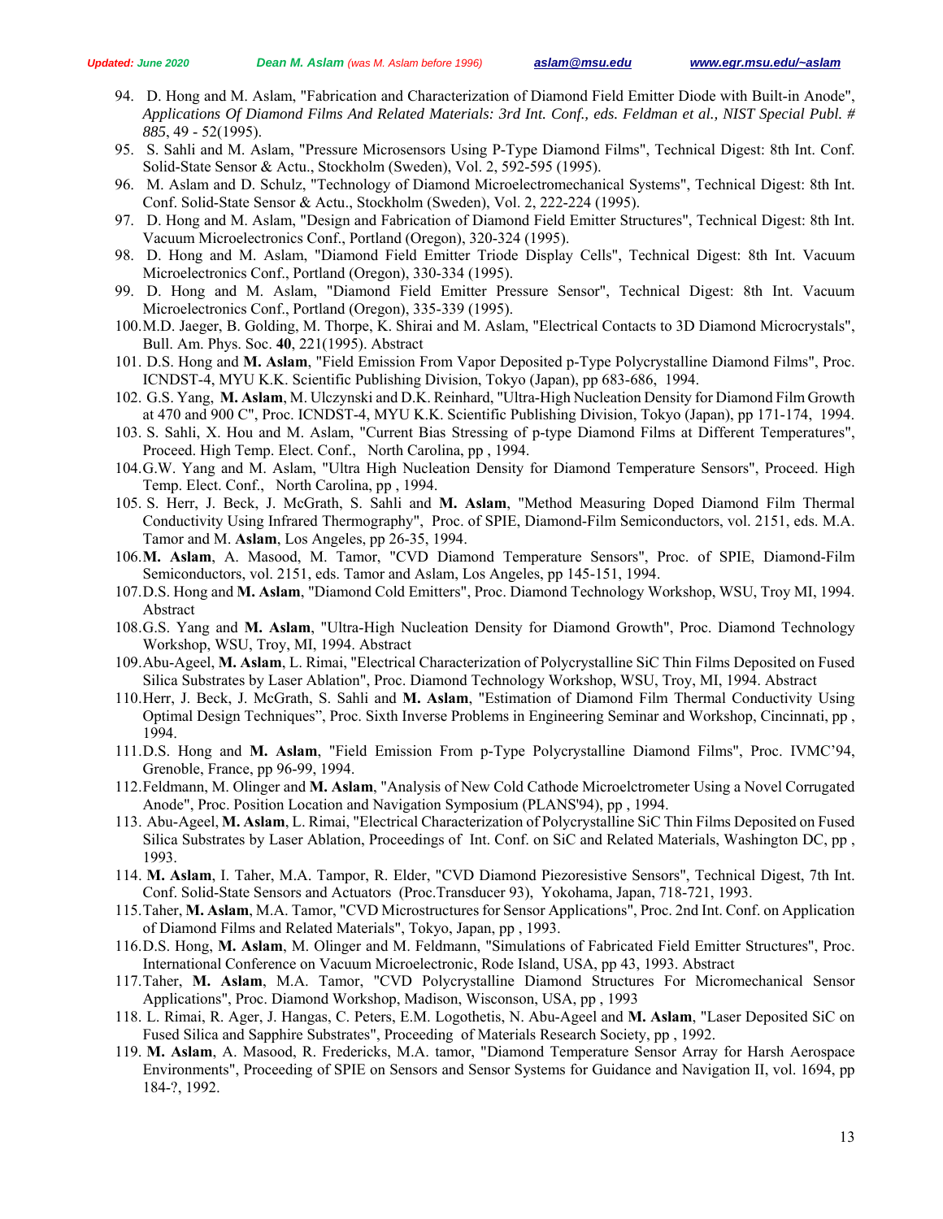94. D. Hong and M. Aslam, "Fabrication and Characterization of Diamond Field Emitter Diode with Built-in Anode", *Applications Of Diamond Films And Related Materials: 3rd Int. Conf., eds. Feldman et al., NIST Special Publ. # 885*, 49 - 52(1995).
95. S. Sahli and M. Aslam, "Pressure Microsensors Using P-Type Diamond Films", Technical Digest: 8th Int. Conf. Solid-State Sensor & Actu., Stockholm (Sweden), Vol. 2, 592-595 (1995).
96. M. Aslam and D. Schulz, "Technology of Diamond Microelectromechanical Systems", Technical Digest: 8th Int. Conf. Solid-State Sensor & Actu., Stockholm (Sweden), Vol. 2, 222-224 (1995).
97. D. Hong and M. Aslam, "Design and Fabrication of Diamond Field Emitter Structures", Technical Digest: 8th Int. Vacuum Microelectronics Conf., Portland (Oregon), 320-324 (1995).
98. D. Hong and M. Aslam, "Diamond Field Emitter Triode Display Cells", Technical Digest: 8th Int. Vacuum Microelectronics Conf., Portland (Oregon), 330-334 (1995).
99. D. Hong and M. Aslam, "Diamond Field Emitter Pressure Sensor", Technical Digest: 8th Int. Vacuum Microelectronics Conf., Portland (Oregon), 335-339 (1995).
100. M.D. Jaeger, B. Golding, M. Thorpe, K. Shirai and M. Aslam, "Electrical Contacts to 3D Diamond Microcrystals", Bull. Am. Phys. Soc. **40**, 221(1995). Abstract
101. D.S. Hong and **M. Aslam**, "Field Emission From Vapor Deposited p-Type Polycrystalline Diamond Films", Proc. ICNDST-4, MYU K.K. Scientific Publishing Division, Tokyo (Japan), pp 683-686, 1994.
102. G.S. Yang, **M. Aslam**, M. Ulczynski and D.K. Reinhard, "Ultra-High Nucleation Density for Diamond Film Growth at 470 and 900 C", Proc. ICNDST-4, MYU K.K. Scientific Publishing Division, Tokyo (Japan), pp 171-174, 1994.
103. S. Sahli, X. Hou and M. Aslam, "Current Bias Stressing of p-type Diamond Films at Different Temperatures", Proceed. High Temp. Elect. Conf., North Carolina, pp , 1994.
104. G.W. Yang and M. Aslam, "Ultra High Nucleation Density for Diamond Temperature Sensors", Proceed. High Temp. Elect. Conf., North Carolina, pp , 1994.
105. S. Herr, J. Beck, J. McGrath, S. Sahli and **M. Aslam**, "Method Measuring Doped Diamond Film Thermal Conductivity Using Infrared Thermography", Proc. of SPIE, Diamond-Film Semiconductors, vol. 2151, eds. M.A. Tamor and M. **Aslam**, Los Angeles, pp 26-35, 1994.
106. **M. Aslam**, A. Masood, M. Tamor, "CVD Diamond Temperature Sensors", Proc. of SPIE, Diamond-Film Semiconductors, vol. 2151, eds. Tamor and Aslam, Los Angeles, pp 145-151, 1994.
107. D.S. Hong and **M. Aslam**, "Diamond Cold Emitters", Proc. Diamond Technology Workshop, WSU, Troy MI, 1994. Abstract
108. G.S. Yang and **M. Aslam**, "Ultra-High Nucleation Density for Diamond Growth", Proc. Diamond Technology Workshop, WSU, Troy, MI, 1994. Abstract
109. Abu-Ageel, **M. Aslam**, L. Rimai, "Electrical Characterization of Polycrystalline SiC Thin Films Deposited on Fused Silica Substrates by Laser Ablation", Proc. Diamond Technology Workshop, WSU, Troy, MI, 1994. Abstract
110. Herr, J. Beck, J. McGrath, S. Sahli and **M. Aslam**, "Estimation of Diamond Film Thermal Conductivity Using Optimal Design Techniques", Proc. Sixth Inverse Problems in Engineering Seminar and Workshop, Cincinnati, pp , 1994.
111. D.S. Hong and **M. Aslam**, "Field Emission From p-Type Polycrystalline Diamond Films", Proc. IVMC'94, Grenoble, France, pp 96-99, 1994.
112. Feldmann, M. Olinger and **M. Aslam**, "Analysis of New Cold Cathode Microelctrometer Using a Novel Corrugated Anode", Proc. Position Location and Navigation Symposium (PLANS'94), pp , 1994.
113. Abu-Ageel, **M. Aslam**, L. Rimai, "Electrical Characterization of Polycrystalline SiC Thin Films Deposited on Fused Silica Substrates by Laser Ablation, Proceedings of Int. Conf. on SiC and Related Materials, Washington DC, pp , 1993.
114. **M. Aslam**, I. Taher, M.A. Tampor, R. Elder, "CVD Diamond Piezoresistive Sensors", Technical Digest, 7th Int. Conf. Solid-State Sensors and Actuators (Proc.Transducer 93), Yokohama, Japan, 718-721, 1993.
115. Taher, **M. Aslam**, M.A. Tamor, "CVD Microstructures for Sensor Applications", Proc. 2nd Int. Conf. on Application of Diamond Films and Related Materials", Tokyo, Japan, pp , 1993.
116. D.S. Hong, **M. Aslam**, M. Olinger and M. Feldmann, "Simulations of Fabricated Field Emitter Structures", Proc. International Conference on Vacuum Microelectronic, Rode Island, USA, pp 43, 1993. Abstract
117. Taher, **M. Aslam**, M.A. Tamor, "CVD Polycrystalline Diamond Structures For Micromechanical Sensor Applications", Proc. Diamond Workshop, Madison, Wisconson, USA, pp , 1993
118. L. Rimai, R. Ager, J. Hangas, C. Peters, E.M. Logothetis, N. Abu-Ageel and **M. Aslam**, "Laser Deposited SiC on Fused Silica and Sapphire Substrates", Proceeding of Materials Research Society, pp , 1992.
119. **M. Aslam**, A. Masood, R. Fredericks, M.A. tamor, "Diamond Temperature Sensor Array for Harsh Aerospace Environments", Proceeding of SPIE on Sensors and Sensor Systems for Guidance and Navigation II, vol. 1694, pp 184-?, 1992.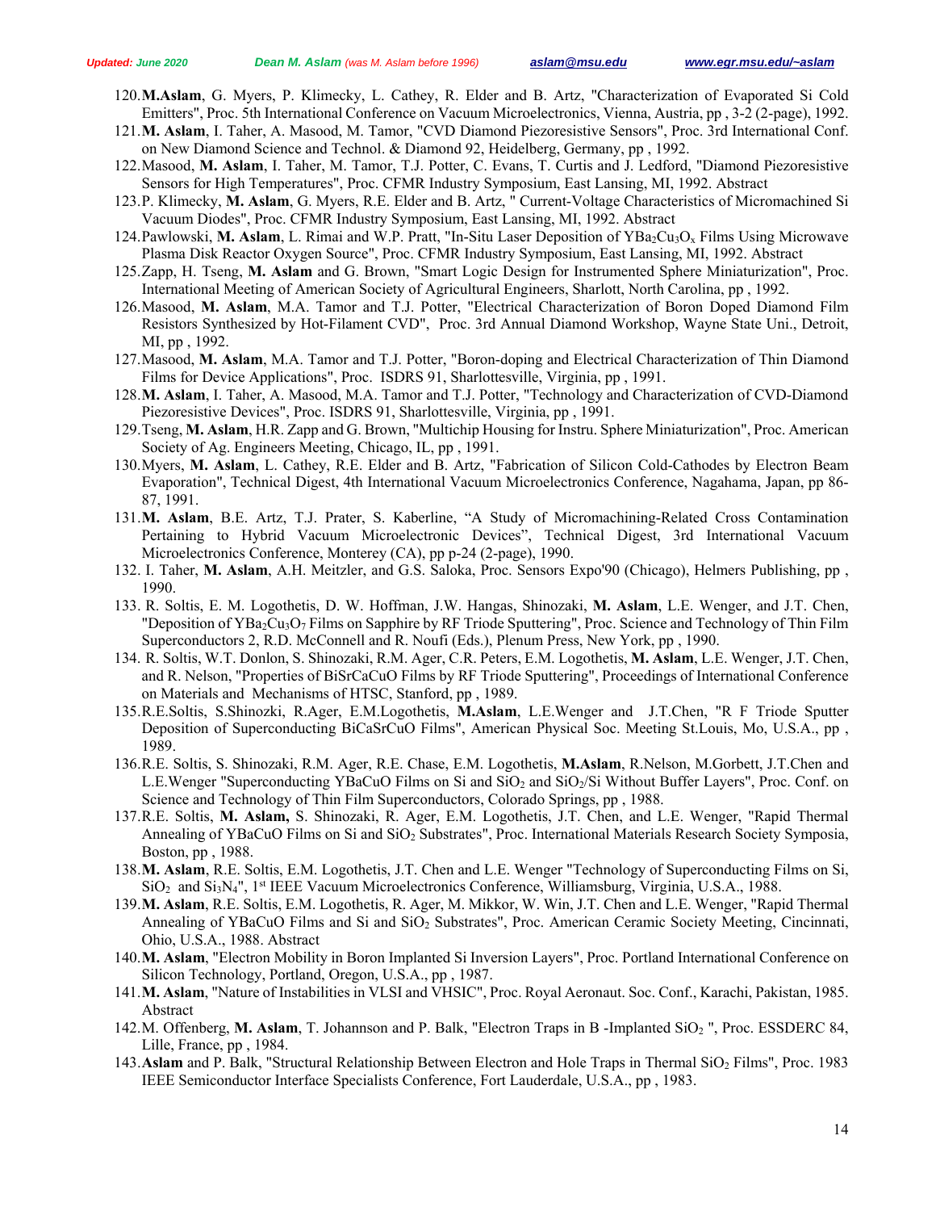120. **M.Aslam**, G. Myers, P. Klimecky, L. Cathey, R. Elder and B. Artz, "Characterization of Evaporated Si Cold Emitters", Proc. 5th International Conference on Vacuum Microelectronics, Vienna, Austria, pp , 3-2 (2-page), 1992.
121. **M. Aslam**, I. Taher, A. Masood, M. Tamor, "CVD Diamond Piezoresistive Sensors", Proc. 3rd International Conf. on New Diamond Science and Technol. & Diamond 92, Heidelberg, Germany, pp , 1992.
122. Masood, **M. Aslam**, I. Taher, M. Tamor, T.J. Potter, C. Evans, T. Curtis and J. Ledford, "Diamond Piezoresistive Sensors for High Temperatures", Proc. CFMR Industry Symposium, East Lansing, MI, 1992. Abstract
123. P. Klimecky, **M. Aslam**, G. Myers, R.E. Elder and B. Artz, " Current-Voltage Characteristics of Micromachined Si Vacuum Diodes", Proc. CFMR Industry Symposium, East Lansing, MI, 1992. Abstract
124. Pawlowski, **M. Aslam**, L. Rimai and W.P. Pratt, "In-Situ Laser Deposition of $YBa_2Cu_3O_x$ Films Using Microwave Plasma Disk Reactor Oxygen Source", Proc. CFMR Industry Symposium, East Lansing, MI, 1992. Abstract
125. Zapp, H. Tseng, **M. Aslam** and G. Brown, "Smart Logic Design for Instrumented Sphere Miniaturization", Proc. International Meeting of American Society of Agricultural Engineers, Sharlott, North Carolina, pp , 1992.
126. Masood, **M. Aslam**, M.A. Tamor and T.J. Potter, "Electrical Characterization of Boron Doped Diamond Film Resistors Synthesized by Hot-Filament CVD", Proc. 3rd Annual Diamond Workshop, Wayne State Uni., Detroit, MI, pp , 1992.
127. Masood, **M. Aslam**, M.A. Tamor and T.J. Potter, "Boron-doping and Electrical Characterization of Thin Diamond Films for Device Applications", Proc. ISDRS 91, Sharlottesville, Virginia, pp , 1991.
128. **M. Aslam**, I. Taher, A. Masood, M.A. Tamor and T.J. Potter, "Technology and Characterization of CVD-Diamond Piezoresistive Devices", Proc. ISDRS 91, Sharlottesville, Virginia, pp , 1991.
129. Tseng, **M. Aslam**, H.R. Zapp and G. Brown, "Multichip Housing for Instru. Sphere Miniaturization", Proc. American Society of Ag. Engineers Meeting, Chicago, IL, pp , 1991.
130. Myers, **M. Aslam**, L. Cathey, R.E. Elder and B. Artz, "Fabrication of Silicon Cold-Cathodes by Electron Beam Evaporation", Technical Digest, 4th International Vacuum Microelectronics Conference, Nagahama, Japan, pp 86-87, 1991.
131. **M. Aslam**, B.E. Artz, T.J. Prater, S. Kaberline, "A Study of Micromachining-Related Cross Contamination Pertaining to Hybrid Vacuum Microelectronic Devices", Technical Digest, 3rd International Vacuum Microelectronics Conference, Monterey (CA), pp p-24 (2-page), 1990.
132. I. Taher, **M. Aslam**, A.H. Meitzler, and G.S. Saloka, Proc. Sensors Expo'90 (Chicago), Helmers Publishing, pp , 1990.
133. R. Soltis, E. M. Logothetis, D. W. Hoffman, J.W. Hangas, Shinozaki, **M. Aslam**, L.E. Wenger, and J.T. Chen, "Deposition of $YBa_2Cu_3O_7$ Films on Sapphire by RF Triode Sputtering", Proc. Science and Technology of Thin Film Superconductors 2, R.D. McConnell and R. Noufi (Eds.), Plenum Press, New York, pp , 1990.
134. R. Soltis, W.T. Donlon, S. Shinozaki, R.M. Ager, C.R. Peters, E.M. Logothetis, **M. Aslam**, L.E. Wenger, J.T. Chen, and R. Nelson, "Properties of BiSrCaCuO Films by RF Triode Sputtering", Proceedings of International Conference on Materials and Mechanisms of HTSC, Stanford, pp , 1989.
135. R.E.Soltis, S.Shinozki, R.Ager, E.M.Logothetis, **M.Aslam**, L.E.Wenger and J.T.Chen, "R F Triode Sputter Deposition of Superconducting BiCaSrCuO Films", American Physical Soc. Meeting St.Louis, Mo, U.S.A., pp , 1989.
136. R.E. Soltis, S. Shinozaki, R.M. Ager, R.E. Chase, E.M. Logothetis, **M.Aslam**, R.Nelson, M.Gorbett, J.T.Chen and L.E.Wenger "Superconducting YBaCuO Films on Si and $SiO_2$ and $SiO_2$/Si Without Buffer Layers", Proc. Conf. on Science and Technology of Thin Film Superconductors, Colorado Springs, pp , 1988.
137. R.E. Soltis, **M. Aslam,** S. Shinozaki, R. Ager, E.M. Logothetis, J.T. Chen, and L.E. Wenger, "Rapid Thermal Annealing of YBaCuO Films on Si and $SiO_2$ Substrates", Proc. International Materials Research Society Symposia, Boston, pp , 1988.
138. **M. Aslam**, R.E. Soltis, E.M. Logothetis, J.T. Chen and L.E. Wenger "Technology of Superconducting Films on Si, $SiO_2$ and $Si_3N_4$", 1st IEEE Vacuum Microelectronics Conference, Williamsburg, Virginia, U.S.A., 1988.
139. **M. Aslam**, R.E. Soltis, E.M. Logothetis, R. Ager, M. Mikkor, W. Win, J.T. Chen and L.E. Wenger, "Rapid Thermal Annealing of YBaCuO Films and Si and $SiO_2$ Substrates", Proc. American Ceramic Society Meeting, Cincinnati, Ohio, U.S.A., 1988. Abstract
140. **M. Aslam**, "Electron Mobility in Boron Implanted Si Inversion Layers", Proc. Portland International Conference on Silicon Technology, Portland, Oregon, U.S.A., pp , 1987.
141. **M. Aslam**, "Nature of Instabilities in VLSI and VHSIC", Proc. Royal Aeronaut. Soc. Conf., Karachi, Pakistan, 1985. Abstract
142. M. Offenberg, **M. Aslam**, T. Johannson and P. Balk, "Electron Traps in B -Implanted $SiO_2$ ", Proc. ESSDERC 84, Lille, France, pp , 1984.
143. **Aslam** and P. Balk, "Structural Relationship Between Electron and Hole Traps in Thermal $SiO_2$ Films", Proc. 1983 IEEE Semiconductor Interface Specialists Conference, Fort Lauderdale, U.S.A., pp , 1983.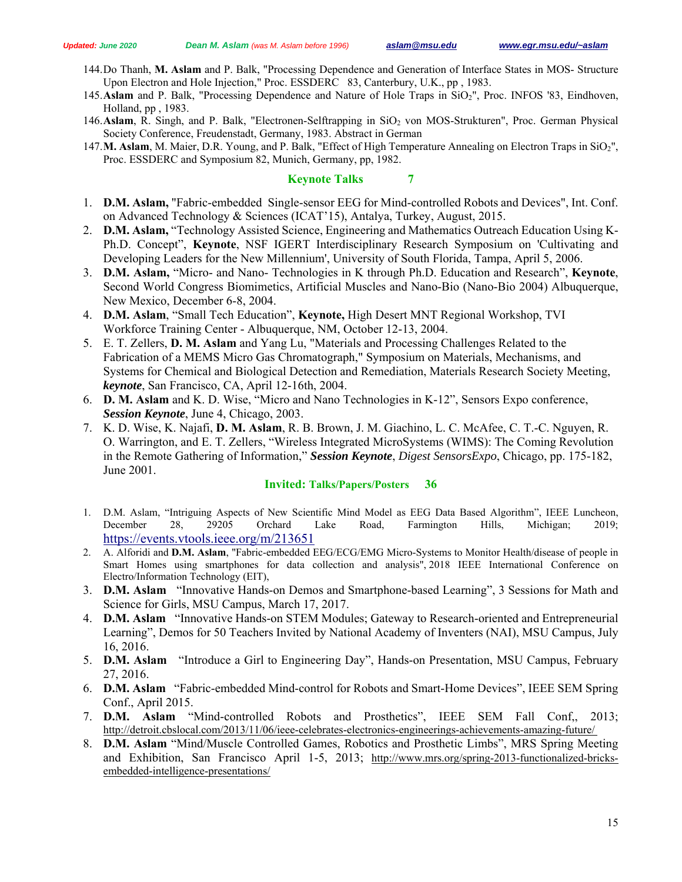144. Do Thanh, **M. Aslam** and P. Balk, "Processing Dependence and Generation of Interface States in MOS- Structure Upon Electron and Hole Injection," Proc. ESSDERC 83, Canterbury, U.K., pp , 1983.
145. **Aslam** and P. Balk, "Processing Dependence and Nature of Hole Traps in $SiO_2$", Proc. INFOS '83, Eindhoven, Holland, pp , 1983.
146. **Aslam**, R. Singh, and P. Balk, "Electronen-Selftrapping in $SiO_2$ von MOS-Strukturen", Proc. German Physical Society Conference, Freudenstadt, Germany, 1983. Abstract in German
147. **M. Aslam**, M. Maier, D.R. Young, and P. Balk, "Effect of High Temperature Annealing on Electron Traps in $SiO_2$", Proc. ESSDERC and Symposium 82, Munich, Germany, pp, 1982.

## Keynote Talks 7

1. **D.M. Aslam,** "Fabric-embedded Single-sensor EEG for Mind-controlled Robots and Devices", Int. Conf. on Advanced Technology & Sciences (ICAT'15), Antalya, Turkey, August, 2015.
2. **D.M. Aslam,** "Technology Assisted Science, Engineering and Mathematics Outreach Education Using K-Ph.D. Concept", **Keynote**, NSF IGERT Interdisciplinary Research Symposium on 'Cultivating and Developing Leaders for the New Millennium', University of South Florida, Tampa, April 5, 2006.
3. **D.M. Aslam,** "Micro- and Nano- Technologies in K through Ph.D. Education and Research", **Keynote**, Second World Congress Biomimetics, Artificial Muscles and Nano-Bio (Nano-Bio 2004) Albuquerque, New Mexico, December 6-8, 2004.
4. **D.M. Aslam**, "Small Tech Education", **Keynote,** High Desert MNT Regional Workshop, TVI Workforce Training Center - Albuquerque, NM, October 12-13, 2004.
5. E. T. Zellers, **D. M. Aslam** and Yang Lu, "Materials and Processing Challenges Related to the Fabrication of a MEMS Micro Gas Chromatograph," Symposium on Materials, Mechanisms, and Systems for Chemical and Biological Detection and Remediation, Materials Research Society Meeting, ***keynote***, San Francisco, CA, April 12-16th, 2004.
6. **D. M. Aslam** and K. D. Wise, "Micro and Nano Technologies in K-12", Sensors Expo conference, ***Session Keynote***, June 4, Chicago, 2003.
7. K. D. Wise, K. Najafi, **D. M. Aslam**, R. B. Brown, J. M. Giachino, L. C. McAfee, C. T.-C. Nguyen, R. O. Warrington, and E. T. Zellers, "Wireless Integrated MicroSystems (WIMS): The Coming Revolution in the Remote Gathering of Information," ***Session Keynote***, *Digest SensorsExpo*, Chicago, pp. 175-182, June 2001.

## Invited: Talks/Papers/Posters 36

1. D.M. Aslam, "Intriguing Aspects of New Scientific Mind Model as EEG Data Based Algorithm", IEEE Luncheon, December 28, 29205 Orchard Lake Road, Farmington Hills, Michigan; 2019; https://events.vtools.ieee.org/m/213651
2. A. Alforidi and **D.M. Aslam**, "Fabric-embedded EEG/ECG/EMG Micro-Systems to Monitor Health/disease of people in Smart Homes using smartphones for data collection and analysis", 2018 IEEE International Conference on Electro/Information Technology (EIT),
3. **D.M. Aslam** "Innovative Hands-on Demos and Smartphone-based Learning", 3 Sessions for Math and Science for Girls, MSU Campus, March 17, 2017.
4. **D.M. Aslam** "Innovative Hands-on STEM Modules; Gateway to Research-oriented and Entrepreneurial Learning", Demos for 50 Teachers Invited by National Academy of Inventers (NAI), MSU Campus, July 16, 2016.
5. **D.M. Aslam** "Introduce a Girl to Engineering Day", Hands-on Presentation, MSU Campus, February 27, 2016.
6. **D.M. Aslam** "Fabric-embedded Mind-control for Robots and Smart-Home Devices", IEEE SEM Spring Conf., April 2015.
7. **D.M. Aslam** "Mind-controlled Robots and Prosthetics", IEEE SEM Fall Conf,, 2013; http://detroit.cbslocal.com/2013/11/06/ieee-celebrates-electronics-engineerings-achievements-amazing-future/
8. **D.M. Aslam** "Mind/Muscle Controlled Games, Robotics and Prosthetic Limbs", MRS Spring Meeting and Exhibition, San Francisco April 1-5, 2013; http://www.mrs.org/spring-2013-functionalized-bricks-embedded-intelligence-presentations/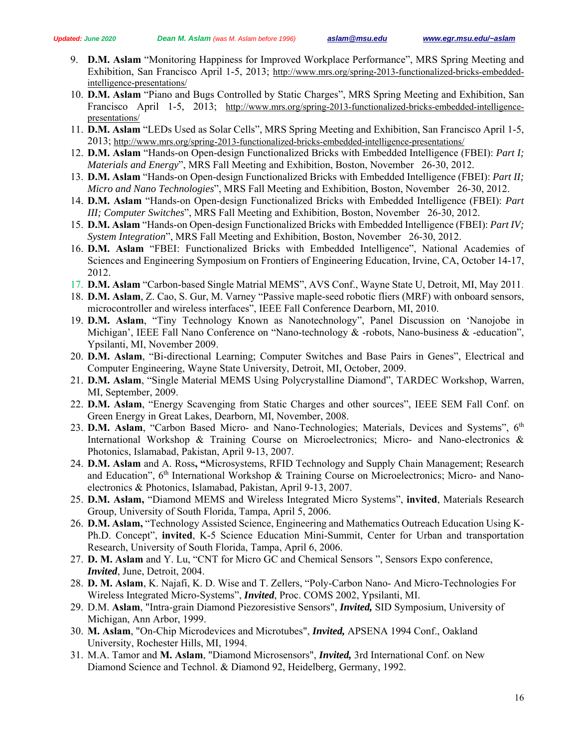9. **D.M. Aslam** "Monitoring Happiness for Improved Workplace Performance", MRS Spring Meeting and Exhibition, San Francisco April 1-5, 2013; http://www.mrs.org/spring-2013-functionalized-bricks-embedded-intelligence-presentations/
10. **D.M. Aslam** "Piano and Bugs Controlled by Static Charges", MRS Spring Meeting and Exhibition, San Francisco April 1-5, 2013; http://www.mrs.org/spring-2013-functionalized-bricks-embedded-intelligence-presentations/
11. **D.M. Aslam** "LEDs Used as Solar Cells", MRS Spring Meeting and Exhibition, San Francisco April 1-5, 2013; http://www.mrs.org/spring-2013-functionalized-bricks-embedded-intelligence-presentations/
12. **D.M. Aslam** "Hands-on Open-design Functionalized Bricks with Embedded Intelligence (FBEI): *Part I; Materials and Energy*", MRS Fall Meeting and Exhibition, Boston, November 26-30, 2012.
13. **D.M. Aslam** "Hands-on Open-design Functionalized Bricks with Embedded Intelligence (FBEI): *Part II; Micro and Nano Technologies*", MRS Fall Meeting and Exhibition, Boston, November 26-30, 2012.
14. **D.M. Aslam** "Hands-on Open-design Functionalized Bricks with Embedded Intelligence (FBEI): *Part III; Computer Switches*", MRS Fall Meeting and Exhibition, Boston, November 26-30, 2012.
15. **D.M. Aslam** "Hands-on Open-design Functionalized Bricks with Embedded Intelligence (FBEI): *Part IV; System Integration*", MRS Fall Meeting and Exhibition, Boston, November 26-30, 2012.
16. **D.M. Aslam** "FBEI: Functionalized Bricks with Embedded Intelligence", National Academies of Sciences and Engineering Symposium on Frontiers of Engineering Education, Irvine, CA, October 14-17, 2012.
17. **D.M. Aslam** "Carbon-based Single Matrial MEMS", AVS Conf., Wayne State U, Detroit, MI, May 2011.
18. **D.M. Aslam**, Z. Cao, S. Gur, M. Varney "Passive maple-seed robotic fliers (MRF) with onboard sensors, microcontroller and wireless interfaces", IEEE Fall Conference Dearborn, MI, 2010.
19. **D.M. Aslam**, "Tiny Technology Known as Nanotechnology", Panel Discussion on 'Nanojobe in Michigan', IEEE Fall Nano Conference on "Nano-technology & -robots, Nano-business & -education", Ypsilanti, MI, November 2009.
20. **D.M. Aslam**, "Bi-directional Learning; Computer Switches and Base Pairs in Genes", Electrical and Computer Engineering, Wayne State University, Detroit, MI, October, 2009.
21. **D.M. Aslam**, "Single Material MEMS Using Polycrystalline Diamond", TARDEC Workshop, Warren, MI, September, 2009.
22. **D.M. Aslam**, "Energy Scavenging from Static Charges and other sources", IEEE SEM Fall Conf. on Green Energy in Great Lakes, Dearborn, MI, November, 2008.
23. **D.M. Aslam**, "Carbon Based Micro- and Nano-Technologies; Materials, Devices and Systems", 6th International Workshop & Training Course on Microelectronics; Micro- and Nano-electronics & Photonics, Islamabad, Pakistan, April 9-13, 2007.
24. **D.M. Aslam** and A. Ross**, "**Microsystems, RFID Technology and Supply Chain Management; Research and Education", 6th International Workshop & Training Course on Microelectronics; Micro- and Nano-electronics & Photonics, Islamabad, Pakistan, April 9-13, 2007.
25. **D.M. Aslam,** "Diamond MEMS and Wireless Integrated Micro Systems", **invited**, Materials Research Group, University of South Florida, Tampa, April 5, 2006.
26. **D.M. Aslam,** "Technology Assisted Science, Engineering and Mathematics Outreach Education Using K-Ph.D. Concept", **invited**, K-5 Science Education Mini-Summit, Center for Urban and transportation Research, University of South Florida, Tampa, April 6, 2006.
27. **D. M. Aslam** and Y. Lu, "CNT for Micro GC and Chemical Sensors ", Sensors Expo conference, ***Invited***, June, Detroit, 2004.
28. **D. M. Aslam**, K. Najafi, K. D. Wise and T. Zellers, "Poly-Carbon Nano- And Micro-Technologies For Wireless Integrated Micro-Systems", ***Invited***, Proc. COMS 2002, Ypsilanti, MI.
29. D.M. **Aslam**, "Intra-grain Diamond Piezoresistive Sensors", ***Invited,*** SID Symposium, University of Michigan, Ann Arbor, 1999.
30. **M. Aslam**, "On-Chip Microdevices and Microtubes", ***Invited,*** APSENA 1994 Conf., Oakland University, Rochester Hills, MI, 1994.
31. M.A. Tamor and **M. Aslam**, "Diamond Microsensors", ***Invited,*** 3rd International Conf. on New Diamond Science and Technol. & Diamond 92, Heidelberg, Germany, 1992.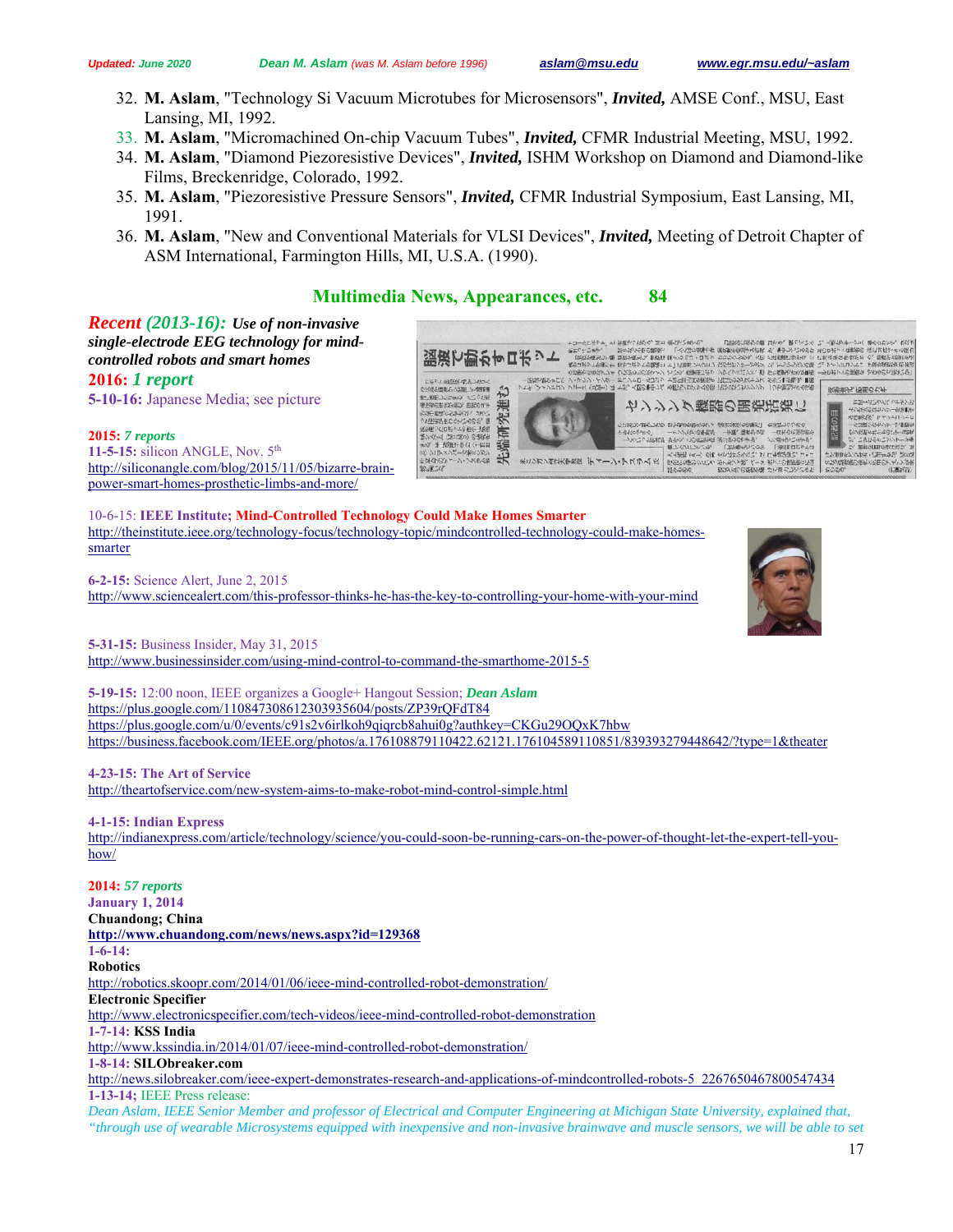32. **M. Aslam**, "Technology Si Vacuum Microtubes for Microsensors", ***Invited,*** AMSE Conf., MSU, East Lansing, MI, 1992.
33. **M. Aslam**, "Micromachined On-chip Vacuum Tubes", ***Invited,*** CFMR Industrial Meeting, MSU, 1992.
34. **M. Aslam**, "Diamond Piezoresistive Devices", ***Invited,*** ISHM Workshop on Diamond and Diamond-like Films, Breckenridge, Colorado, 1992.
35. **M. Aslam**, "Piezoresistive Pressure Sensors", ***Invited,*** CFMR Industrial Symposium, East Lansing, MI, 1991.
36. **M. Aslam**, "New and Conventional Materials for VLSI Devices", ***Invited,*** Meeting of Detroit Chapter of ASM International, Farmington Hills, MI, U.S.A. (1990).

## Multimedia News, Appearances, etc. 84

***Recent (2013-16):*** ***Use of non-invasive single-electrode EEG technology for mind-controlled robots and smart homes***

***2016: 1 report***

**5-10-16:** Japanese Media; see picture

***2015: 7 reports***

**11-5-15:** silicon ANGLE, Nov. 5th
http://siliconangle.com/blog/2015/11/05/bizarre-brain-power-smart-homes-prosthetic-limbs-and-more/

10-6-15: **IEEE Institute; Mind-Controlled Technology Could Make Homes Smarter**
http://theinstitute.ieee.org/technology-focus/technology-topic/mindcontrolled-technology-could-make-homes-smarter

**6-2-15:** Science Alert, June 2, 2015
http://www.sciencealert.com/this-professor-thinks-he-has-the-key-to-controlling-your-home-with-your-mind

**5-31-15:** Business Insider, May 31, 2015
http://www.businessinsider.com/using-mind-control-to-command-the-smarthome-2015-5

**5-19-15:** 12:00 noon, IEEE organizes a Google+ Hangout Session; ***Dean Aslam***
https://plus.google.com/110847308612303935604/posts/ZP39rQFdT84
https://plus.google.com/u/0/events/c91s2v6irlkoh9qiqrcb8ahui0g?authkey=CKGu29OQxK7hbw
https://business.facebook.com/IEEE.org/photos/a.176108879110422.62121.176104589110851/839393279448642/?type=1&theater

**4-23-15: The Art of Service**
http://theartofservice.com/new-system-aims-to-make-robot-mind-control-simple.html

**4-1-15: Indian Express**
http://indianexpress.com/article/technology/science/you-could-soon-be-running-cars-on-the-power-of-thought-let-the-expert-tell-you-how/

***2014: 57 reports***

**January 1, 2014**
**Chuandong; China**
**http://www.chuandong.com/news/news.aspx?id=129368**

**1-6-14:**
**Robotics**
http://robotics.skoopr.com/2014/01/06/ieee-mind-controlled-robot-demonstration/
**Electronic Specifier**
http://www.electronicspecifier.com/tech-videos/ieee-mind-controlled-robot-demonstration

**1-7-14: KSS India**
http://www.kssindia.in/2014/01/07/ieee-mind-controlled-robot-demonstration/

**1-8-14: SILObreaker.com**
http://news.silobreaker.com/ieee-expert-demonstrates-research-and-applications-of-mindcontrolled-robots-5_2267650467800547434

**1-13-14;** IEEE Press release:
*Dean Aslam, IEEE Senior Member and professor of Electrical and Computer Engineering at Michigan State University, explained that, "through use of wearable Microsystems equipped with inexpensive and non-invasive brainwave and muscle sensors, we will be able to set*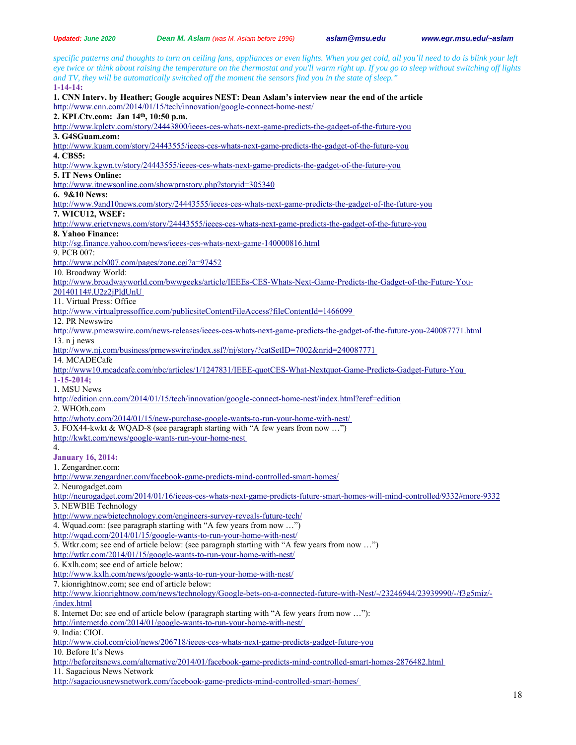*specific patterns and thoughts to turn on ceiling fans, appliances or even lights. When you get cold, all you'll need to do is blink your left eye twice or think about raising the temperature on the thermostat and you'll warm right up. If you go to sleep without switching off lights and TV, they will be automatically switched off the moment the sensors find you in the state of sleep."*

**1-14-14:**

**1. CNN Interv. by Heather; Google acquires NEST: Dean Aslam's interview near the end of the article**
http://www.cnn.com/2014/01/15/tech/innovation/google-connect-home-nest/

**2. KPLCtv.com: Jan 14th, 10:50 p.m.**
http://www.kplctv.com/story/24443800/ieees-ces-whats-next-game-predicts-the-gadget-of-the-future-you

**3. G4SGuam.com:**
http://www.kuam.com/story/24443555/ieees-ces-whats-next-game-predicts-the-gadget-of-the-future-you

**4. CBS5:**
http://www.kgwn.tv/story/24443555/ieees-ces-whats-next-game-predicts-the-gadget-of-the-future-you

**5. IT News Online:**
http://www.itnewsonline.com/showprnstory.php?storyid=305340

**6. 9&10 News:**
http://www.9and10news.com/story/24443555/ieees-ces-whats-next-game-predicts-the-gadget-of-the-future-you

**7. WICU12, WSEF:**
http://www.erietvnews.com/story/24443555/ieees-ces-whats-next-game-predicts-the-gadget-of-the-future-you

**8. Yahoo Finance:**
http://sg.finance.yahoo.com/news/ieees-ces-whats-next-game-140000816.html

9. PCB 007:
http://www.pcb007.com/pages/zone.cgi?a=97452

10. Broadway World:
http://www.broadwayworld.com/bwwgeeks/article/IEEEs-CES-Whats-Next-Game-Predicts-the-Gadget-of-the-Future-You-20140114#.U2z2jPldUnU

11. Virtual Press: Office
http://www.virtualpressoffice.com/publicsiteContentFileAccess?fileContentId=1466099

12. PR Newswire
http://www.prnewswire.com/news-releases/ieees-ces-whats-next-game-predicts-the-gadget-of-the-future-you-240087771.html

13. n j news
http://www.nj.com/business/prnewswire/index.ssf?/nj/story/?catSetID=7002&nrid=240087771

14. MCADECafe
http://www10.mcadcafe.com/nbc/articles/1/1247831/IEEE-quotCES-What-Nextquot-Game-Predicts-Gadget-Future-You

**1-15-2014;**

1. MSU News
http://edition.cnn.com/2014/01/15/tech/innovation/google-connect-home-nest/index.html?eref=edition

2. WHOth.com
http://whotv.com/2014/01/15/new-purchase-google-wants-to-run-your-home-with-nest/

3. FOX44-kwkt & WQAD-8 (see paragraph starting with "A few years from now …")
http://kwkt.com/news/google-wants-run-your-home-nest

4.

**January 16, 2014:**

1. Zengardner.com:
http://www.zengardner.com/facebook-game-predicts-mind-controlled-smart-homes/

2. Neurogadget.com
http://neurogadget.com/2014/01/16/ieees-ces-whats-next-game-predicts-future-smart-homes-will-mind-controlled/9332#more-9332

3. NEWBIE Technology
http://www.newbietechnology.com/engineers-survey-reveals-future-tech/

4. Wquad.com: (see paragraph starting with "A few years from now …")
http://wqad.com/2014/01/15/google-wants-to-run-your-home-with-nest/

5. Wtkr.com; see end of article below: (see paragraph starting with "A few years from now …")
http://wtkr.com/2014/01/15/google-wants-to-run-your-home-with-nest/

6. Kxlh.com; see end of article below:
http://www.kxlh.com/news/google-wants-to-run-your-home-with-nest/

7. kionrightnow.com; see end of article below:
http://www.kionrightnow.com/news/technology/Google-bets-on-a-connected-future-with-Nest/-/23246944/23939990/-/f3g5miz/-/index.html

8. Internet Do; see end of article below (paragraph starting with "A few years from now …"):
http://internetdo.com/2014/01/google-wants-to-run-your-home-with-nest/

9. India: CIOL
http://www.ciol.com/ciol/news/206718/ieees-ces-whats-next-game-predicts-gadget-future-you

10. Before It's News
http://beforeitsnews.com/alternative/2014/01/facebook-game-predicts-mind-controlled-smart-homes-2876482.html

11. Sagacious News Network
http://sagaciousnewsnetwork.com/facebook-game-predicts-mind-controlled-smart-homes/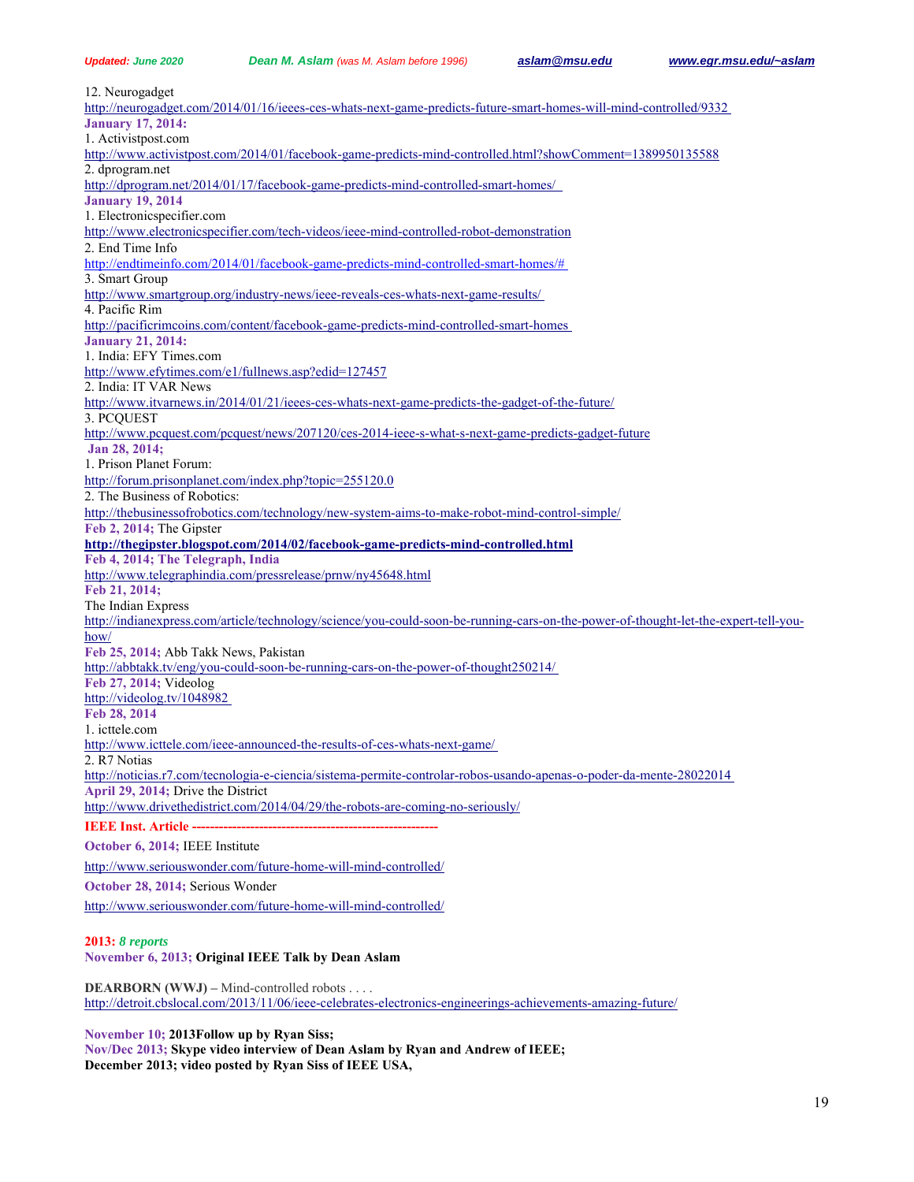12. Neurogadget
http://neurogadget.com/2014/01/16/ieees-ces-whats-next-game-predicts-future-smart-homes-will-mind-controlled/9332

**January 17, 2014:**

1. Activistpost.com
http://www.activistpost.com/2014/01/facebook-game-predicts-mind-controlled.html?showComment=1389950135588
2. dprogram.net
http://dprogram.net/2014/01/17/facebook-game-predicts-mind-controlled-smart-homes/

**January 19, 2014**

1. Electronicspecifier.com
http://www.electronicspecifier.com/tech-videos/ieee-mind-controlled-robot-demonstration
2. End Time Info
http://endtimeinfo.com/2014/01/facebook-game-predicts-mind-controlled-smart-homes/#
3. Smart Group
http://www.smartgroup.org/industry-news/ieee-reveals-ces-whats-next-game-results/
4. Pacific Rim
http://pacificrimcoins.com/content/facebook-game-predicts-mind-controlled-smart-homes

**January 21, 2014:**

1. India: EFY Times.com
http://www.efytimes.com/e1/fullnews.asp?edid=127457
2. India: IT VAR News
http://www.itvarnews.in/2014/01/21/ieees-ces-whats-next-game-predicts-the-gadget-of-the-future/
3. PCQUEST
http://www.pcquest.com/pcquest/news/207120/ces-2014-ieee-s-what-s-next-game-predicts-gadget-future

**Jan 28, 2014;**

1. Prison Planet Forum:
http://forum.prisonplanet.com/index.php?topic=255120.0
2. The Business of Robotics:
http://thebusinessofrobotics.com/technology/new-system-aims-to-make-robot-mind-control-simple/

**Feb 2, 2014;** The Gipster
**http://thegipster.blogspot.com/2014/02/facebook-game-predicts-mind-controlled.html**

**Feb 4, 2014; The Telegraph, India**
http://www.telegraphindia.com/pressrelease/prnw/ny45648.html

**Feb 21, 2014;**
The Indian Express
http://indianexpress.com/article/technology/science/you-could-soon-be-running-cars-on-the-power-of-thought-let-the-expert-tell-you-how/

**Feb 25, 2014;** Abb Takk News, Pakistan
http://abbtakk.tv/eng/you-could-soon-be-running-cars-on-the-power-of-thought250214/

**Feb 27, 2014;** Videolog
http://videolog.tv/1048982

**Feb 28, 2014**

1. icttele.com
http://www.icttele.com/ieee-announced-the-results-of-ces-whats-next-game/
2. R7 Notias
http://noticias.r7.com/tecnologia-e-ciencia/sistema-permite-controlar-robos-usando-apenas-o-poder-da-mente-28022014

**April 29, 2014;** Drive the District
http://www.drivethedistrict.com/2014/04/29/the-robots-are-coming-no-seriously/

**IEEE Inst. Article -----------------------------------------------------**

**October 6, 2014;** IEEE Institute

http://www.seriouswonder.com/future-home-will-mind-controlled/

**October 28, 2014;** Serious Wonder

http://www.seriouswonder.com/future-home-will-mind-controlled/

**2013:** ***8 reports***

**November 6, 2013; Original IEEE Talk by Dean Aslam**

**DEARBORN (WWJ) –** Mind-controlled robots . . . .
http://detroit.cbslocal.com/2013/11/06/ieee-celebrates-electronics-engineerings-achievements-amazing-future/

**November 10; 2013Follow up by Ryan Siss;**
**Nov/Dec 2013; Skype video interview of Dean Aslam by Ryan and Andrew of IEEE;**
**December 2013; video posted by Ryan Siss of IEEE USA,**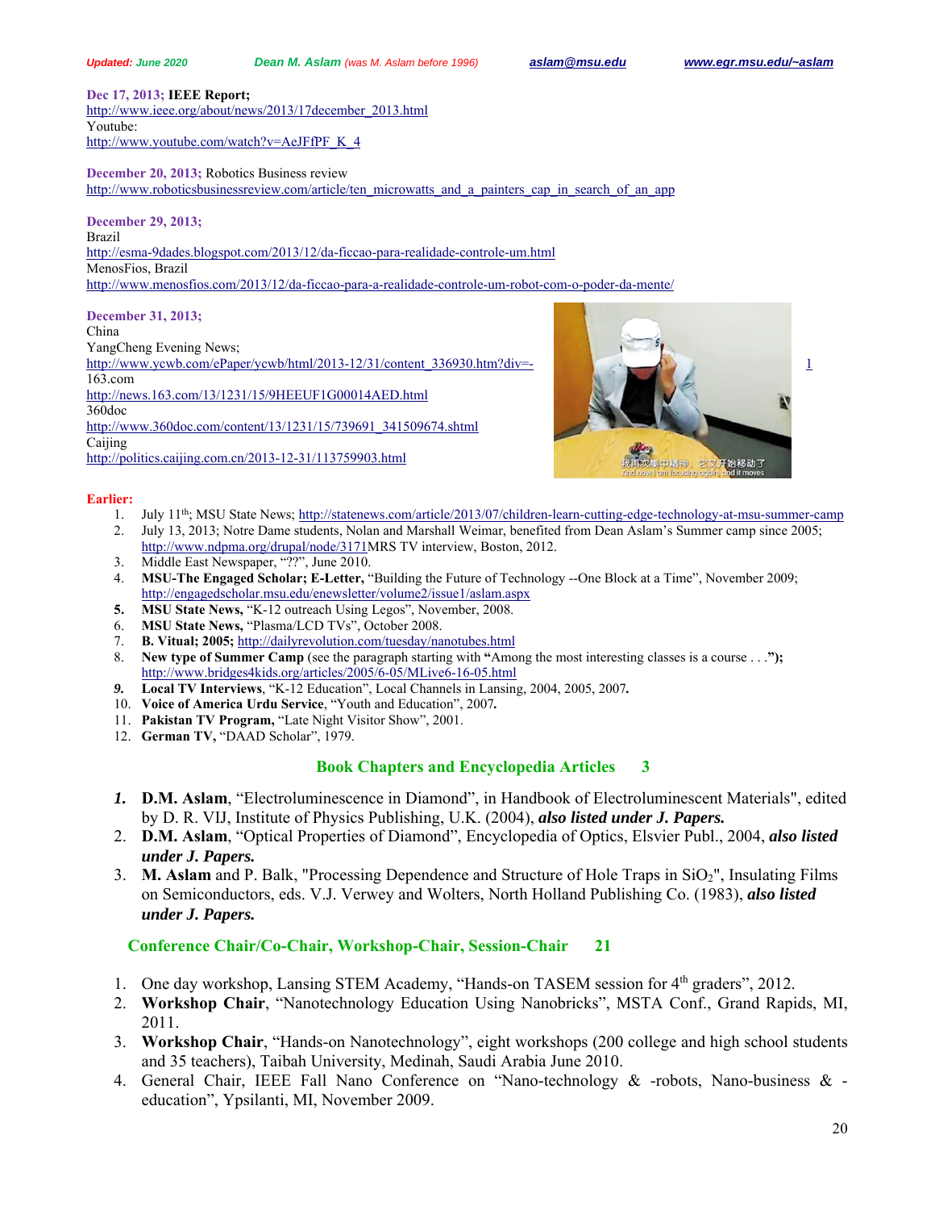**Dec 17, 2013; IEEE Report;**
http://www.ieee.org/about/news/2013/17december_2013.html
Youtube:
http://www.youtube.com/watch?v=AeJFfPF_K_4

**December 20, 2013;** Robotics Business review
http://www.roboticsbusinessreview.com/article/ten_microwatts_and_a_painters_cap_in_search_of_an_app

**December 29, 2013;**
Brazil
http://esma-9dades.blogspot.com/2013/12/da-ficcao-para-realidade-controle-um.html
MenosFios, Brazil
http://www.menosfios.com/2013/12/da-ficcao-para-a-realidade-controle-um-robot-com-o-poder-da-mente/

**December 31, 2013;**
China
YangCheng Evening News;
http://www.ycwb.com/ePaper/ycwb/html/2013-12/31/content_336930.htm?div=-1
163.com
http://news.163.com/13/1231/15/9HEEUF1G00014AED.html
360doc
http://www.360doc.com/content/13/1231/15/739691_341509674.shtml
Caijing
http://politics.caijing.com.cn/2013-12-31/113759903.html

**Earlier:**

1. July 11th; MSU State News; http://statenews.com/article/2013/07/children-learn-cutting-edge-technology-at-msu-summer-camp
2. July 13, 2013; Notre Dame students, Nolan and Marshall Weimar, benefited from Dean Aslam's Summer camp since 2005; http://www.ndpma.org/drupal/node/3171MRS TV interview, Boston, 2012.
3. Middle East Newspaper, "??", June 2010.
4. **MSU-The Engaged Scholar; E-Letter,** "Building the Future of Technology --One Block at a Time", November 2009; http://engagedscholar.msu.edu/enewsletter/volume2/issue1/aslam.aspx
5. **MSU State News,** "K-12 outreach Using Legos", November, 2008.
6. **MSU State News,** "Plasma/LCD TVs", October 2008.
7. **B. Vitual; 2005;** http://dailyrevolution.com/tuesday/nanotubes.html
8. **New type of Summer Camp** (see the paragraph starting with **"**Among the most interesting classes is a course . . .**");** http://www.bridges4kids.org/articles/2005/6-05/MLive6-16-05.html
9. **Local TV Interviews**, "K-12 Education", Local Channels in Lansing, 2004, 2005, 2007**.**
10. **Voice of America Urdu Service**, "Youth and Education", 2007**.**
11. **Pakistan TV Program,** "Late Night Visitor Show", 2001.
12. **German TV,** "DAAD Scholar", 1979.

## Book Chapters and Encyclopedia Articles 3

1. **D.M. Aslam**, "Electroluminescence in Diamond", in Handbook of Electroluminescent Materials", edited by D. R. VIJ, Institute of Physics Publishing, U.K. (2004), ***also listed under J. Papers.***
2. **D.M. Aslam**, "Optical Properties of Diamond", Encyclopedia of Optics, Elsvier Publ., 2004, ***also listed under J. Papers.***
3. **M. Aslam** and P. Balk, "Processing Dependence and Structure of Hole Traps in $SiO_2$", Insulating Films on Semiconductors, eds. V.J. Verwey and Wolters, North Holland Publishing Co. (1983), ***also listed under J. Papers.***

## Conference Chair/Co-Chair, Workshop-Chair, Session-Chair 21

1. One day workshop, Lansing STEM Academy, "Hands-on TASEM session for 4th graders", 2012.
2. **Workshop Chair**, "Nanotechnology Education Using Nanobricks", MSTA Conf., Grand Rapids, MI, 2011.
3. **Workshop Chair**, "Hands-on Nanotechnology", eight workshops (200 college and high school students and 35 teachers), Taibah University, Medinah, Saudi Arabia June 2010.
4. General Chair, IEEE Fall Nano Conference on "Nano-technology & -robots, Nano-business & -education", Ypsilanti, MI, November 2009.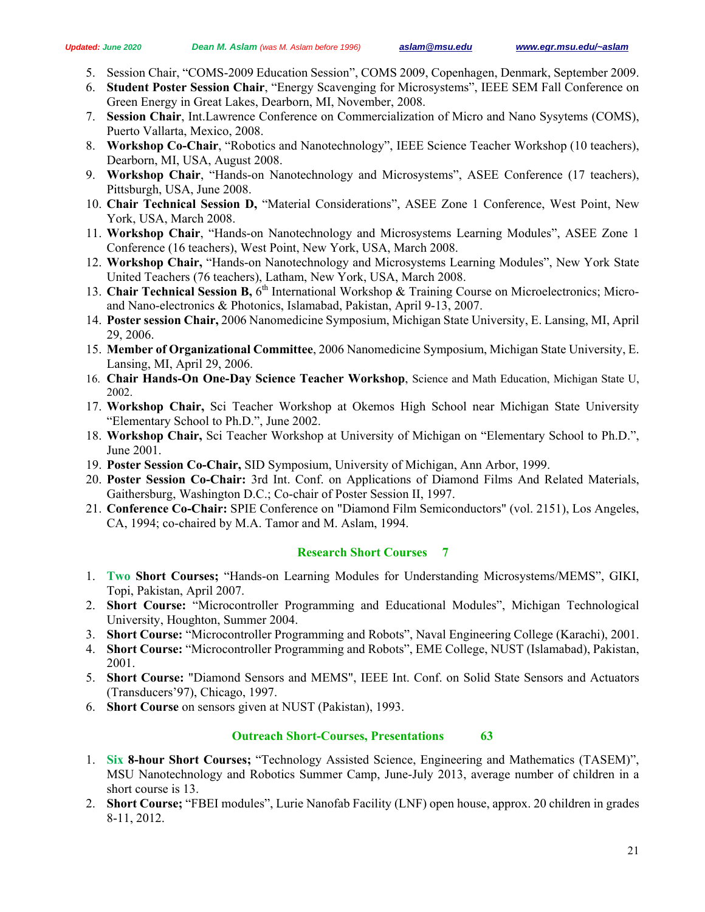5. Session Chair, “COMS-2009 Education Session”, COMS 2009, Copenhagen, Denmark, September 2009.
6. **Student Poster Session Chair**, “Energy Scavenging for Microsystems”, IEEE SEM Fall Conference on Green Energy in Great Lakes, Dearborn, MI, November, 2008.
7. **Session Chair**, Int.Lawrence Conference on Commercialization of Micro and Nano Sysytems (COMS), Puerto Vallarta, Mexico, 2008.
8. **Workshop Co-Chair**, “Robotics and Nanotechnology”, IEEE Science Teacher Workshop (10 teachers), Dearborn, MI, USA, August 2008.
9. **Workshop Chair**, “Hands-on Nanotechnology and Microsystems”, ASEE Conference (17 teachers), Pittsburgh, USA, June 2008.
10. **Chair Technical Session D,** “Material Considerations”, ASEE Zone 1 Conference, West Point, New York, USA, March 2008.
11. **Workshop Chair**, “Hands-on Nanotechnology and Microsystems Learning Modules”, ASEE Zone 1 Conference (16 teachers), West Point, New York, USA, March 2008.
12. **Workshop Chair,** “Hands-on Nanotechnology and Microsystems Learning Modules”, New York State United Teachers (76 teachers), Latham, New York, USA, March 2008.
13. **Chair Technical Session B,** 6th International Workshop & Training Course on Microelectronics; Micro- and Nano-electronics & Photonics, Islamabad, Pakistan, April 9-13, 2007.
14. **Poster session Chair,** 2006 Nanomedicine Symposium, Michigan State University, E. Lansing, MI, April 29, 2006.
15. **Member of Organizational Committee**, 2006 Nanomedicine Symposium, Michigan State University, E. Lansing, MI, April 29, 2006.
16. **Chair Hands-On One-Day Science Teacher Workshop**, Science and Math Education, Michigan State U, 2002.
17. **Workshop Chair,** Sci Teacher Workshop at Okemos High School near Michigan State University “Elementary School to Ph.D.”, June 2002.
18. **Workshop Chair,** Sci Teacher Workshop at University of Michigan on “Elementary School to Ph.D.”, June 2001.
19. **Poster Session Co-Chair,** SID Symposium, University of Michigan, Ann Arbor, 1999.
20. **Poster Session Co-Chair:** 3rd Int. Conf. on Applications of Diamond Films And Related Materials, Gaithersburg, Washington D.C.; Co-chair of Poster Session II, 1997.
21. **Conference Co-Chair:** SPIE Conference on "Diamond Film Semiconductors" (vol. 2151), Los Angeles, CA, 1994; co-chaired by M.A. Tamor and M. Aslam, 1994.

## Research Short Courses 7

1. **Two Short Courses;** “Hands-on Learning Modules for Understanding Microsystems/MEMS”, GIKI, Topi, Pakistan, April 2007.
2. **Short Course:** “Microcontroller Programming and Educational Modules”, Michigan Technological University, Houghton, Summer 2004.
3. **Short Course:** “Microcontroller Programming and Robots”, Naval Engineering College (Karachi), 2001.
4. **Short Course:** “Microcontroller Programming and Robots”, EME College, NUST (Islamabad), Pakistan, 2001.
5. **Short Course:** "Diamond Sensors and MEMS", IEEE Int. Conf. on Solid State Sensors and Actuators (Transducers’97), Chicago, 1997.
6. **Short Course** on sensors given at NUST (Pakistan), 1993.

## Outreach Short-Courses, Presentations 63

1. **Six 8-hour Short Courses;** “Technology Assisted Science, Engineering and Mathematics (TASEM)”, MSU Nanotechnology and Robotics Summer Camp, June-July 2013, average number of children in a short course is 13.
2. **Short Course;** “FBEI modules”, Lurie Nanofab Facility (LNF) open house, approx. 20 children in grades 8-11, 2012.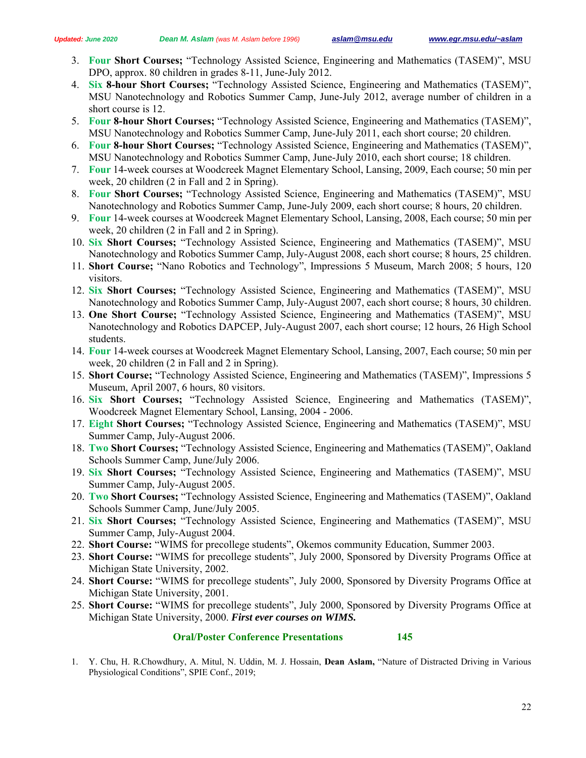3. **Four Short Courses;** "Technology Assisted Science, Engineering and Mathematics (TASEM)", MSU DPO, approx. 80 children in grades 8-11, June-July 2012.
4. **Six 8-hour Short Courses;** "Technology Assisted Science, Engineering and Mathematics (TASEM)", MSU Nanotechnology and Robotics Summer Camp, June-July 2012, average number of children in a short course is 12.
5. **Four 8-hour Short Courses;** "Technology Assisted Science, Engineering and Mathematics (TASEM)", MSU Nanotechnology and Robotics Summer Camp, June-July 2011, each short course; 20 children.
6. **Four 8-hour Short Courses;** "Technology Assisted Science, Engineering and Mathematics (TASEM)", MSU Nanotechnology and Robotics Summer Camp, June-July 2010, each short course; 18 children.
7. **Four** 14-week courses at Woodcreek Magnet Elementary School, Lansing, 2009, Each course; 50 min per week, 20 children (2 in Fall and 2 in Spring).
8. **Four Short Courses;** "Technology Assisted Science, Engineering and Mathematics (TASEM)", MSU Nanotechnology and Robotics Summer Camp, June-July 2009, each short course; 8 hours, 20 children.
9. **Four** 14-week courses at Woodcreek Magnet Elementary School, Lansing, 2008, Each course; 50 min per week, 20 children (2 in Fall and 2 in Spring).
10. **Six Short Courses;** "Technology Assisted Science, Engineering and Mathematics (TASEM)", MSU Nanotechnology and Robotics Summer Camp, July-August 2008, each short course; 8 hours, 25 children.
11. **Short Course;** "Nano Robotics and Technology", Impressions 5 Museum, March 2008; 5 hours, 120 visitors.
12. **Six Short Courses;** "Technology Assisted Science, Engineering and Mathematics (TASEM)", MSU Nanotechnology and Robotics Summer Camp, July-August 2007, each short course; 8 hours, 30 children.
13. **One Short Course;** "Technology Assisted Science, Engineering and Mathematics (TASEM)", MSU Nanotechnology and Robotics DAPCEP, July-August 2007, each short course; 12 hours, 26 High School students.
14. **Four** 14-week courses at Woodcreek Magnet Elementary School, Lansing, 2007, Each course; 50 min per week, 20 children (2 in Fall and 2 in Spring).
15. **Short Course;** "Technology Assisted Science, Engineering and Mathematics (TASEM)", Impressions 5 Museum, April 2007, 6 hours, 80 visitors.
16. **Six Short Courses;** "Technology Assisted Science, Engineering and Mathematics (TASEM)", Woodcreek Magnet Elementary School, Lansing, 2004 - 2006.
17. **Eight Short Courses;** "Technology Assisted Science, Engineering and Mathematics (TASEM)", MSU Summer Camp, July-August 2006.
18. **Two Short Courses;** "Technology Assisted Science, Engineering and Mathematics (TASEM)", Oakland Schools Summer Camp, June/July 2006.
19. **Six Short Courses;** "Technology Assisted Science, Engineering and Mathematics (TASEM)", MSU Summer Camp, July-August 2005.
20. **Two Short Courses;** "Technology Assisted Science, Engineering and Mathematics (TASEM)", Oakland Schools Summer Camp, June/July 2005.
21. **Six Short Courses;** "Technology Assisted Science, Engineering and Mathematics (TASEM)", MSU Summer Camp, July-August 2004.
22. **Short Course:** "WIMS for precollege students", Okemos community Education, Summer 2003.
23. **Short Course:** "WIMS for precollege students", July 2000, Sponsored by Diversity Programs Office at Michigan State University, 2002.
24. **Short Course:** "WIMS for precollege students", July 2000, Sponsored by Diversity Programs Office at Michigan State University, 2001.
25. **Short Course:** "WIMS for precollege students", July 2000, Sponsored by Diversity Programs Office at Michigan State University, 2000. ***First ever courses on WIMS.***

## Oral/Poster Conference Presentations 145

1. Y. Chu, H. R.Chowdhury, A. Mitul, N. Uddin, M. J. Hossain, **Dean Aslam,** "Nature of Distracted Driving in Various Physiological Conditions", SPIE Conf., 2019;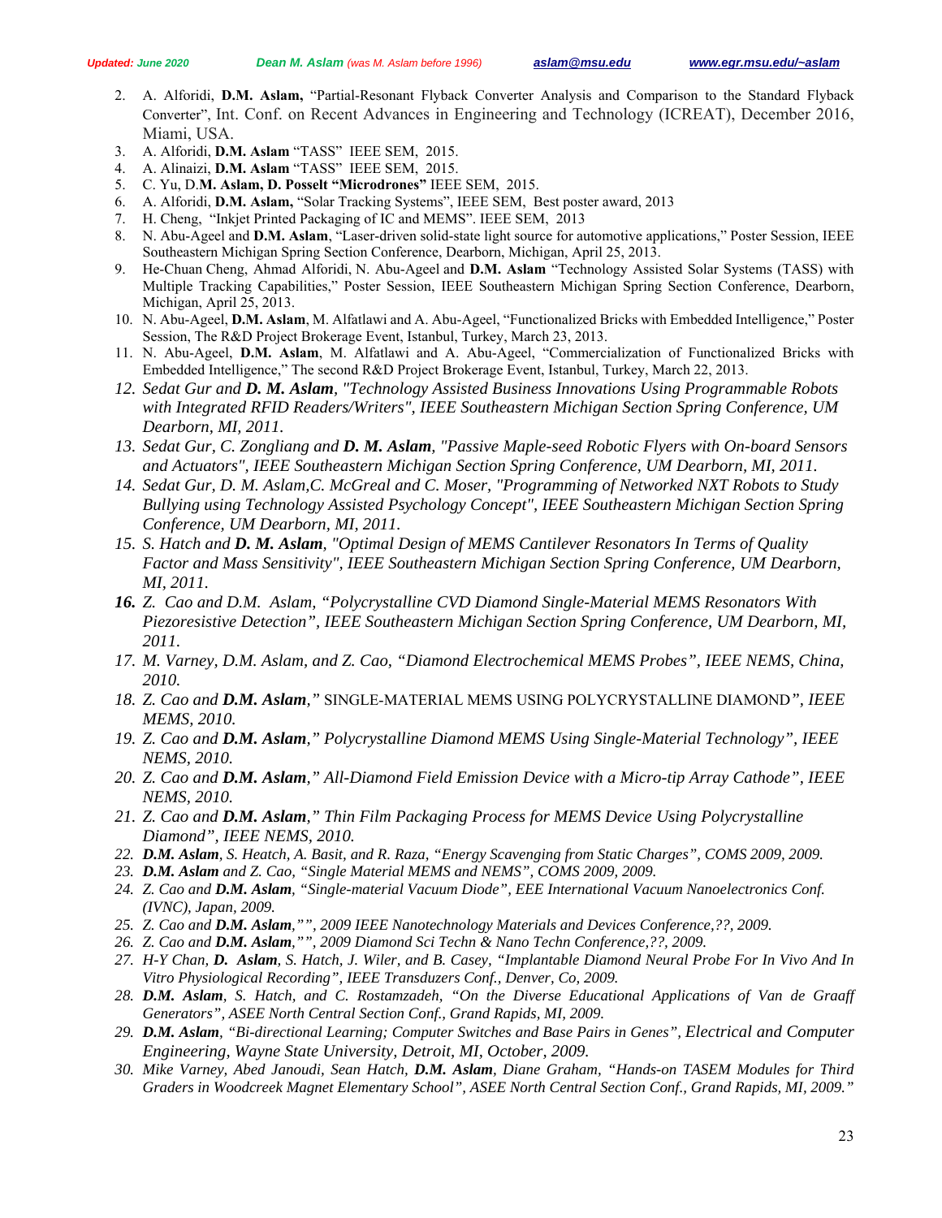2. A. Alforidi, **D.M. Aslam,** "Partial-Resonant Flyback Converter Analysis and Comparison to the Standard Flyback Converter", Int. Conf. on Recent Advances in Engineering and Technology (ICREAT), December 2016, Miami, USA.
3. A. Alforidi, **D.M. Aslam** "TASS" IEEE SEM, 2015.
4. A. Alinaizi, **D.M. Aslam** "TASS" IEEE SEM, 2015.
5. C. Yu, D.**M. Aslam, D. Posselt "Microdrones"** IEEE SEM, 2015.
6. A. Alforidi, **D.M. Aslam,** "Solar Tracking Systems", IEEE SEM, Best poster award, 2013
7. H. Cheng, "Inkjet Printed Packaging of IC and MEMS". IEEE SEM, 2013
8. N. Abu-Ageel and **D.M. Aslam**, "Laser-driven solid-state light source for automotive applications," Poster Session, IEEE Southeastern Michigan Spring Section Conference, Dearborn, Michigan, April 25, 2013.
9. He-Chuan Cheng, Ahmad Alforidi, N. Abu-Ageel and **D.M. Aslam** "Technology Assisted Solar Systems (TASS) with Multiple Tracking Capabilities," Poster Session, IEEE Southeastern Michigan Spring Section Conference, Dearborn, Michigan, April 25, 2013.
10. N. Abu-Ageel, **D.M. Aslam**, M. Alfatlawi and A. Abu-Ageel, "Functionalized Bricks with Embedded Intelligence," Poster Session, The R&D Project Brokerage Event, Istanbul, Turkey, March 23, 2013.
11. N. Abu-Ageel, **D.M. Aslam**, M. Alfatlawi and A. Abu-Ageel, "Commercialization of Functionalized Bricks with Embedded Intelligence," The second R&D Project Brokerage Event, Istanbul, Turkey, March 22, 2013.
12. *Sedat Gur and **D. M. Aslam**, "Technology Assisted Business Innovations Using Programmable Robots with Integrated RFID Readers/Writers", IEEE Southeastern Michigan Section Spring Conference, UM Dearborn, MI, 2011.*
13. *Sedat Gur, C. Zongliang and **D. M. Aslam**, "Passive Maple-seed Robotic Flyers with On-board Sensors and Actuators", IEEE Southeastern Michigan Section Spring Conference, UM Dearborn, MI, 2011.*
14. *Sedat Gur, D. M. Aslam,C. McGreal and C. Moser, "Programming of Networked NXT Robots to Study Bullying using Technology Assisted Psychology Concept", IEEE Southeastern Michigan Section Spring Conference, UM Dearborn, MI, 2011.*
15. *S. Hatch and **D. M. Aslam**, "Optimal Design of MEMS Cantilever Resonators In Terms of Quality Factor and Mass Sensitivity", IEEE Southeastern Michigan Section Spring Conference, UM Dearborn, MI, 2011.*
16. *Z. Cao and D.M. Aslam, "Polycrystalline CVD Diamond Single-Material MEMS Resonators With Piezoresistive Detection", IEEE Southeastern Michigan Section Spring Conference, UM Dearborn, MI, 2011.*
17. *M. Varney, D.M. Aslam, and Z. Cao, "Diamond Electrochemical MEMS Probes", IEEE NEMS, China, 2010.*
18. *Z. Cao and **D.M. Aslam**,"* SINGLE-MATERIAL MEMS USING POLYCRYSTALLINE DIAMOND*", IEEE MEMS, 2010.*
19. *Z. Cao and **D.M. Aslam**," Polycrystalline Diamond MEMS Using Single-Material Technology", IEEE NEMS, 2010.*
20. *Z. Cao and **D.M. Aslam**," All-Diamond Field Emission Device with a Micro-tip Array Cathode", IEEE NEMS, 2010.*
21. *Z. Cao and **D.M. Aslam**," Thin Film Packaging Process for MEMS Device Using Polycrystalline Diamond", IEEE NEMS, 2010.*
22. ***D.M. Aslam**, S. Heatch, A. Basit, and R. Raza, "Energy Scavenging from Static Charges", COMS 2009, 2009.*
23. ***D.M. Aslam** and Z. Cao, "Single Material MEMS and NEMS", COMS 2009, 2009.*
24. *Z. Cao and **D.M. Aslam**, "Single-material Vacuum Diode", EEE International Vacuum Nanoelectronics Conf. (IVNC), Japan, 2009.*
25. *Z. Cao and **D.M. Aslam**,"", 2009 IEEE Nanotechnology Materials and Devices Conference,??, 2009.*
26. *Z. Cao and **D.M. Aslam**,"", 2009 Diamond Sci Techn & Nano Techn Conference,??, 2009.*
27. *H-Y Chan, **D. Aslam**, S. Hatch, J. Wiler, and B. Casey, "Implantable Diamond Neural Probe For In Vivo And In Vitro Physiological Recording", IEEE Transduzers Conf., Denver, Co, 2009.*
28. ***D.M. Aslam**, S. Hatch, and C. Rostamzadeh, "On the Diverse Educational Applications of Van de Graaff Generators", ASEE North Central Section Conf., Grand Rapids, MI, 2009.*
29. ***D.M. Aslam**, "Bi-directional Learning; Computer Switches and Base Pairs in Genes", Electrical and Computer Engineering, Wayne State University, Detroit, MI, October, 2009.*
30. *Mike Varney, Abed Janoudi, Sean Hatch, **D.M. Aslam**, Diane Graham, "Hands-on TASEM Modules for Third Graders in Woodcreek Magnet Elementary School", ASEE North Central Section Conf., Grand Rapids, MI, 2009."*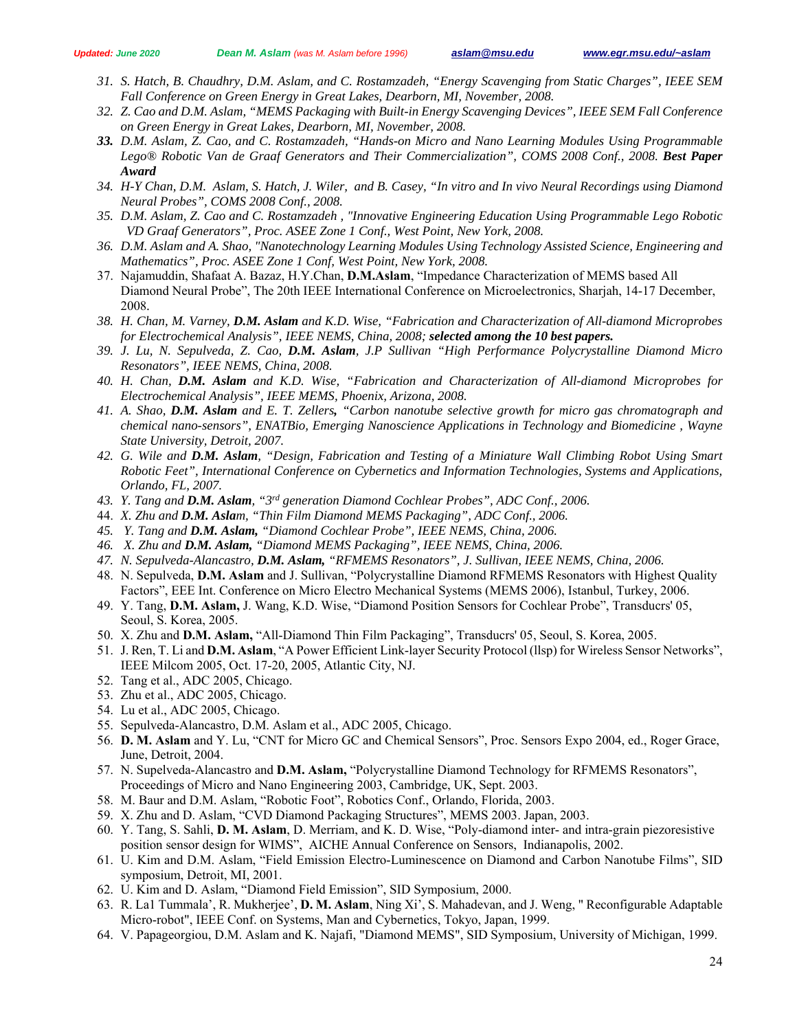31. *S. Hatch, B. Chaudhry, D.M. Aslam, and C. Rostamzadeh, "Energy Scavenging from Static Charges", IEEE SEM Fall Conference on Green Energy in Great Lakes, Dearborn, MI, November, 2008.*
32. *Z. Cao and D.M. Aslam, "MEMS Packaging with Built-in Energy Scavenging Devices", IEEE SEM Fall Conference on Green Energy in Great Lakes, Dearborn, MI, November, 2008.*
33. *D.M. Aslam, Z. Cao, and C. Rostamzadeh, "Hands-on Micro and Nano Learning Modules Using Programmable Lego® Robotic Van de Graaf Generators and Their Commercialization", COMS 2008 Conf., 2008.* ***Best Paper Award***
34. *H-Y Chan, D.M. Aslam, S. Hatch, J. Wiler, and B. Casey, "In vitro and In vivo Neural Recordings using Diamond Neural Probes", COMS 2008 Conf., 2008.*
35. *D.M. Aslam, Z. Cao and C. Rostamzadeh , "Innovative Engineering Education Using Programmable Lego Robotic VD Graaf Generators", Proc. ASEE Zone 1 Conf., West Point, New York, 2008.*
36. *D.M. Aslam and A. Shao, "Nanotechnology Learning Modules Using Technology Assisted Science, Engineering and Mathematics", Proc. ASEE Zone 1 Conf, West Point, New York, 2008.*
37. Najamuddin, Shafaat A. Bazaz, H.Y.Chan, **D.M.Aslam**, "Impedance Characterization of MEMS based All Diamond Neural Probe", The 20th IEEE International Conference on Microelectronics, Sharjah, 14-17 December, 2008.
38. *H. Chan, M. Varney,* ***D.M. Aslam*** *and K.D. Wise, "Fabrication and Characterization of All-diamond Microprobes for Electrochemical Analysis", IEEE NEMS, China, 2008;* ***selected among the 10 best papers.***
39. *J. Lu, N. Sepulveda, Z. Cao,* ***D.M. Aslam****, J.P Sullivan "High Performance Polycrystalline Diamond Micro Resonators", IEEE NEMS, China, 2008.*
40. *H. Chan,* ***D.M. Aslam*** *and K.D. Wise, "Fabrication and Characterization of All-diamond Microprobes for Electrochemical Analysis", IEEE MEMS, Phoenix, Arizona, 2008.*
41. *A. Shao,* ***D.M. Aslam*** *and E. T. Zellers, "Carbon nanotube selective growth for micro gas chromatograph and chemical nano-sensors", ENATBio, Emerging Nanoscience Applications in Technology and Biomedicine , Wayne State University, Detroit, 2007.*
42. *G. Wile and* ***D.M. Aslam****, "Design, Fabrication and Testing of a Miniature Wall Climbing Robot Using Smart Robotic Feet", International Conference on Cybernetics and Information Technologies, Systems and Applications, Orlando, FL, 2007.*
43. *Y. Tang and* ***D.M. Aslam****, "3rd generation Diamond Cochlear Probes", ADC Conf., 2006.*
44. *X. Zhu and* ***D.M. Aslam****, "Thin Film Diamond MEMS Packaging", ADC Conf., 2006.*
45. *Y. Tang and* ***D.M. Aslam,*** *"Diamond Cochlear Probe", IEEE NEMS, China, 2006.*
46. *X. Zhu and* ***D.M. Aslam,*** *"Diamond MEMS Packaging", IEEE NEMS, China, 2006.*
47. *N. Sepulveda-Alancastro,* ***D.M. Aslam,*** *"RFMEMS Resonators", J. Sullivan, IEEE NEMS, China, 2006.*
48. N. Sepulveda, **D.M. Aslam** and J. Sullivan, "Polycrystalline Diamond RFMEMS Resonators with Highest Quality Factors", EEE Int. Conference on Micro Electro Mechanical Systems (MEMS 2006), Istanbul, Turkey, 2006.
49. Y. Tang, **D.M. Aslam,** J. Wang, K.D. Wise, "Diamond Position Sensors for Cochlear Probe", Transducrs' 05, Seoul, S. Korea, 2005.
50. X. Zhu and **D.M. Aslam,** "All-Diamond Thin Film Packaging", Transducrs' 05, Seoul, S. Korea, 2005.
51. J. Ren, T. Li and **D.M. Aslam**, "A Power Efficient Link-layer Security Protocol (llsp) for Wireless Sensor Networks", IEEE Milcom 2005, Oct. 17-20, 2005, Atlantic City, NJ.
52. Tang et al., ADC 2005, Chicago.
53. Zhu et al., ADC 2005, Chicago.
54. Lu et al., ADC 2005, Chicago.
55. Sepulveda-Alancastro, D.M. Aslam et al., ADC 2005, Chicago.
56. **D. M. Aslam** and Y. Lu, "CNT for Micro GC and Chemical Sensors", Proc. Sensors Expo 2004, ed., Roger Grace, June, Detroit, 2004.
57. N. Supelveda-Alancastro and **D.M. Aslam,** "Polycrystalline Diamond Technology for RFMEMS Resonators", Proceedings of Micro and Nano Engineering 2003, Cambridge, UK, Sept. 2003.
58. M. Baur and D.M. Aslam, "Robotic Foot", Robotics Conf., Orlando, Florida, 2003.
59. X. Zhu and D. Aslam, "CVD Diamond Packaging Structures", MEMS 2003. Japan, 2003.
60. Y. Tang, S. Sahli, **D. M. Aslam**, D. Merriam, and K. D. Wise, "Poly-diamond inter- and intra-grain piezoresistive position sensor design for WIMS", AICHE Annual Conference on Sensors, Indianapolis, 2002.
61. U. Kim and D.M. Aslam, "Field Emission Electro-Luminescence on Diamond and Carbon Nanotube Films", SID symposium, Detroit, MI, 2001.
62. U. Kim and D. Aslam, "Diamond Field Emission", SID Symposium, 2000.
63. R. La1 Tummala', R. Mukherjee', **D. M. Aslam**, Ning Xi', S. Mahadevan, and J. Weng, " Reconfigurable Adaptable Micro-robot", IEEE Conf. on Systems, Man and Cybernetics, Tokyo, Japan, 1999.
64. V. Papageorgiou, D.M. Aslam and K. Najafi, "Diamond MEMS", SID Symposium, University of Michigan, 1999.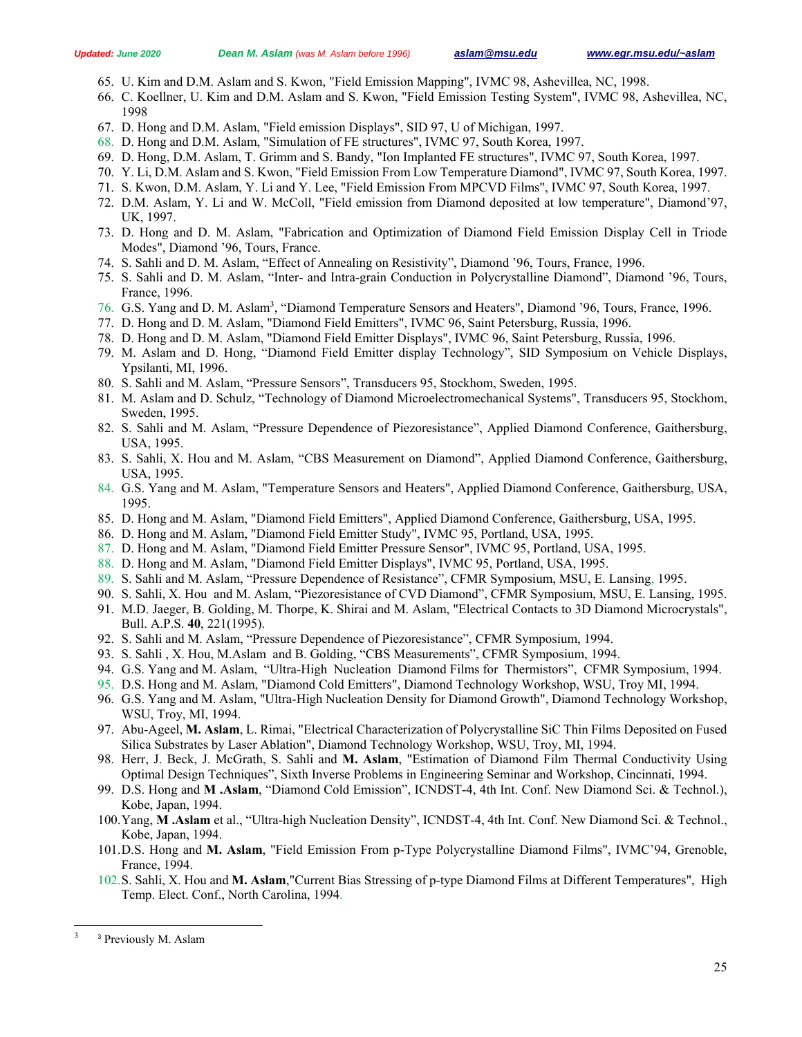65. U. Kim and D.M. Aslam and S. Kwon, "Field Emission Mapping", IVMC 98, Ashevillea, NC, 1998.
66. C. Koellner, U. Kim and D.M. Aslam and S. Kwon, "Field Emission Testing System", IVMC 98, Ashevillea, NC, 1998
67. D. Hong and D.M. Aslam, "Field emission Displays", SID 97, U of Michigan, 1997.
68. D. Hong and D.M. Aslam, "Simulation of FE structures", IVMC 97, South Korea, 1997.
69. D. Hong, D.M. Aslam, T. Grimm and S. Bandy, "Ion Implanted FE structures", IVMC 97, South Korea, 1997.
70. Y. Li, D.M. Aslam and S. Kwon, "Field Emission From Low Temperature Diamond", IVMC 97, South Korea, 1997.
71. S. Kwon, D.M. Aslam, Y. Li and Y. Lee, "Field Emission From MPCVD Films", IVMC 97, South Korea, 1997.
72. D.M. Aslam, Y. Li and W. McColl, "Field emission from Diamond deposited at low temperature", Diamond'97, UK, 1997.
73. D. Hong and D. M. Aslam, "Fabrication and Optimization of Diamond Field Emission Display Cell in Triode Modes", Diamond '96, Tours, France.
74. S. Sahli and D. M. Aslam, "Effect of Annealing on Resistivity", Diamond '96, Tours, France, 1996.
75. S. Sahli and D. M. Aslam, "Inter- and Intra-grain Conduction in Polycrystalline Diamond", Diamond '96, Tours, France, 1996.
76. G.S. Yang and D. M. Aslam[3], "Diamond Temperature Sensors and Heaters", Diamond '96, Tours, France, 1996.
77. D. Hong and D. M. Aslam, "Diamond Field Emitters", IVMC 96, Saint Petersburg, Russia, 1996.
78. D. Hong and D. M. Aslam, "Diamond Field Emitter Displays", IVMC 96, Saint Petersburg, Russia, 1996.
79. M. Aslam and D. Hong, "Diamond Field Emitter display Technology", SID Symposium on Vehicle Displays, Ypsilanti, MI, 1996.
80. S. Sahli and M. Aslam, "Pressure Sensors", Transducers 95, Stockhom, Sweden, 1995.
81. M. Aslam and D. Schulz, "Technology of Diamond Microelectromechanical Systems", Transducers 95, Stockhom, Sweden, 1995.
82. S. Sahli and M. Aslam, "Pressure Dependence of Piezoresistance", Applied Diamond Conference, Gaithersburg, USA, 1995.
83. S. Sahli, X. Hou and M. Aslam, "CBS Measurement on Diamond", Applied Diamond Conference, Gaithersburg, USA, 1995.
84. G.S. Yang and M. Aslam, "Temperature Sensors and Heaters", Applied Diamond Conference, Gaithersburg, USA, 1995.
85. D. Hong and M. Aslam, "Diamond Field Emitters", Applied Diamond Conference, Gaithersburg, USA, 1995.
86. D. Hong and M. Aslam, "Diamond Field Emitter Study", IVMC 95, Portland, USA, 1995.
87. D. Hong and M. Aslam, "Diamond Field Emitter Pressure Sensor", IVMC 95, Portland, USA, 1995.
88. D. Hong and M. Aslam, "Diamond Field Emitter Displays", IVMC 95, Portland, USA, 1995.
89. S. Sahli and M. Aslam, "Pressure Dependence of Resistance", CFMR Symposium, MSU, E. Lansing, 1995.
90. S. Sahli, X. Hou and M. Aslam, "Piezoresistance of CVD Diamond", CFMR Symposium, MSU, E. Lansing, 1995.
91. M.D. Jaeger, B. Golding, M. Thorpe, K. Shirai and M. Aslam, "Electrical Contacts to 3D Diamond Microcrystals", Bull. A.P.S. **40**, 221(1995).
92. S. Sahli and M. Aslam, "Pressure Dependence of Piezoresistance", CFMR Symposium, 1994.
93. S. Sahli , X. Hou, M.Aslam and B. Golding, "CBS Measurements", CFMR Symposium, 1994.
94. G.S. Yang and M. Aslam, "Ultra-High Nucleation Diamond Films for Thermistors", CFMR Symposium, 1994.
95. D.S. Hong and M. Aslam, "Diamond Cold Emitters", Diamond Technology Workshop, WSU, Troy MI, 1994.
96. G.S. Yang and M. Aslam, "Ultra-High Nucleation Density for Diamond Growth", Diamond Technology Workshop, WSU, Troy, MI, 1994.
97. Abu-Ageel, **M. Aslam**, L. Rimai, "Electrical Characterization of Polycrystalline SiC Thin Films Deposited on Fused Silica Substrates by Laser Ablation", Diamond Technology Workshop, WSU, Troy, MI, 1994.
98. Herr, J. Beck, J. McGrath, S. Sahli and **M. Aslam**, "Estimation of Diamond Film Thermal Conductivity Using Optimal Design Techniques", Sixth Inverse Problems in Engineering Seminar and Workshop, Cincinnati, 1994.
99. D.S. Hong and **M .Aslam**, "Diamond Cold Emission", ICNDST-4, 4th Int. Conf. New Diamond Sci. & Technol.), Kobe, Japan, 1994.
100. Yang, **M .Aslam** et al., "Ultra-high Nucleation Density", ICNDST-4, 4th Int. Conf. New Diamond Sci. & Technol., Kobe, Japan, 1994.
101. D.S. Hong and **M. Aslam**, "Field Emission From p-Type Polycrystalline Diamond Films", IVMC'94, Grenoble, France, 1994.
102. S. Sahli, X. Hou and **M. Aslam**,"Current Bias Stressing of p-type Diamond Films at Different Temperatures", High Temp. Elect. Conf., North Carolina, 1994.

---

[3] Previously M. Aslam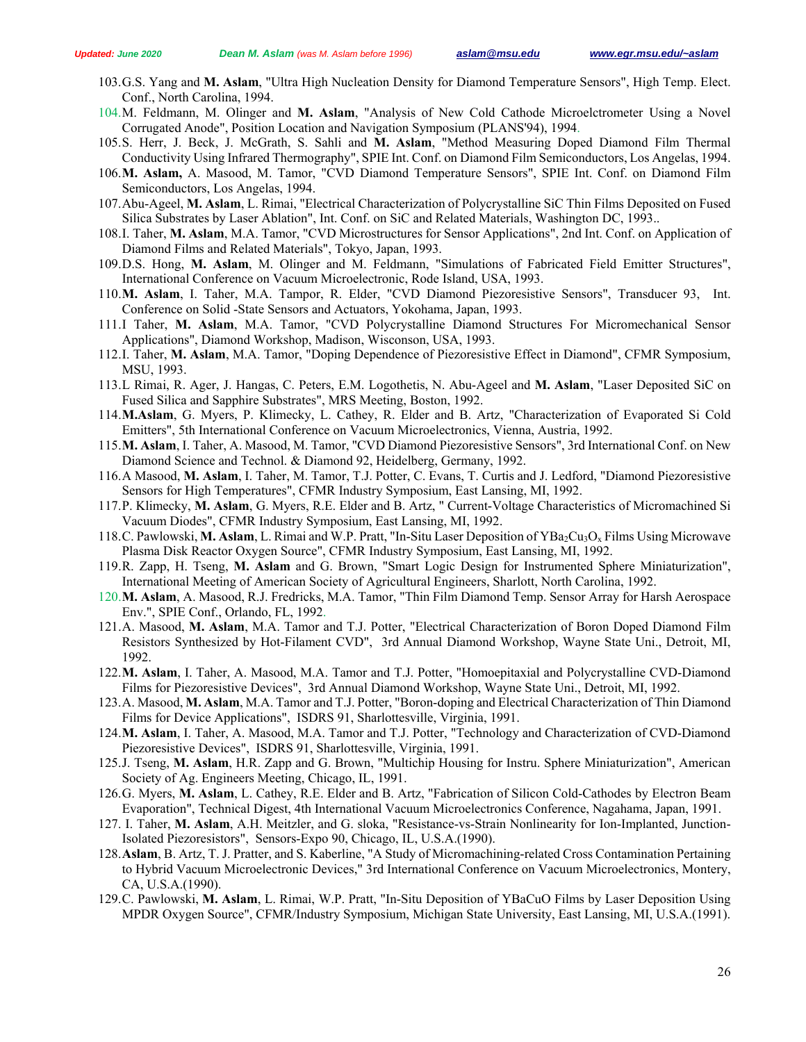103. G.S. Yang and **M. Aslam**, "Ultra High Nucleation Density for Diamond Temperature Sensors", High Temp. Elect. Conf., North Carolina, 1994.
104. M. Feldmann, M. Olinger and **M. Aslam**, "Analysis of New Cold Cathode Microelctrometer Using a Novel Corrugated Anode", Position Location and Navigation Symposium (PLANS'94), 1994.
105. S. Herr, J. Beck, J. McGrath, S. Sahli and **M. Aslam**, "Method Measuring Doped Diamond Film Thermal Conductivity Using Infrared Thermography", SPIE Int. Conf. on Diamond Film Semiconductors, Los Angelas, 1994.
106. **M. Aslam,** A. Masood, M. Tamor, "CVD Diamond Temperature Sensors", SPIE Int. Conf. on Diamond Film Semiconductors, Los Angelas, 1994.
107. Abu-Ageel, **M. Aslam**, L. Rimai, "Electrical Characterization of Polycrystalline SiC Thin Films Deposited on Fused Silica Substrates by Laser Ablation", Int. Conf. on SiC and Related Materials, Washington DC, 1993..
108. I. Taher, **M. Aslam**, M.A. Tamor, "CVD Microstructures for Sensor Applications", 2nd Int. Conf. on Application of Diamond Films and Related Materials", Tokyo, Japan, 1993.
109. D.S. Hong, **M. Aslam**, M. Olinger and M. Feldmann, "Simulations of Fabricated Field Emitter Structures", International Conference on Vacuum Microelectronic, Rode Island, USA, 1993.
110. **M. Aslam**, I. Taher, M.A. Tampor, R. Elder, "CVD Diamond Piezoresistive Sensors", Transducer 93, Int. Conference on Solid -State Sensors and Actuators, Yokohama, Japan, 1993.
111. I Taher, **M. Aslam**, M.A. Tamor, "CVD Polycrystalline Diamond Structures For Micromechanical Sensor Applications", Diamond Workshop, Madison, Wisconson, USA, 1993.
112. I. Taher, **M. Aslam**, M.A. Tamor, "Doping Dependence of Piezoresistive Effect in Diamond", CFMR Symposium, MSU, 1993.
113. L Rimai, R. Ager, J. Hangas, C. Peters, E.M. Logothetis, N. Abu-Ageel and **M. Aslam**, "Laser Deposited SiC on Fused Silica and Sapphire Substrates", MRS Meeting, Boston, 1992.
114. **M.Aslam**, G. Myers, P. Klimecky, L. Cathey, R. Elder and B. Artz, "Characterization of Evaporated Si Cold Emitters", 5th International Conference on Vacuum Microelectronics, Vienna, Austria, 1992.
115. **M. Aslam**, I. Taher, A. Masood, M. Tamor, "CVD Diamond Piezoresistive Sensors", 3rd International Conf. on New Diamond Science and Technol. & Diamond 92, Heidelberg, Germany, 1992.
116. A Masood, **M. Aslam**, I. Taher, M. Tamor, T.J. Potter, C. Evans, T. Curtis and J. Ledford, "Diamond Piezoresistive Sensors for High Temperatures", CFMR Industry Symposium, East Lansing, MI, 1992.
117. P. Klimecky, **M. Aslam**, G. Myers, R.E. Elder and B. Artz, " Current-Voltage Characteristics of Micromachined Si Vacuum Diodes", CFMR Industry Symposium, East Lansing, MI, 1992.
118. C. Pawlowski, **M. Aslam**, L. Rimai and W.P. Pratt, "In-Situ Laser Deposition of $YBa_2Cu_3O_x$ Films Using Microwave Plasma Disk Reactor Oxygen Source", CFMR Industry Symposium, East Lansing, MI, 1992.
119. R. Zapp, H. Tseng, **M. Aslam** and G. Brown, "Smart Logic Design for Instrumented Sphere Miniaturization", International Meeting of American Society of Agricultural Engineers, Sharlott, North Carolina, 1992.
120. **M. Aslam**, A. Masood, R.J. Fredricks, M.A. Tamor, "Thin Film Diamond Temp. Sensor Array for Harsh Aerospace Env.", SPIE Conf., Orlando, FL, 1992.
121. A. Masood, **M. Aslam**, M.A. Tamor and T.J. Potter, "Electrical Characterization of Boron Doped Diamond Film Resistors Synthesized by Hot-Filament CVD", 3rd Annual Diamond Workshop, Wayne State Uni., Detroit, MI, 1992.
122. **M. Aslam**, I. Taher, A. Masood, M.A. Tamor and T.J. Potter, "Homoepitaxial and Polycrystalline CVD-Diamond Films for Piezoresistive Devices", 3rd Annual Diamond Workshop, Wayne State Uni., Detroit, MI, 1992.
123. A. Masood, **M. Aslam**, M.A. Tamor and T.J. Potter, "Boron-doping and Electrical Characterization of Thin Diamond Films for Device Applications", ISDRS 91, Sharlottesville, Virginia, 1991.
124. **M. Aslam**, I. Taher, A. Masood, M.A. Tamor and T.J. Potter, "Technology and Characterization of CVD-Diamond Piezoresistive Devices", ISDRS 91, Sharlottesville, Virginia, 1991.
125. J. Tseng, **M. Aslam**, H.R. Zapp and G. Brown, "Multichip Housing for Instru. Sphere Miniaturization", American Society of Ag. Engineers Meeting, Chicago, IL, 1991.
126. G. Myers, **M. Aslam**, L. Cathey, R.E. Elder and B. Artz, "Fabrication of Silicon Cold-Cathodes by Electron Beam Evaporation", Technical Digest, 4th International Vacuum Microelectronics Conference, Nagahama, Japan, 1991.
127. I. Taher, **M. Aslam**, A.H. Meitzler, and G. sloka, "Resistance-vs-Strain Nonlinearity for Ion-Implanted, Junction-Isolated Piezoresistors", Sensors-Expo 90, Chicago, IL, U.S.A.(1990).
128. **Aslam**, B. Artz, T. J. Pratter, and S. Kaberline, "A Study of Micromachining-related Cross Contamination Pertaining to Hybrid Vacuum Microelectronic Devices," 3rd International Conference on Vacuum Microelectronics, Montery, CA, U.S.A.(1990).
129. C. Pawlowski, **M. Aslam**, L. Rimai, W.P. Pratt, "In-Situ Deposition of YBaCuO Films by Laser Deposition Using MPDR Oxygen Source", CFMR/Industry Symposium, Michigan State University, East Lansing, MI, U.S.A.(1991).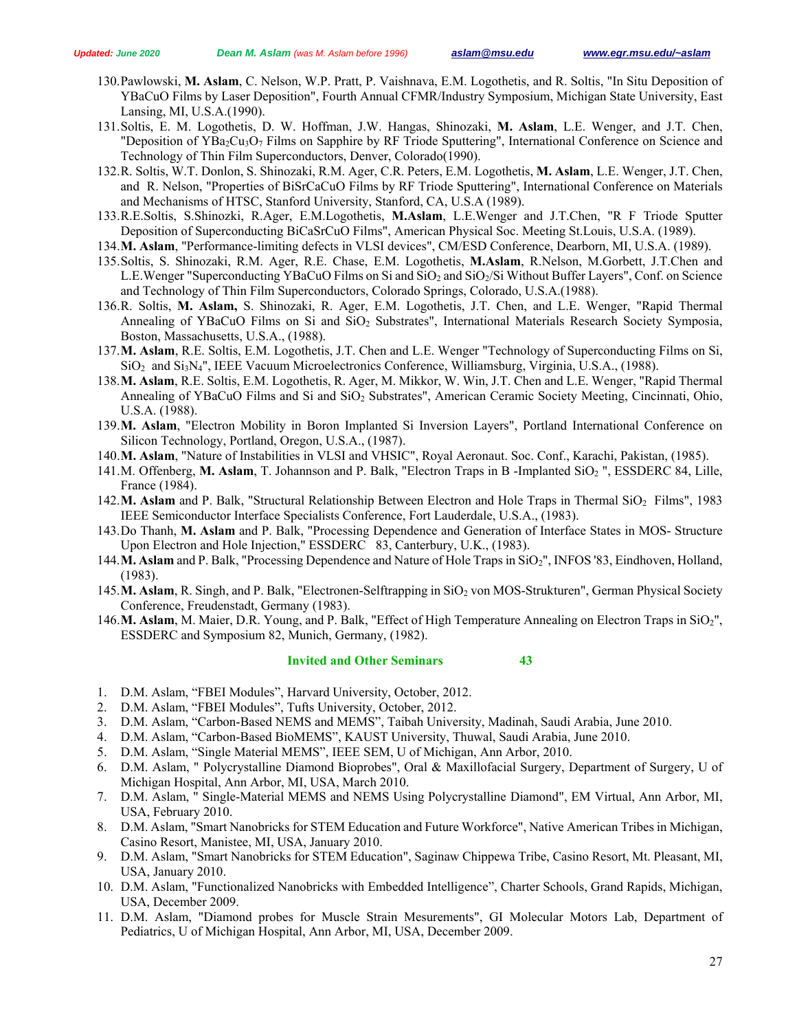130. Pawlowski, **M. Aslam**, C. Nelson, W.P. Pratt, P. Vaishnava, E.M. Logothetis, and R. Soltis, "In Situ Deposition of YBaCuO Films by Laser Deposition", Fourth Annual CFMR/Industry Symposium, Michigan State University, East Lansing, MI, U.S.A.(1990).
131. Soltis, E. M. Logothetis, D. W. Hoffman, J.W. Hangas, Shinozaki, **M. Aslam**, L.E. Wenger, and J.T. Chen, "Deposition of $YBa_2Cu_3O_7$ Films on Sapphire by RF Triode Sputtering", International Conference on Science and Technology of Thin Film Superconductors, Denver, Colorado(1990).
132. R. Soltis, W.T. Donlon, S. Shinozaki, R.M. Ager, C.R. Peters, E.M. Logothetis, **M. Aslam**, L.E. Wenger, J.T. Chen, and R. Nelson, "Properties of BiSrCaCuO Films by RF Triode Sputtering", International Conference on Materials and Mechanisms of HTSC, Stanford University, Stanford, CA, U.S.A (1989).
133. R.E.Soltis, S.Shinozki, R.Ager, E.M.Logothetis, **M.Aslam**, L.E.Wenger and J.T.Chen, "R F Triode Sputter Deposition of Superconducting BiCaSrCuO Films", American Physical Soc. Meeting St.Louis, U.S.A. (1989).
134. **M. Aslam**, "Performance-limiting defects in VLSI devices", CM/ESD Conference, Dearborn, MI, U.S.A. (1989).
135. Soltis, S. Shinozaki, R.M. Ager, R.E. Chase, E.M. Logothetis, **M.Aslam**, R.Nelson, M.Gorbett, J.T.Chen and L.E.Wenger "Superconducting YBaCuO Films on Si and $SiO_2$ and $SiO_2$/Si Without Buffer Layers", Conf. on Science and Technology of Thin Film Superconductors, Colorado Springs, Colorado, U.S.A.(1988).
136. R. Soltis, **M. Aslam,** S. Shinozaki, R. Ager, E.M. Logothetis, J.T. Chen, and L.E. Wenger, "Rapid Thermal Annealing of YBaCuO Films on Si and $SiO_2$ Substrates", International Materials Research Society Symposia, Boston, Massachusetts, U.S.A., (1988).
137. **M. Aslam**, R.E. Soltis, E.M. Logothetis, J.T. Chen and L.E. Wenger "Technology of Superconducting Films on Si, $SiO_2$ and $Si_3N_4$", IEEE Vacuum Microelectronics Conference, Williamsburg, Virginia, U.S.A., (1988).
138. **M. Aslam**, R.E. Soltis, E.M. Logothetis, R. Ager, M. Mikkor, W. Win, J.T. Chen and L.E. Wenger, "Rapid Thermal Annealing of YBaCuO Films and Si and $SiO_2$ Substrates", American Ceramic Society Meeting, Cincinnati, Ohio, U.S.A. (1988).
139. **M. Aslam**, "Electron Mobility in Boron Implanted Si Inversion Layers", Portland International Conference on Silicon Technology, Portland, Oregon, U.S.A., (1987).
140. **M. Aslam**, "Nature of Instabilities in VLSI and VHSIC", Royal Aeronaut. Soc. Conf., Karachi, Pakistan, (1985).
141. M. Offenberg, **M. Aslam**, T. Johannson and P. Balk, "Electron Traps in B -Implanted $SiO_2$ ", ESSDERC 84, Lille, France (1984).
142. **M. Aslam** and P. Balk, "Structural Relationship Between Electron and Hole Traps in Thermal $SiO_2$ Films", 1983 IEEE Semiconductor Interface Specialists Conference, Fort Lauderdale, U.S.A., (1983).
143. Do Thanh, **M. Aslam** and P. Balk, "Processing Dependence and Generation of Interface States in MOS- Structure Upon Electron and Hole Injection," ESSDERC 83, Canterbury, U.K., (1983).
144. **M. Aslam** and P. Balk, "Processing Dependence and Nature of Hole Traps in $SiO_2$", INFOS '83, Eindhoven, Holland, (1983).
145. **M. Aslam**, R. Singh, and P. Balk, "Electronen-Selftrapping in $SiO_2$ von MOS-Strukturen", German Physical Society Conference, Freudenstadt, Germany (1983).
146. **M. Aslam**, M. Maier, D.R. Young, and P. Balk, "Effect of High Temperature Annealing on Electron Traps in $SiO_2$", ESSDERC and Symposium 82, Munich, Germany, (1982).

## Invited and Other Seminars 43

1. D.M. Aslam, "FBEI Modules", Harvard University, October, 2012.
2. D.M. Aslam, "FBEI Modules", Tufts University, October, 2012.
3. D.M. Aslam, "Carbon-Based NEMS and MEMS", Taibah University, Madinah, Saudi Arabia, June 2010.
4. D.M. Aslam, "Carbon-Based BioMEMS", KAUST University, Thuwal, Saudi Arabia, June 2010.
5. D.M. Aslam, "Single Material MEMS", IEEE SEM, U of Michigan, Ann Arbor, 2010.
6. D.M. Aslam, " Polycrystalline Diamond Bioprobes", Oral & Maxillofacial Surgery, Department of Surgery, U of Michigan Hospital, Ann Arbor, MI, USA, March 2010.
7. D.M. Aslam, " Single-Material MEMS and NEMS Using Polycrystalline Diamond", EM Virtual, Ann Arbor, MI, USA, February 2010.
8. D.M. Aslam, "Smart Nanobricks for STEM Education and Future Workforce", Native American Tribes in Michigan, Casino Resort, Manistee, MI, USA, January 2010.
9. D.M. Aslam, "Smart Nanobricks for STEM Education", Saginaw Chippewa Tribe, Casino Resort, Mt. Pleasant, MI, USA, January 2010.
10. D.M. Aslam, "Functionalized Nanobricks with Embedded Intelligence", Charter Schools, Grand Rapids, Michigan, USA, December 2009.
11. D.M. Aslam, "Diamond probes for Muscle Strain Mesurements", GI Molecular Motors Lab, Department of Pediatrics, U of Michigan Hospital, Ann Arbor, MI, USA, December 2009.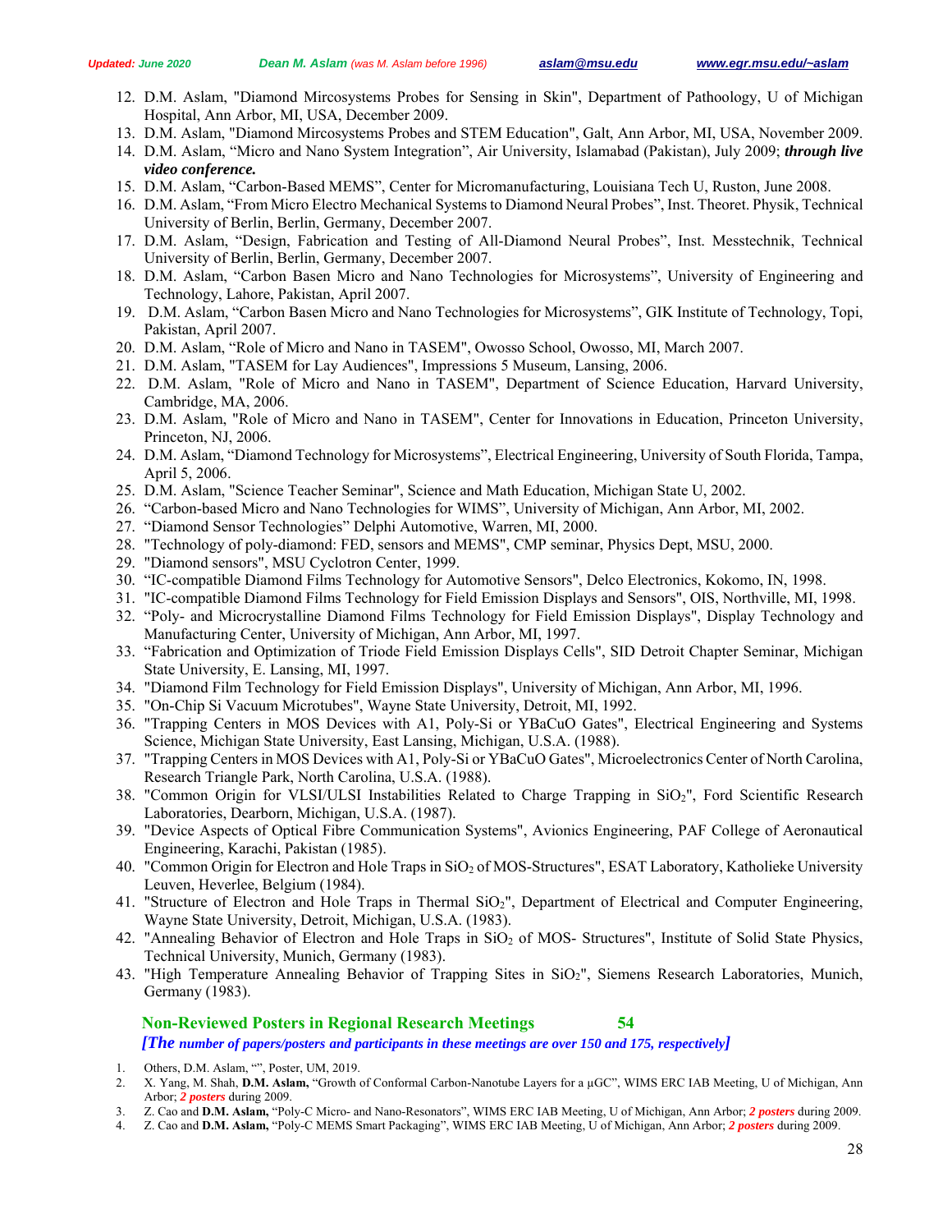12. D.M. Aslam, "Diamond Mircosystems Probes for Sensing in Skin", Department of Pathoology, U of Michigan Hospital, Ann Arbor, MI, USA, December 2009.
13. D.M. Aslam, "Diamond Mircosystems Probes and STEM Education", Galt, Ann Arbor, MI, USA, November 2009.
14. D.M. Aslam, "Micro and Nano System Integration", Air University, Islamabad (Pakistan), July 2009; ***through live video conference.***
15. D.M. Aslam, "Carbon-Based MEMS", Center for Micromanufacturing, Louisiana Tech U, Ruston, June 2008.
16. D.M. Aslam, "From Micro Electro Mechanical Systems to Diamond Neural Probes", Inst. Theoret. Physik, Technical University of Berlin, Berlin, Germany, December 2007.
17. D.M. Aslam, "Design, Fabrication and Testing of All-Diamond Neural Probes", Inst. Messtechnik, Technical University of Berlin, Berlin, Germany, December 2007.
18. D.M. Aslam, "Carbon Basen Micro and Nano Technologies for Microsystems", University of Engineering and Technology, Lahore, Pakistan, April 2007.
19. D.M. Aslam, "Carbon Basen Micro and Nano Technologies for Microsystems", GIK Institute of Technology, Topi, Pakistan, April 2007.
20. D.M. Aslam, "Role of Micro and Nano in TASEM", Owosso School, Owosso, MI, March 2007.
21. D.M. Aslam, "TASEM for Lay Audiences", Impressions 5 Museum, Lansing, 2006.
22. D.M. Aslam, "Role of Micro and Nano in TASEM", Department of Science Education, Harvard University, Cambridge, MA, 2006.
23. D.M. Aslam, "Role of Micro and Nano in TASEM", Center for Innovations in Education, Princeton University, Princeton, NJ, 2006.
24. D.M. Aslam, "Diamond Technology for Microsystems", Electrical Engineering, University of South Florida, Tampa, April 5, 2006.
25. D.M. Aslam, "Science Teacher Seminar", Science and Math Education, Michigan State U, 2002.
26. "Carbon-based Micro and Nano Technologies for WIMS", University of Michigan, Ann Arbor, MI, 2002.
27. "Diamond Sensor Technologies" Delphi Automotive, Warren, MI, 2000.
28. "Technology of poly-diamond: FED, sensors and MEMS", CMP seminar, Physics Dept, MSU, 2000.
29. "Diamond sensors", MSU Cyclotron Center, 1999.
30. "IC-compatible Diamond Films Technology for Automotive Sensors", Delco Electronics, Kokomo, IN, 1998.
31. "IC-compatible Diamond Films Technology for Field Emission Displays and Sensors", OIS, Northville, MI, 1998.
32. "Poly- and Microcrystalline Diamond Films Technology for Field Emission Displays", Display Technology and Manufacturing Center, University of Michigan, Ann Arbor, MI, 1997.
33. "Fabrication and Optimization of Triode Field Emission Displays Cells", SID Detroit Chapter Seminar, Michigan State University, E. Lansing, MI, 1997.
34. "Diamond Film Technology for Field Emission Displays", University of Michigan, Ann Arbor, MI, 1996.
35. "On-Chip Si Vacuum Microtubes", Wayne State University, Detroit, MI, 1992.
36. "Trapping Centers in MOS Devices with A1, Poly-Si or YBaCuO Gates", Electrical Engineering and Systems Science, Michigan State University, East Lansing, Michigan, U.S.A. (1988).
37. "Trapping Centers in MOS Devices with A1, Poly-Si or YBaCuO Gates", Microelectronics Center of North Carolina, Research Triangle Park, North Carolina, U.S.A. (1988).
38. "Common Origin for VLSI/ULSI Instabilities Related to Charge Trapping in $SiO_2$", Ford Scientific Research Laboratories, Dearborn, Michigan, U.S.A. (1987).
39. "Device Aspects of Optical Fibre Communication Systems", Avionics Engineering, PAF College of Aeronautical Engineering, Karachi, Pakistan (1985).
40. "Common Origin for Electron and Hole Traps in $SiO_2$ of MOS-Structures", ESAT Laboratory, Katholieke University Leuven, Heverlee, Belgium (1984).
41. "Structure of Electron and Hole Traps in Thermal $SiO_2$", Department of Electrical and Computer Engineering, Wayne State University, Detroit, Michigan, U.S.A. (1983).
42. "Annealing Behavior of Electron and Hole Traps in $SiO_2$ of MOS- Structures", Institute of Solid State Physics, Technical University, Munich, Germany (1983).
43. "High Temperature Annealing Behavior of Trapping Sites in $SiO_2$", Siemens Research Laboratories, Munich, Germany (1983).

## Non-Reviewed Posters in Regional Research Meetings 54

***[The number of papers/posters and participants in these meetings are over 150 and 175, respectively]***

1. Others, D.M. Aslam, "", Poster, UM, 2019.
2. X. Yang, M. Shah, **D.M. Aslam,** "Growth of Conformal Carbon-Nanotube Layers for a µGC", WIMS ERC IAB Meeting, U of Michigan, Ann Arbor; ***2 posters*** during 2009.
3. Z. Cao and **D.M. Aslam,** "Poly-C Micro- and Nano-Resonators", WIMS ERC IAB Meeting, U of Michigan, Ann Arbor; ***2 posters*** during 2009.
4. Z. Cao and **D.M. Aslam,** "Poly-C MEMS Smart Packaging", WIMS ERC IAB Meeting, U of Michigan, Ann Arbor; ***2 posters*** during 2009.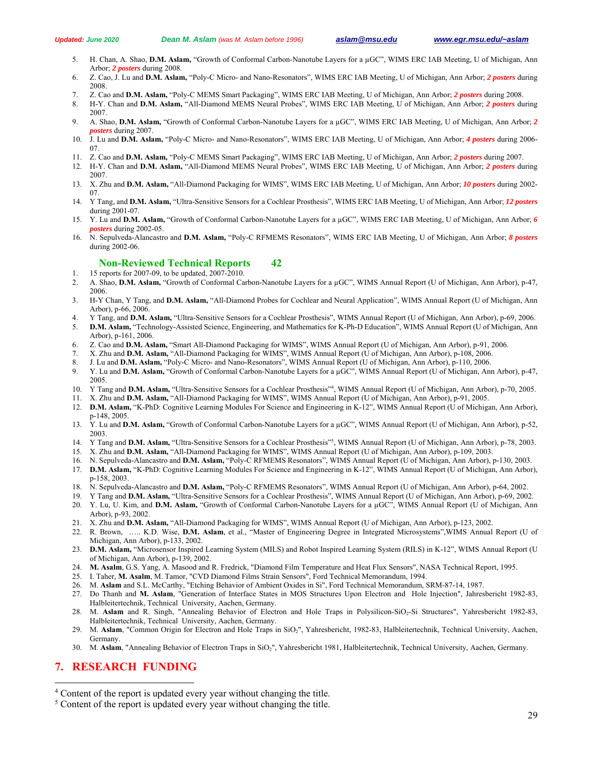5. H. Chan, A. Shao, **D.M. Aslam,** “Growth of Conformal Carbon-Nanotube Layers for a μGC”, WIMS ERC IAB Meeting, U of Michigan, Ann Arbor; ***2 posters*** during 2008.
6. Z. Cao, J. Lu and **D.M. Aslam,** “Poly-C Micro- and Nano-Resonators”, WIMS ERC IAB Meeting, U of Michigan, Ann Arbor; ***2 posters*** during 2008.
7. Z. Cao and **D.M. Aslam,** “Poly-C MEMS Smart Packaging”, WIMS ERC IAB Meeting, U of Michigan, Ann Arbor; ***2 posters*** during 2008.
8. H-Y. Chan and **D.M. Aslam,** “All-Diamond MEMS Neural Probes”, WIMS ERC IAB Meeting, U of Michigan, Ann Arbor; ***2 posters*** during 2007.
9. A. Shao, **D.M. Aslam,** “Growth of Conformal Carbon-Nanotube Layers for a μGC”, WIMS ERC IAB Meeting, U of Michigan, Ann Arbor; ***2 posters*** during 2007.
10. J. Lu and **D.M. Aslam,** “Poly-C Micro- and Nano-Resonators”, WIMS ERC IAB Meeting, U of Michigan, Ann Arbor; ***4 posters*** during 2006-07.
11. Z. Cao and **D.M. Aslam,** “Poly-C MEMS Smart Packaging”, WIMS ERC IAB Meeting, U of Michigan, Ann Arbor; ***2 posters*** during 2007.
12. H-Y. Chan and **D.M. Aslam,** “All-Diamond MEMS Neural Probes”, WIMS ERC IAB Meeting, U of Michigan, Ann Arbor; ***2 posters*** during 2007.
13. X. Zhu and **D.M. Aslam,** “All-Diamond Packaging for WIMS”, WIMS ERC IAB Meeting, U of Michigan, Ann Arbor; ***10 posters*** during 2002-07.
14. Y Tang, and **D.M. Aslam,** “Ultra-Sensitive Sensors for a Cochlear Prosthesis”, WIMS ERC IAB Meeting, U of Michigan, Ann Arbor; ***12 posters*** during 2001-07.
15. Y. Lu and **D.M. Aslam,** “Growth of Conformal Carbon-Nanotube Layers for a μGC”, WIMS ERC IAB Meeting, U of Michigan, Ann Arbor; ***6 posters*** during 2002-05.
16. N. Sepulveda-Alancastro and **D.M. Aslam,** “Poly-C RFMEMS Resonators”, WIMS ERC IAB Meeting, U of Michigan, Ann Arbor; ***8 posters*** during 2002-06.

### Non-Reviewed Technical Reports 42

1. 15 reports for 2007-09, to be updated, 2007-2010.
2. A. Shao, **D.M. Aslam,** “Growth of Conformal Carbon-Nanotube Layers for a μGC”, WIMS Annual Report (U of Michigan, Ann Arbor), p-47, 2006.
3. H-Y Chan, Y Tang, and **D.M. Aslam,** “All-Diamond Probes for Cochlear and Neural Application”, WIMS Annual Report (U of Michigan, Ann Arbor), p-66, 2006.
4. Y Tang, and **D.M. Aslam,** “Ultra-Sensitive Sensors for a Cochlear Prosthesis”, WIMS Annual Report (U of Michigan, Ann Arbor), p-69, 2006.
5. **D.M. Aslam,** “Technology-Assisted Science, Engineering, and Mathematics for K-Ph-D Education”, WIMS Annual Report (U of Michigan, Ann Arbor), p-161, 2006.
6. Z. Cao and **D.M. Aslam,** “Smart All-Diamond Packaging for WIMS”, WIMS Annual Report (U of Michigan, Ann Arbor), p-91, 2006.
7. X. Zhu and **D.M. Aslam,** “All-Diamond Packaging for WIMS”, WIMS Annual Report (U of Michigan, Ann Arbor), p-108, 2006.
8. J. Lu and **D.M. Aslam,** “Poly-C Micro- and Nano-Resonators”, WIMS Annual Report (U of Michigan, Ann Arbor), p-110, 2006.
9. Y. Lu and **D.M. Aslam,** “Growth of Conformal Carbon-Nanotube Layers for a μGC”, WIMS Annual Report (U of Michigan, Ann Arbor), p-47, 2005.
10. Y Tang and **D.M. Aslam,** “Ultra-Sensitive Sensors for a Cochlear Prosthesis”[4], WIMS Annual Report (U of Michigan, Ann Arbor), p-70, 2005.
11. X. Zhu and **D.M. Aslam,** “All-Diamond Packaging for WIMS”, WIMS Annual Report (U of Michigan, Ann Arbor), p-91, 2005.
12. **D.M. Aslam,** “K-PhD: Cognitive Learning Modules For Science and Engineering in K-12”, WIMS Annual Report (U of Michigan, Ann Arbor), p-148, 2005.
13. Y. Lu and **D.M. Aslam,** “Growth of Conformal Carbon-Nanotube Layers for a μGC”, WIMS Annual Report (U of Michigan, Ann Arbor), p-52, 2003.
14. Y Tang and **D.M. Aslam,** “Ultra-Sensitive Sensors for a Cochlear Prosthesis”[5], WIMS Annual Report (U of Michigan, Ann Arbor), p-78, 2003.
15. X. Zhu and **D.M. Aslam,** “All-Diamond Packaging for WIMS”, WIMS Annual Report (U of Michigan, Ann Arbor), p-109, 2003.
16. N. Sepulveda-Alancastro and **D.M. Aslam,** “Poly-C RFMEMS Resonators”, WIMS Annual Report (U of Michigan, Ann Arbor), p-130, 2003.
17. **D.M. Aslam,** “K-PhD: Cognitive Learning Modules For Science and Engineering in K-12”, WIMS Annual Report (U of Michigan, Ann Arbor), p-158, 2003.
18. N. Sepulveda-Alancastro and **D.M. Aslam,** “Poly-C RFMEMS Resonators”, WIMS Annual Report (U of Michigan, Ann Arbor), p-64, 2002.
19. Y Tang and **D.M. Aslam,** “Ultra-Sensitive Sensors for a Cochlear Prosthesis”, WIMS Annual Report (U of Michigan, Ann Arbor), p-69, 2002.
20. Y. Lu, U. Kim, and **D.M. Aslam,** “Growth of Conformal Carbon-Nanotube Layers for a μGC”, WIMS Annual Report (U of Michigan, Ann Arbor), p-93, 2002.
21. X. Zhu and **D.M. Aslam,** “All-Diamond Packaging for WIMS”, WIMS Annual Report (U of Michigan, Ann Arbor), p-123, 2002.
22. R. Brown, ….. K.D. Wise, **D.M. Aslam**, et al., “Master of Engineering Degree in Integrated Microsystems”,WIMS Annual Report (U of Michigan, Ann Arbor), p-133, 2002.
23. **D.M. Aslam,** “Microsensor Inspired Learning System (MILS) and Robot Inspired Learning System (RILS) in K-12”, WIMS Annual Report (U of Michigan, Ann Arbor), p-139, 2002.
24. **M. Asalm**, G.S. Yang, A. Masood and R. Fredrick, "Diamond Film Temperature and Heat Flux Sensors", NASA Technical Report, 1995.
25. I. Taher, **M. Asalm**, M. Tamor, "CVD Diamond Films Strain Sensors", Ford Technical Memorandum, 1994.
26. M. **Aslam** and S.L. McCarthy, "Etching Behavior of Ambient Oxides in Si", Ford Technical Memorandum, SRM-87-14, 1987.
27. Do Thanh and **M. Aslam**, "Generation of Interface States in MOS Structures Upon Electron and Hole Injection", Jahresbericht 1982-83, Halbleitertechnik, Technical University, Aachen, Germany.
28. M. **Aslam** and R. Singh, "Annealing Behavior of Electron and Hole Traps in Polysilicon-$SiO_2$-Si Structures", Yahresbericht 1982-83, Halbleitertechnik, Technical University, Aachen, Germany.
29. M. **Aslam**, "Common Origin for Electron and Hole Traps in $SiO_2$", Yahresbericht, 1982-83, Halbleitertechnik, Technical University, Aachen, Germany.
30. M. **Aslam**, "Annealing Behavior of Electron Traps in $SiO_2$", Yahresbericht 1981, Halbleitertechnik, Technical University, Aachen, Germany.

## 7. RESEARCH FUNDING

[4] Content of the report is updated every year without changing the title.
[5] Content of the report is updated every year without changing the title.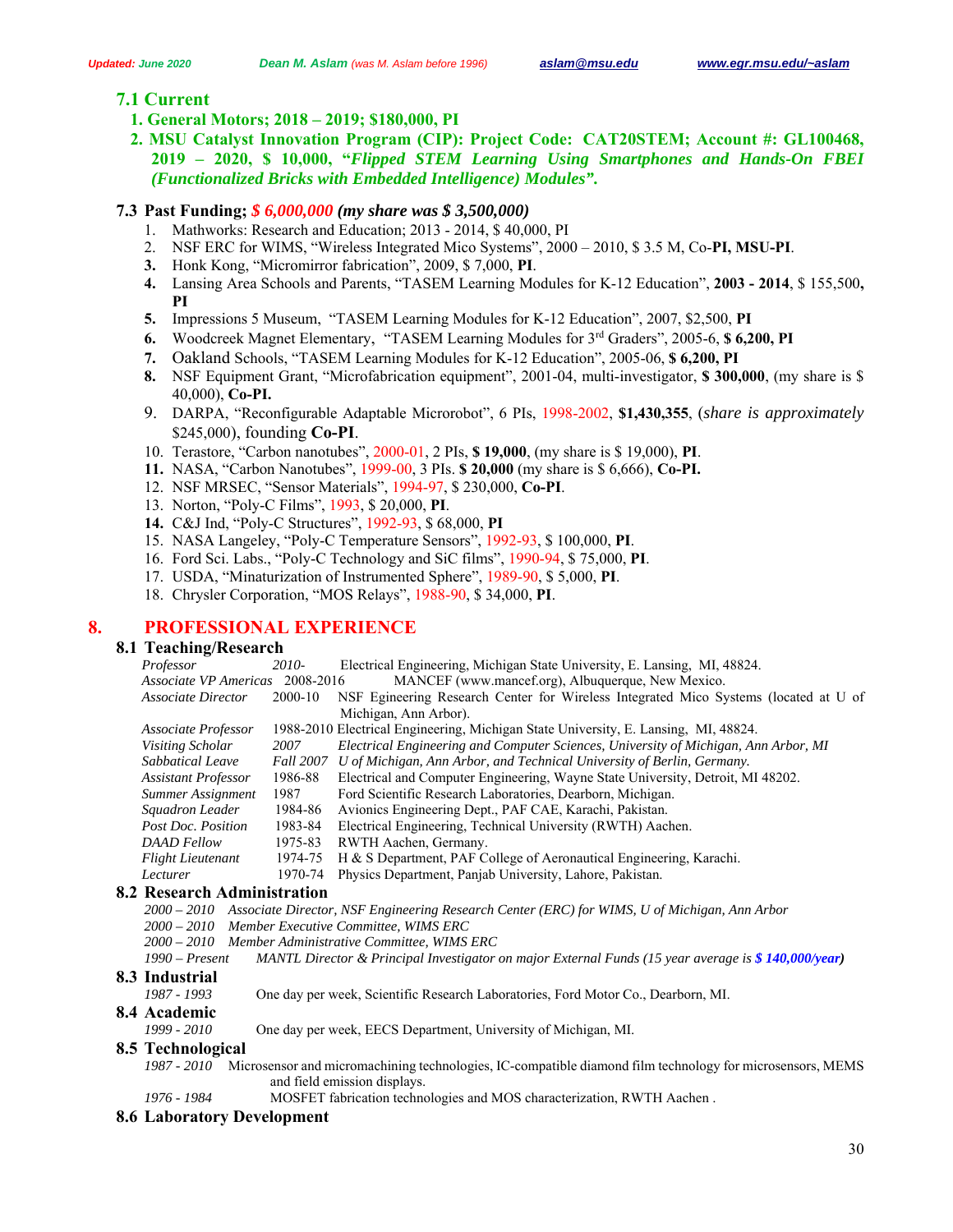### 7.1 Current

1. **General Motors; 2018 – 2019; $180,000, PI**
2. **MSU Catalyst Innovation Program (CIP): Project Code: CAT20STEM; Account #: GL100468, 2019 – 2020, $ 10,000, "*Flipped STEM Learning Using Smartphones and Hands-On FBEI (Functionalized Bricks with Embedded Intelligence) Modules*".**

### 7.3 Past Funding; *$ 6,000,000 (my share was $ 3,500,000)*

1. Mathworks: Research and Education; 2013 - 2014, $ 40,000, PI
2. NSF ERC for WIMS, "Wireless Integrated Mico Systems", 2000 – 2010, $ 3.5 M, Co-**PI, MSU-PI**.
3. Honk Kong, "Micromirror fabrication", 2009, $ 7,000, **PI**.
4. Lansing Area Schools and Parents, "TASEM Learning Modules for K-12 Education", **2003 - 2014**, $ 155,500**, PI**
5. Impressions 5 Museum, "TASEM Learning Modules for K-12 Education", 2007, $2,500, **PI**
6. Woodcreek Magnet Elementary, "TASEM Learning Modules for 3rd Graders", 2005-6, **$ 6,200, PI**
7. Oakland Schools, "TASEM Learning Modules for K-12 Education", 2005-06, **$ 6,200, PI**
8. NSF Equipment Grant, "Microfabrication equipment", 2001-04, multi-investigator, **$ 300,000**, (my share is $ 40,000), **Co-PI.**
9. DARPA, "Reconfigurable Adaptable Microrobot", 6 PIs, 1998-2002, **$1,430,355**, (*share is approximately* $245,000), founding **Co-PI**.
10. Terastore, "Carbon nanotubes", 2000-01, 2 PIs, **$ 19,000**, (my share is $ 19,000), **PI**.
11. NASA, "Carbon Nanotubes", 1999-00, 3 PIs. **$ 20,000** (my share is $ 6,666), **Co-PI.**
12. NSF MRSEC, "Sensor Materials", 1994-97, $ 230,000, **Co-PI**.
13. Norton, "Poly-C Films", 1993, $ 20,000, **PI**.
14. C&J Ind, "Poly-C Structures", 1992-93, $ 68,000, **PI**
15. NASA Langeley, "Poly-C Temperature Sensors", 1992-93, $ 100,000, **PI**.
16. Ford Sci. Labs., "Poly-C Technology and SiC films", 1990-94, $ 75,000, **PI**.
17. USDA, "Minaturization of Instrumented Sphere", 1989-90, $ 5,000, **PI**.
18. Chrysler Corporation, "MOS Relays", 1988-90, $ 34,000, **PI**.

## 8. PROFESSIONAL EXPERIENCE

### 8.1 Teaching/Research

| | | |
|---|---|---|
| *Professor* | *2010-* | Electrical Engineering, Michigan State University, E. Lansing, MI, 48824. |
| *Associate VP Americas* | 2008-2016 | MANCEF (www.mancef.org), Albuquerque, New Mexico. |
| *Associate Director* | 2000-10 | NSF Egineering Research Center for Wireless Integrated Mico Systems (located at U of Michigan, Ann Arbor). |
| *Associate Professor* | 1988-2010 | Electrical Engineering, Michigan State University, E. Lansing, MI, 48824. |
| *Visiting Scholar* | *2007* | *Electrical Engineering and Computer Sciences, University of Michigan, Ann Arbor, MI* |
| *Sabbatical Leave* | *Fall 2007* | *U of Michigan, Ann Arbor, and Technical University of Berlin, Germany.* |
| *Assistant Professor* | 1986-88 | Electrical and Computer Engineering, Wayne State University, Detroit, MI 48202. |
| *Summer Assignment* | 1987 | Ford Scientific Research Laboratories, Dearborn, Michigan. |
| *Squadron Leader* | 1984-86 | Avionics Engineering Dept., PAF CAE, Karachi, Pakistan. |
| *Post Doc. Position* | 1983-84 | Electrical Engineering, Technical University (RWTH) Aachen. |
| *DAAD Fellow* | 1975-83 | RWTH Aachen, Germany. |
| *Flight Lieutenant* | 1974-75 | H & S Department, PAF College of Aeronautical Engineering, Karachi. |
| *Lecturer* | 1970-74 | Physics Department, Panjab University, Lahore, Pakistan. |

### 8.2 Research Administration

*2000 – 2010* *Associate Director, NSF Engineering Research Center (ERC) for WIMS, U of Michigan, Ann Arbor*
*2000 – 2010* *Member Executive Committee, WIMS ERC*
*2000 – 2010* *Member Administrative Committee, WIMS ERC*
*1990 – Present* *MANTL Director & Principal Investigator on major External Funds (15 year average is **$ 140,000/year**)*

### 8.3 Industrial

*1987 - 1993* One day per week, Scientific Research Laboratories, Ford Motor Co., Dearborn, MI.

### 8.4 Academic

*1999 - 2010* One day per week, EECS Department, University of Michigan, MI.

### 8.5 Technological

*1987 - 2010* Microsensor and micromachining technologies, IC-compatible diamond film technology for microsensors, MEMS and field emission displays.
*1976 - 1984* MOSFET fabrication technologies and MOS characterization, RWTH Aachen .

### 8.6 Laboratory Development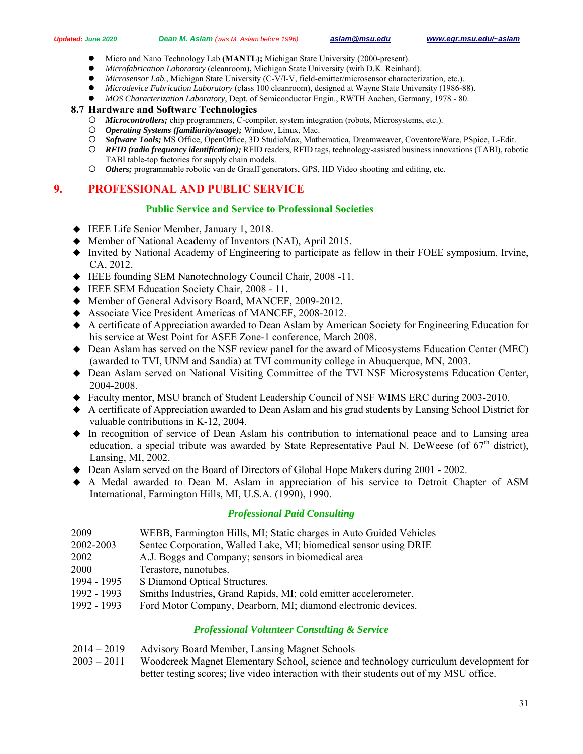- Micro and Nano Technology Lab **(MANTL);** Michigan State University (2000-present).
- *Microfabrication Laboratory* (cleanroom)**,** Michigan State University (with D.K. Reinhard).
- *Microsensor Lab.*, Michigan State University (C-V/I-V, field-emitter/microsensor characterization, etc.).
- *Microdevice Fabrication Laboratory* (class 100 cleanroom)*,* designed at Wayne State University (1986-88).
- *MOS Characterization Laboratory*, Dept. of Semiconductor Engin., RWTH Aachen, Germany, 1978 - 80.

### 8.7 Hardware and Software Technologies

- ***Microcontrollers;*** chip programmers, C-compiler, system integration (robots, Microsystems, etc.).
- ***Operating Systems (familiarity/usage);*** Window, Linux, Mac.
- ***Software Tools;*** MS Office, OpenOffice, 3D StudioMax, Mathematica, Dreamweaver, CoventoreWare, PSpice, L-Edit.
- ***RFID (radio frequency identification);*** RFID readers, RFID tags, technology-assisted business innovations (TABI), robotic TABI table-top factories for supply chain models.
- ***Others;*** programmable robotic van de Graaff generators, GPS, HD Video shooting and editing, etc.

## 9. PROFESSIONAL AND PUBLIC SERVICE

### Public Service and Service to Professional Societies

- IEEE Life Senior Member, January 1, 2018.
- Member of National Academy of Inventors (NAI), April 2015.
- Invited by National Academy of Engineering to participate as fellow in their FOEE symposium, Irvine, CA, 2012.
- IEEE founding SEM Nanotechnology Council Chair, 2008 -11.
- IEEE SEM Education Society Chair, 2008 - 11.
- Member of General Advisory Board, MANCEF, 2009-2012.
- Associate Vice President Americas of MANCEF, 2008-2012.
- A certificate of Appreciation awarded to Dean Aslam by American Society for Engineering Education for his service at West Point for ASEE Zone-1 conference, March 2008.
- Dean Aslam has served on the NSF review panel for the award of Micosystems Education Center (MEC) (awarded to TVI, UNM and Sandia) at TVI community college in Abuquerque, MN, 2003.
- Dean Aslam served on National Visiting Committee of the TVI NSF Microsystems Education Center, 2004-2008.
- Faculty mentor, MSU branch of Student Leadership Council of NSF WIMS ERC during 2003-2010.
- A certificate of Appreciation awarded to Dean Aslam and his grad students by Lansing School District for valuable contributions in K-12, 2004.
- In recognition of service of Dean Aslam his contribution to international peace and to Lansing area education, a special tribute was awarded by State Representative Paul N. DeWeese (of 67th district), Lansing, MI, 2002.
- Dean Aslam served on the Board of Directors of Global Hope Makers during 2001 - 2002.
- A Medal awarded to Dean M. Aslam in appreciation of his service to Detroit Chapter of ASM International, Farmington Hills, MI, U.S.A. (1990), 1990.

### *Professional Paid Consulting*

| | |
|---|---|
| 2009 | WEBB, Farmington Hills, MI; Static charges in Auto Guided Vehicles |
| 2002-2003 | Sentec Corporation, Walled Lake, MI; biomedical sensor using DRIE |
| 2002 | A.J. Boggs and Company; sensors in biomedical area |
| 2000 | Terastore, nanotubes. |
| 1994 - 1995 | S Diamond Optical Structures. |
| 1992 - 1993 | Smiths Industries, Grand Rapids, MI; cold emitter accelerometer. |
| 1992 - 1993 | Ford Motor Company, Dearborn, MI; diamond electronic devices. |

### *Professional Volunteer Consulting & Service*

| | |
|---|---|
| 2014 – 2019 | Advisory Board Member, Lansing Magnet Schools |
| 2003 – 2011 | Woodcreek Magnet Elementary School, science and technology curriculum development for better testing scores; live video interaction with their students out of my MSU office. |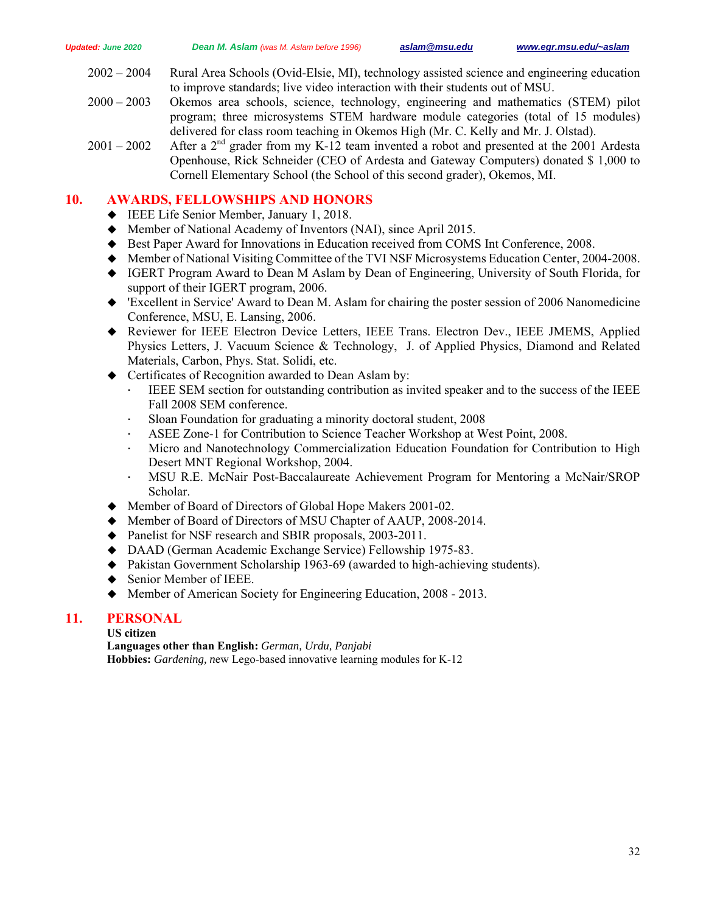2002 – 2004 Rural Area Schools (Ovid-Elsie, MI), technology assisted science and engineering education to improve standards; live video interaction with their students out of MSU.

2000 – 2003 Okemos area schools, science, technology, engineering and mathematics (STEM) pilot program; three microsystems STEM hardware module categories (total of 15 modules) delivered for class room teaching in Okemos High (Mr. C. Kelly and Mr. J. Olstad).

2001 – 2002 After a 2nd grader from my K-12 team invented a robot and presented at the 2001 Ardesta Openhouse, Rick Schneider (CEO of Ardesta and Gateway Computers) donated $ 1,000 to Cornell Elementary School (the School of this second grader), Okemos, MI.

## 10. AWARDS, FELLOWSHIPS AND HONORS

- IEEE Life Senior Member, January 1, 2018.
- Member of National Academy of Inventors (NAI), since April 2015.
- Best Paper Award for Innovations in Education received from COMS Int Conference, 2008.
- Member of National Visiting Committee of the TVI NSF Microsystems Education Center, 2004-2008.
- IGERT Program Award to Dean M Aslam by Dean of Engineering, University of South Florida, for support of their IGERT program, 2006.
- 'Excellent in Service' Award to Dean M. Aslam for chairing the poster session of 2006 Nanomedicine Conference, MSU, E. Lansing, 2006.
- Reviewer for IEEE Electron Device Letters, IEEE Trans. Electron Dev., IEEE JMEMS, Applied Physics Letters, J. Vacuum Science & Technology, J. of Applied Physics, Diamond and Related Materials, Carbon, Phys. Stat. Solidi, etc.
- Certificates of Recognition awarded to Dean Aslam by:
  - IEEE SEM section for outstanding contribution as invited speaker and to the success of the IEEE Fall 2008 SEM conference.
  - Sloan Foundation for graduating a minority doctoral student, 2008
  - ASEE Zone-1 for Contribution to Science Teacher Workshop at West Point, 2008.
  - Micro and Nanotechnology Commercialization Education Foundation for Contribution to High Desert MNT Regional Workshop, 2004.
  - MSU R.E. McNair Post-Baccalaureate Achievement Program for Mentoring a McNair/SROP Scholar.
- Member of Board of Directors of Global Hope Makers 2001-02.
- Member of Board of Directors of MSU Chapter of AAUP, 2008-2014.
- Panelist for NSF research and SBIR proposals, 2003-2011.
- DAAD (German Academic Exchange Service) Fellowship 1975-83.
- Pakistan Government Scholarship 1963-69 (awarded to high-achieving students).
- Senior Member of IEEE.
- Member of American Society for Engineering Education, 2008 - 2013.

## 11. PERSONAL

**US citizen**

**Languages other than English:** *German, Urdu, Panjabi*

**Hobbies:** *Gardening, n*ew Lego-based innovative learning modules for K-12